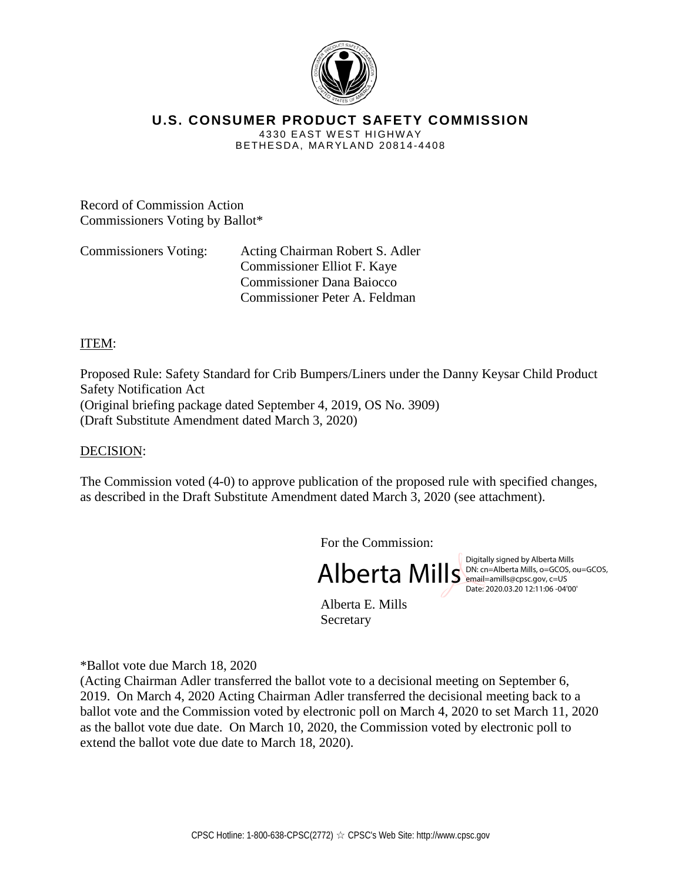# U.S. CONSUMER PRODUCT SAFETY COMMISSION

4330 EAST WEST HIGHWAY
BETHESDA, MARYLAND 20814-4408

Record of Commission Action
Commissioners Voting by Ballot*

Commissioners Voting: Acting Chairman Robert S. Adler
Commissioner Elliot F. Kaye
Commissioner Dana Baiocco
Commissioner Peter A. Feldman

ITEM:

Proposed Rule: Safety Standard for Crib Bumpers/Liners under the Danny Keysar Child Product Safety Notification Act
(Original briefing package dated September 4, 2019, OS No. 3909)
(Draft Substitute Amendment dated March 3, 2020)

DECISION:

The Commission voted (4-0) to approve publication of the proposed rule with specified changes, as described in the Draft Substitute Amendment dated March 3, 2020 (see attachment).

For the Commission:

Alberta Mills

Digitally signed by Alberta Mills
DN: cn=Alberta Mills, o=GCOS, ou=GCOS, email=amills@cpsc.gov, c=US
Date: 2020.03.20 12:11:06 -04'00'

Alberta E. Mills
Secretary

*Ballot vote due March 18, 2020
(Acting Chairman Adler transferred the ballot vote to a decisional meeting on September 6, 2019. On March 4, 2020 Acting Chairman Adler transferred the decisional meeting back to a ballot vote and the Commission voted by electronic poll on March 4, 2020 to set March 11, 2020 as the ballot vote due date. On March 10, 2020, the Commission voted by electronic poll to extend the ballot vote due date to March 18, 2020).

CPSC Hotline: 1-800-638-CPSC(2772) ☆ CPSC's Web Site: http://www.cpsc.gov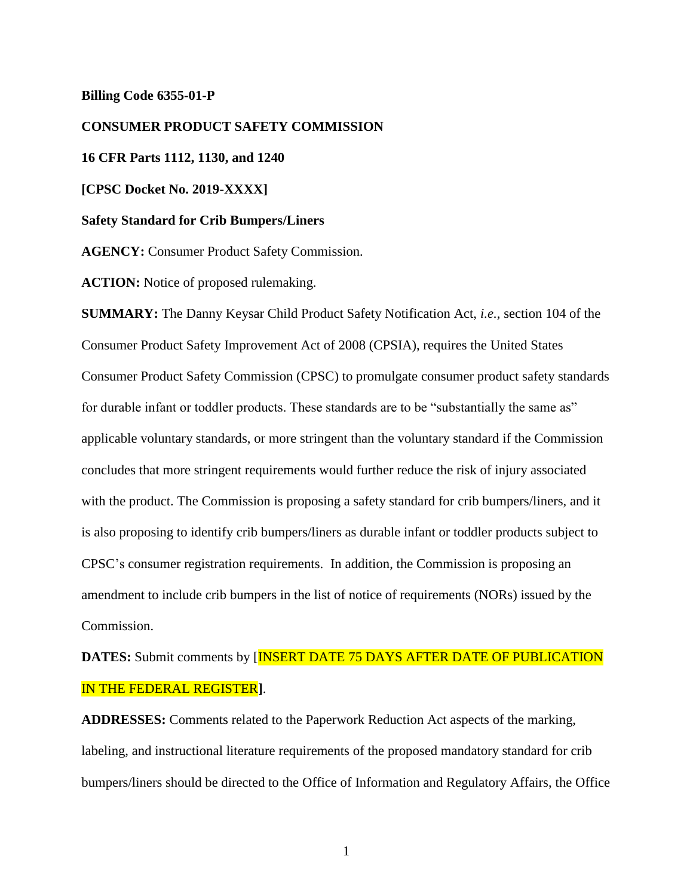**Billing Code 6355-01-P**

**CONSUMER PRODUCT SAFETY COMMISSION**

**16 CFR Parts 1112, 1130, and 1240**

**[CPSC Docket No. 2019-XXXX]**

**Safety Standard for Crib Bumpers/Liners**

**AGENCY:** Consumer Product Safety Commission.

**ACTION:** Notice of proposed rulemaking.

**SUMMARY:** The Danny Keysar Child Product Safety Notification Act, *i.e.*, section 104 of the Consumer Product Safety Improvement Act of 2008 (CPSIA), requires the United States Consumer Product Safety Commission (CPSC) to promulgate consumer product safety standards for durable infant or toddler products. These standards are to be "substantially the same as" applicable voluntary standards, or more stringent than the voluntary standard if the Commission concludes that more stringent requirements would further reduce the risk of injury associated with the product. The Commission is proposing a safety standard for crib bumpers/liners, and it is also proposing to identify crib bumpers/liners as durable infant or toddler products subject to CPSC's consumer registration requirements. In addition, the Commission is proposing an amendment to include crib bumpers in the list of notice of requirements (NORs) issued by the Commission.

**DATES:** Submit comments by [INSERT DATE 75 DAYS AFTER DATE OF PUBLICATION IN THE FEDERAL REGISTER].

**ADDRESSES:** Comments related to the Paperwork Reduction Act aspects of the marking, labeling, and instructional literature requirements of the proposed mandatory standard for crib bumpers/liners should be directed to the Office of Information and Regulatory Affairs, the Office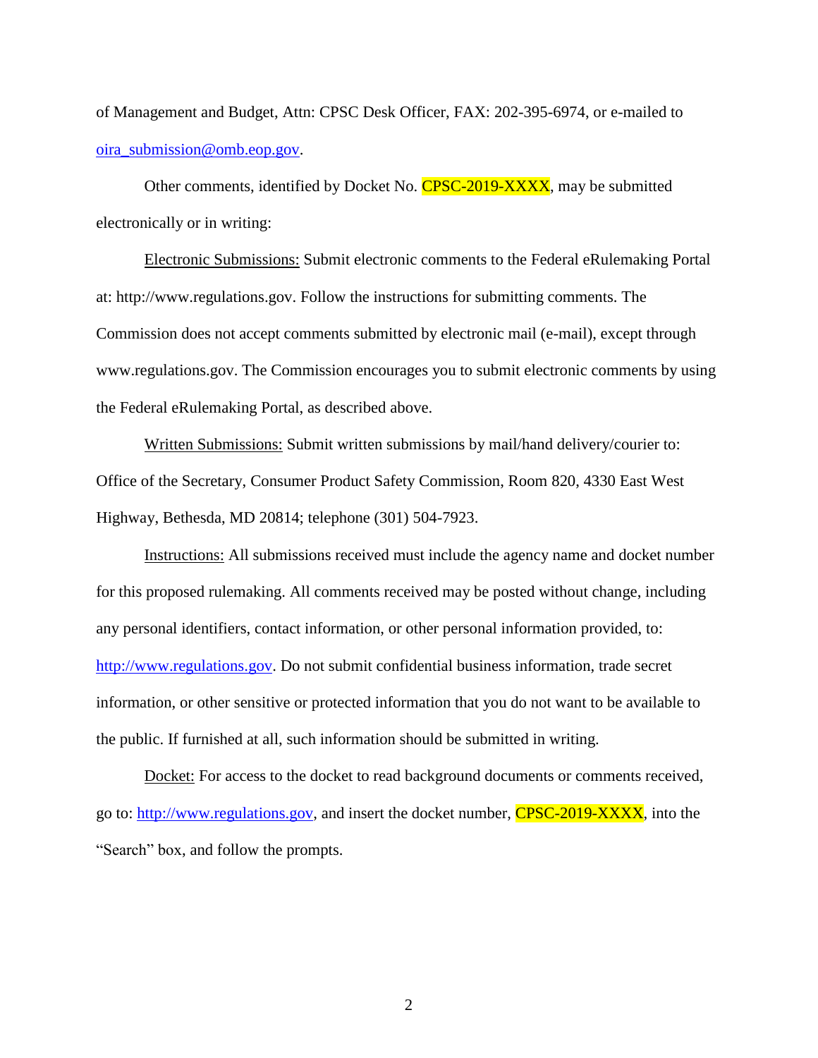of Management and Budget, Attn: CPSC Desk Officer, FAX: 202-395-6974, or e-mailed to oira_submission@omb.eop.gov.

Other comments, identified by Docket No. CPSC-2019-XXXX, may be submitted electronically or in writing:

Electronic Submissions: Submit electronic comments to the Federal eRulemaking Portal at: http://www.regulations.gov. Follow the instructions for submitting comments. The Commission does not accept comments submitted by electronic mail (e-mail), except through www.regulations.gov. The Commission encourages you to submit electronic comments by using the Federal eRulemaking Portal, as described above.

Written Submissions: Submit written submissions by mail/hand delivery/courier to: Office of the Secretary, Consumer Product Safety Commission, Room 820, 4330 East West Highway, Bethesda, MD 20814; telephone (301) 504-7923.

Instructions: All submissions received must include the agency name and docket number for this proposed rulemaking. All comments received may be posted without change, including any personal identifiers, contact information, or other personal information provided, to: http://www.regulations.gov. Do not submit confidential business information, trade secret information, or other sensitive or protected information that you do not want to be available to the public. If furnished at all, such information should be submitted in writing.

Docket: For access to the docket to read background documents or comments received, go to: http://www.regulations.gov, and insert the docket number, CPSC-2019-XXXX, into the "Search" box, and follow the prompts.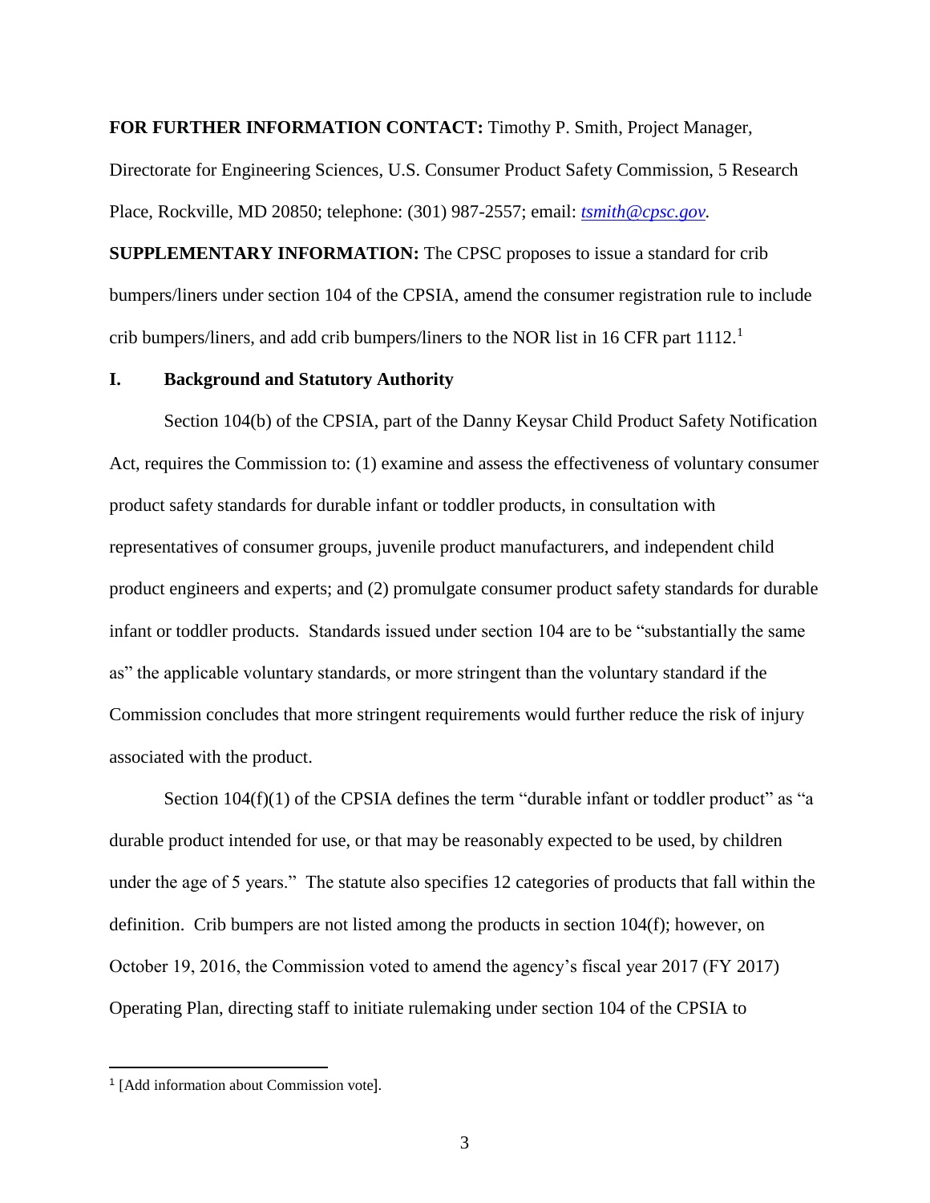**FOR FURTHER INFORMATION CONTACT:** Timothy P. Smith, Project Manager, Directorate for Engineering Sciences, U.S. Consumer Product Safety Commission, 5 Research Place, Rockville, MD 20850; telephone: (301) 987-2557; email: *tsmith@cpsc.gov*.

**SUPPLEMENTARY INFORMATION:** The CPSC proposes to issue a standard for crib bumpers/liners under section 104 of the CPSIA, amend the consumer registration rule to include crib bumpers/liners, and add crib bumpers/liners to the NOR list in 16 CFR part 1112.[1]

## I. Background and Statutory Authority

Section 104(b) of the CPSIA, part of the Danny Keysar Child Product Safety Notification Act, requires the Commission to: (1) examine and assess the effectiveness of voluntary consumer product safety standards for durable infant or toddler products, in consultation with representatives of consumer groups, juvenile product manufacturers, and independent child product engineers and experts; and (2) promulgate consumer product safety standards for durable infant or toddler products. Standards issued under section 104 are to be "substantially the same as" the applicable voluntary standards, or more stringent than the voluntary standard if the Commission concludes that more stringent requirements would further reduce the risk of injury associated with the product.

Section 104(f)(1) of the CPSIA defines the term "durable infant or toddler product" as "a durable product intended for use, or that may be reasonably expected to be used, by children under the age of 5 years." The statute also specifies 12 categories of products that fall within the definition. Crib bumpers are not listed among the products in section 104(f); however, on October 19, 2016, the Commission voted to amend the agency's fiscal year 2017 (FY 2017) Operating Plan, directing staff to initiate rulemaking under section 104 of the CPSIA to

---

[1] [Add information about Commission vote].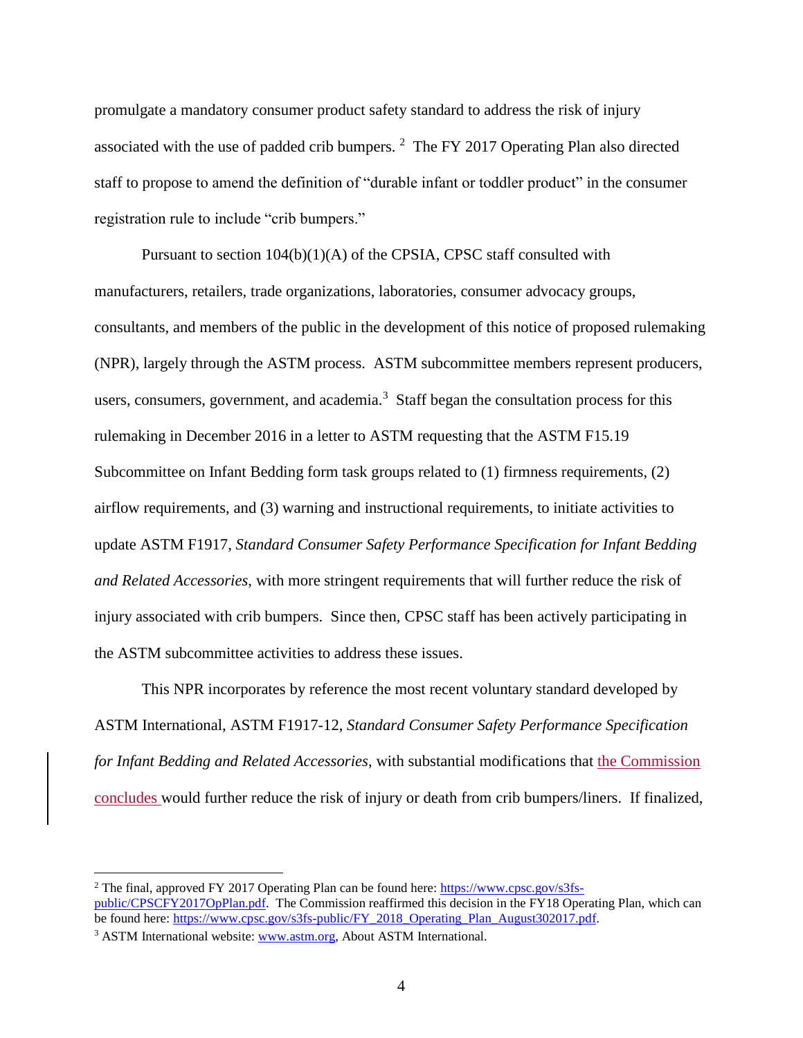promulgate a mandatory consumer product safety standard to address the risk of injury associated with the use of padded crib bumpers. [2] The FY 2017 Operating Plan also directed staff to propose to amend the definition of "durable infant or toddler product" in the consumer registration rule to include "crib bumpers."

Pursuant to section 104(b)(1)(A) of the CPSIA, CPSC staff consulted with manufacturers, retailers, trade organizations, laboratories, consumer advocacy groups, consultants, and members of the public in the development of this notice of proposed rulemaking (NPR), largely through the ASTM process. ASTM subcommittee members represent producers, users, consumers, government, and academia.[3] Staff began the consultation process for this rulemaking in December 2016 in a letter to ASTM requesting that the ASTM F15.19 Subcommittee on Infant Bedding form task groups related to (1) firmness requirements, (2) airflow requirements, and (3) warning and instructional requirements, to initiate activities to update ASTM F1917, *Standard Consumer Safety Performance Specification for Infant Bedding and Related Accessories*, with more stringent requirements that will further reduce the risk of injury associated with crib bumpers. Since then, CPSC staff has been actively participating in the ASTM subcommittee activities to address these issues.

This NPR incorporates by reference the most recent voluntary standard developed by ASTM International, ASTM F1917-12, *Standard Consumer Safety Performance Specification for Infant Bedding and Related Accessories*, with substantial modifications that the Commission concludes would further reduce the risk of injury or death from crib bumpers/liners. If finalized,

---

[2] The final, approved FY 2017 Operating Plan can be found here: https://www.cpsc.gov/s3fs-public/CPSCFY2017OpPlan.pdf. The Commission reaffirmed this decision in the FY18 Operating Plan, which can be found here: https://www.cpsc.gov/s3fs-public/FY_2018_Operating_Plan_August302017.pdf.

[3] ASTM International website: www.astm.org, About ASTM International.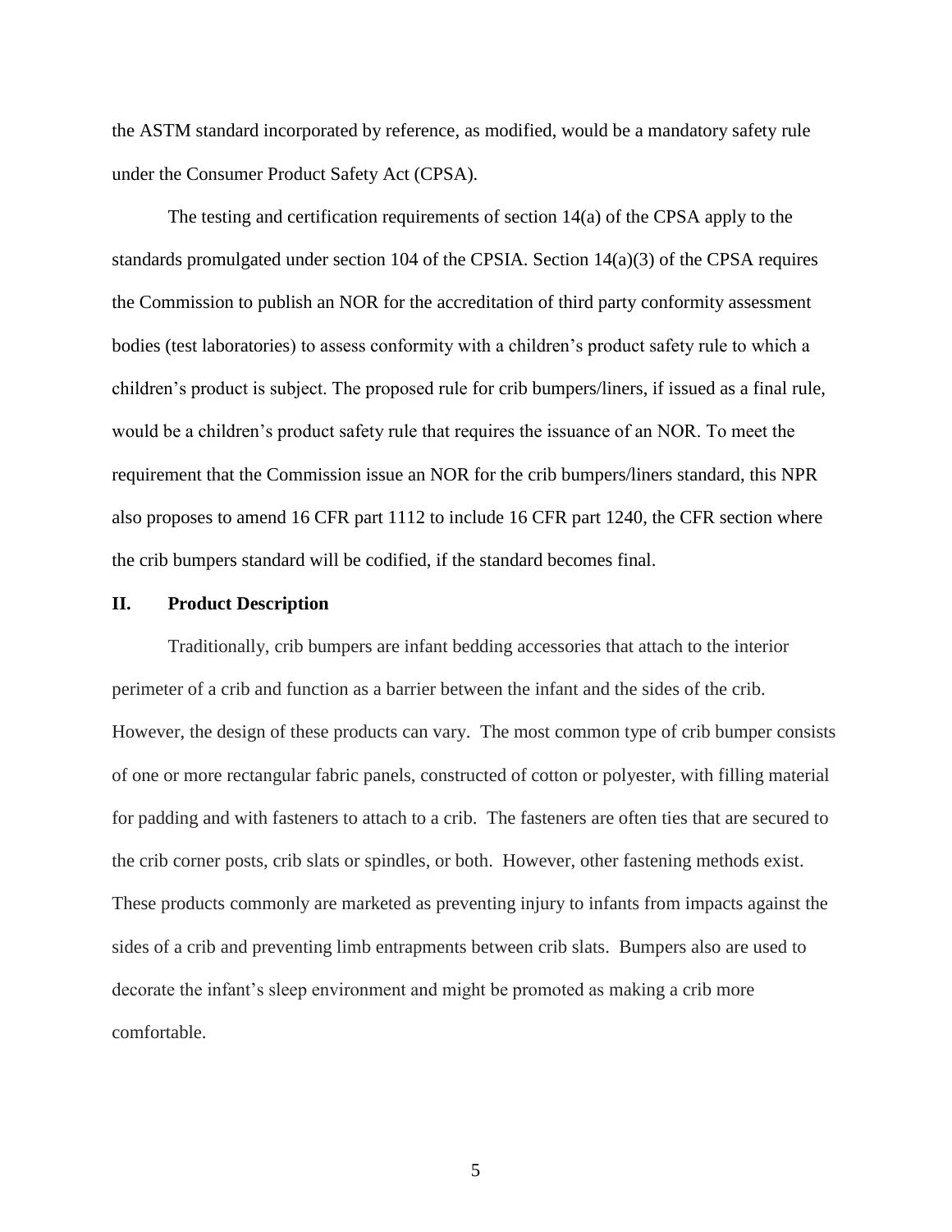the ASTM standard incorporated by reference, as modified, would be a mandatory safety rule under the Consumer Product Safety Act (CPSA).

The testing and certification requirements of section 14(a) of the CPSA apply to the standards promulgated under section 104 of the CPSIA. Section 14(a)(3) of the CPSA requires the Commission to publish an NOR for the accreditation of third party conformity assessment bodies (test laboratories) to assess conformity with a children's product safety rule to which a children's product is subject. The proposed rule for crib bumpers/liners, if issued as a final rule, would be a children's product safety rule that requires the issuance of an NOR. To meet the requirement that the Commission issue an NOR for the crib bumpers/liners standard, this NPR also proposes to amend 16 CFR part 1112 to include 16 CFR part 1240, the CFR section where the crib bumpers standard will be codified, if the standard becomes final.

## II. Product Description

Traditionally, crib bumpers are infant bedding accessories that attach to the interior perimeter of a crib and function as a barrier between the infant and the sides of the crib. However, the design of these products can vary. The most common type of crib bumper consists of one or more rectangular fabric panels, constructed of cotton or polyester, with filling material for padding and with fasteners to attach to a crib. The fasteners are often ties that are secured to the crib corner posts, crib slats or spindles, or both. However, other fastening methods exist. These products commonly are marketed as preventing injury to infants from impacts against the sides of a crib and preventing limb entrapments between crib slats. Bumpers also are used to decorate the infant's sleep environment and might be promoted as making a crib more comfortable.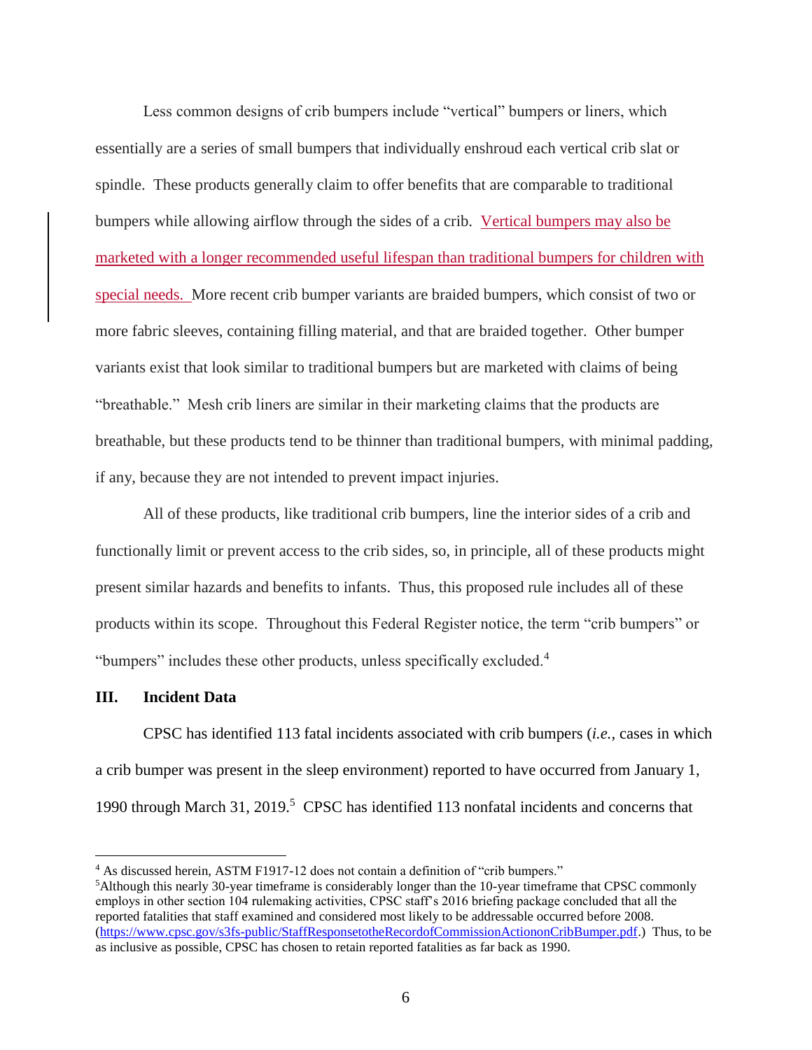Less common designs of crib bumpers include "vertical" bumpers or liners, which essentially are a series of small bumpers that individually enshroud each vertical crib slat or spindle. These products generally claim to offer benefits that are comparable to traditional bumpers while allowing airflow through the sides of a crib. Vertical bumpers may also be marketed with a longer recommended useful lifespan than traditional bumpers for children with special needs. More recent crib bumper variants are braided bumpers, which consist of two or more fabric sleeves, containing filling material, and that are braided together. Other bumper variants exist that look similar to traditional bumpers but are marketed with claims of being "breathable." Mesh crib liners are similar in their marketing claims that the products are breathable, but these products tend to be thinner than traditional bumpers, with minimal padding, if any, because they are not intended to prevent impact injuries.

All of these products, like traditional crib bumpers, line the interior sides of a crib and functionally limit or prevent access to the crib sides, so, in principle, all of these products might present similar hazards and benefits to infants. Thus, this proposed rule includes all of these products within its scope. Throughout this Federal Register notice, the term "crib bumpers" or "bumpers" includes these other products, unless specifically excluded.[4]

## III. Incident Data

CPSC has identified 113 fatal incidents associated with crib bumpers (*i.e.*, cases in which a crib bumper was present in the sleep environment) reported to have occurred from January 1, 1990 through March 31, 2019.[5] CPSC has identified 113 nonfatal incidents and concerns that

---

[4] As discussed herein, ASTM F1917-12 does not contain a definition of "crib bumpers."

[5] Although this nearly 30-year timeframe is considerably longer than the 10-year timeframe that CPSC commonly employs in other section 104 rulemaking activities, CPSC staff's 2016 briefing package concluded that all the reported fatalities that staff examined and considered most likely to be addressable occurred before 2008. (https://www.cpsc.gov/s3fs-public/StaffResponsetotheRecordofCommissionActiononCribBumper.pdf.) Thus, to be as inclusive as possible, CPSC has chosen to retain reported fatalities as far back as 1990.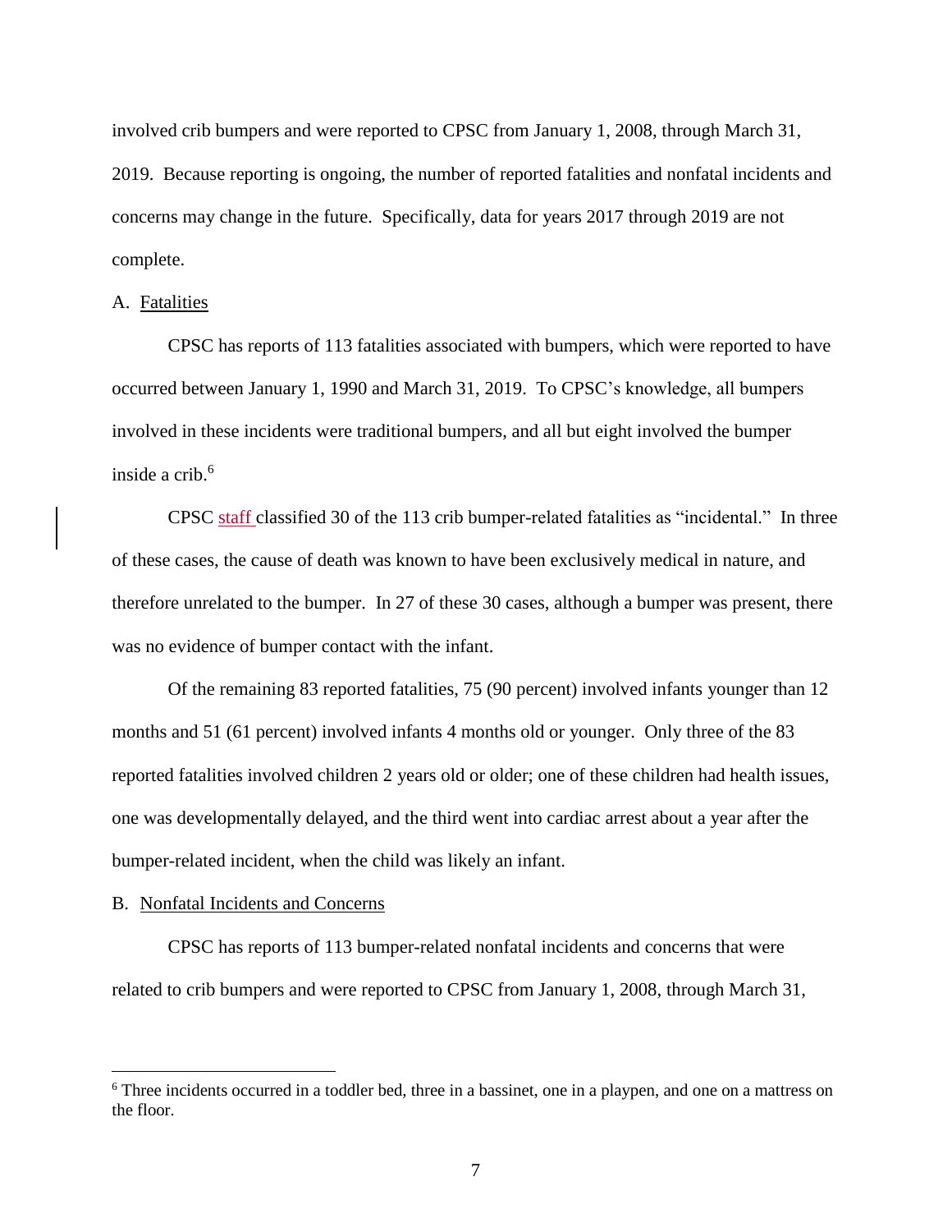involved crib bumpers and were reported to CPSC from January 1, 2008, through March 31, 2019. Because reporting is ongoing, the number of reported fatalities and nonfatal incidents and concerns may change in the future. Specifically, data for years 2017 through 2019 are not complete.

A. Fatalities

CPSC has reports of 113 fatalities associated with bumpers, which were reported to have occurred between January 1, 1990 and March 31, 2019. To CPSC's knowledge, all bumpers involved in these incidents were traditional bumpers, and all but eight involved the bumper inside a crib.[6]

CPSC staff classified 30 of the 113 crib bumper-related fatalities as "incidental." In three of these cases, the cause of death was known to have been exclusively medical in nature, and therefore unrelated to the bumper. In 27 of these 30 cases, although a bumper was present, there was no evidence of bumper contact with the infant.

Of the remaining 83 reported fatalities, 75 (90 percent) involved infants younger than 12 months and 51 (61 percent) involved infants 4 months old or younger. Only three of the 83 reported fatalities involved children 2 years old or older; one of these children had health issues, one was developmentally delayed, and the third went into cardiac arrest about a year after the bumper-related incident, when the child was likely an infant.

B. Nonfatal Incidents and Concerns

CPSC has reports of 113 bumper-related nonfatal incidents and concerns that were related to crib bumpers and were reported to CPSC from January 1, 2008, through March 31,

[6] Three incidents occurred in a toddler bed, three in a bassinet, one in a playpen, and one on a mattress on the floor.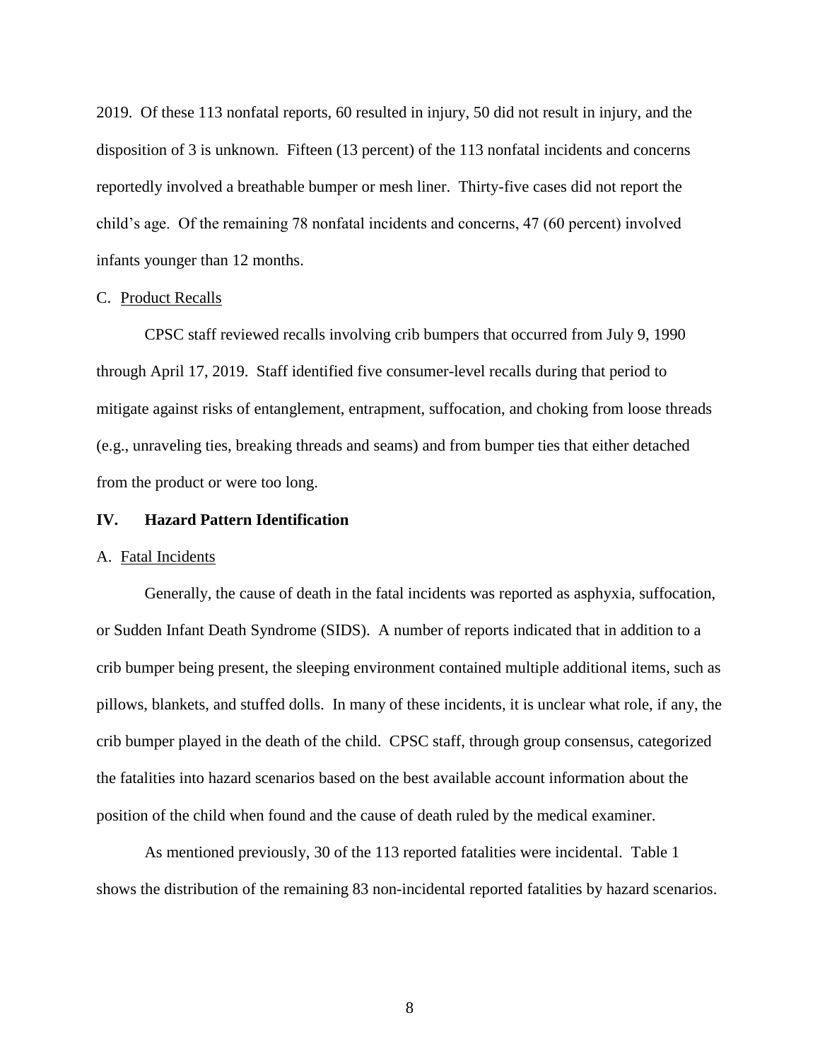2019. Of these 113 nonfatal reports, 60 resulted in injury, 50 did not result in injury, and the disposition of 3 is unknown. Fifteen (13 percent) of the 113 nonfatal incidents and concerns reportedly involved a breathable bumper or mesh liner. Thirty-five cases did not report the child's age. Of the remaining 78 nonfatal incidents and concerns, 47 (60 percent) involved infants younger than 12 months.

C. Product Recalls

CPSC staff reviewed recalls involving crib bumpers that occurred from July 9, 1990 through April 17, 2019. Staff identified five consumer-level recalls during that period to mitigate against risks of entanglement, entrapment, suffocation, and choking from loose threads (e.g., unraveling ties, breaking threads and seams) and from bumper ties that either detached from the product or were too long.

## IV. Hazard Pattern Identification

A. Fatal Incidents

Generally, the cause of death in the fatal incidents was reported as asphyxia, suffocation, or Sudden Infant Death Syndrome (SIDS). A number of reports indicated that in addition to a crib bumper being present, the sleeping environment contained multiple additional items, such as pillows, blankets, and stuffed dolls. In many of these incidents, it is unclear what role, if any, the crib bumper played in the death of the child. CPSC staff, through group consensus, categorized the fatalities into hazard scenarios based on the best available account information about the position of the child when found and the cause of death ruled by the medical examiner.

As mentioned previously, 30 of the 113 reported fatalities were incidental. Table 1 shows the distribution of the remaining 83 non-incidental reported fatalities by hazard scenarios.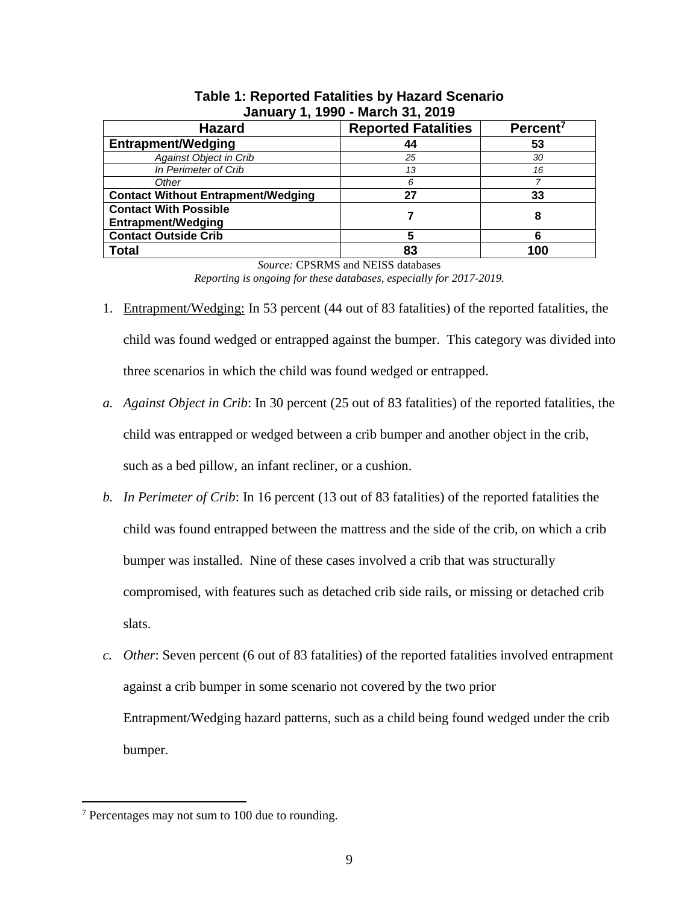**Table 1: Reported Fatalities by Hazard Scenario**
**January 1, 1990 - March 31, 2019**

| Hazard | Reported Fatalities | Percent[7] |
|---|---|---|
| **Entrapment/Wedging** | **44** | **53** |
| *Against Object in Crib* | *25* | *30* |
| *In Perimeter of Crib* | *13* | *16* |
| *Other* | *6* | *7* |
| **Contact Without Entrapment/Wedging** | **27** | **33** |
| **Contact With Possible Entrapment/Wedging** | **7** | **8** |
| **Contact Outside Crib** | **5** | **6** |
| **Total** | **83** | **100** |

*Source:* CPSRMS and NEISS databases
*Reporting is ongoing for these databases, especially for 2017-2019.*

1. Entrapment/Wedging: In 53 percent (44 out of 83 fatalities) of the reported fatalities, the child was found wedged or entrapped against the bumper. This category was divided into three scenarios in which the child was found wedged or entrapped.

*a. Against Object in Crib*: In 30 percent (25 out of 83 fatalities) of the reported fatalities, the child was entrapped or wedged between a crib bumper and another object in the crib, such as a bed pillow, an infant recliner, or a cushion.

*b. In Perimeter of Crib*: In 16 percent (13 out of 83 fatalities) of the reported fatalities the child was found entrapped between the mattress and the side of the crib, on which a crib bumper was installed. Nine of these cases involved a crib that was structurally compromised, with features such as detached crib side rails, or missing or detached crib slats.

*c. Other*: Seven percent (6 out of 83 fatalities) of the reported fatalities involved entrapment against a crib bumper in some scenario not covered by the two prior Entrapment/Wedging hazard patterns, such as a child being found wedged under the crib bumper.

[7] Percentages may not sum to 100 due to rounding.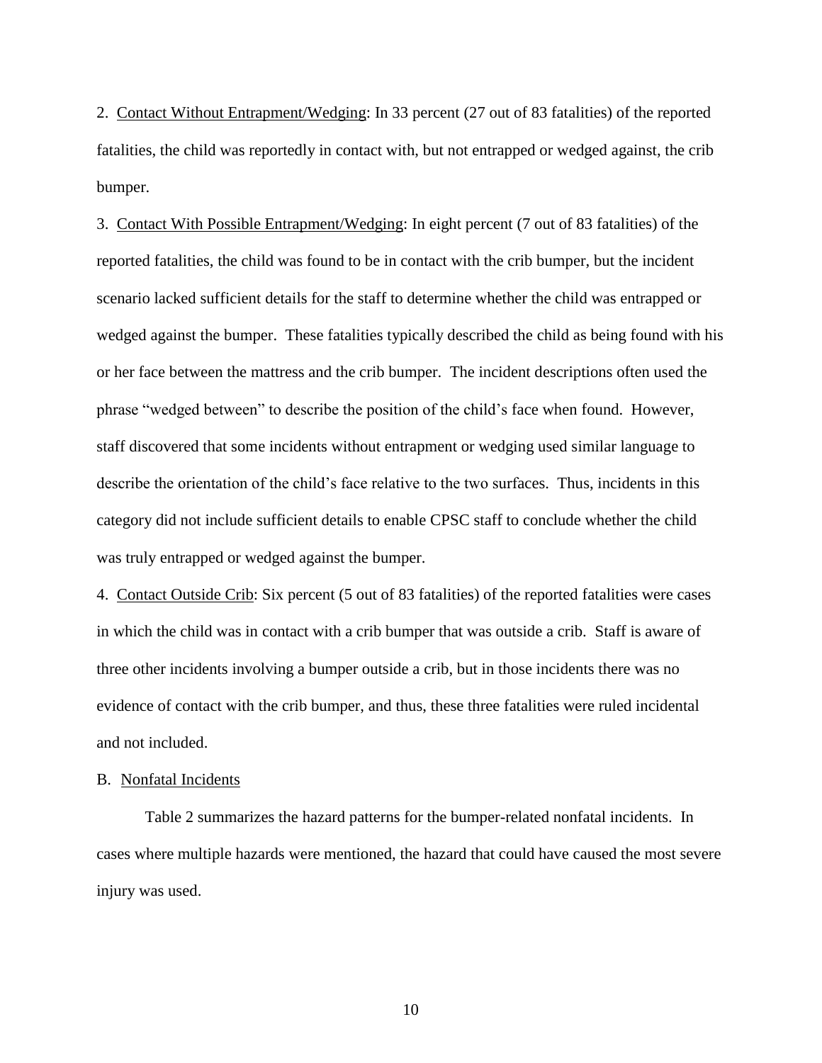2. Contact Without Entrapment/Wedging: In 33 percent (27 out of 83 fatalities) of the reported fatalities, the child was reportedly in contact with, but not entrapped or wedged against, the crib bumper.

3. Contact With Possible Entrapment/Wedging: In eight percent (7 out of 83 fatalities) of the reported fatalities, the child was found to be in contact with the crib bumper, but the incident scenario lacked sufficient details for the staff to determine whether the child was entrapped or wedged against the bumper. These fatalities typically described the child as being found with his or her face between the mattress and the crib bumper. The incident descriptions often used the phrase "wedged between" to describe the position of the child's face when found. However, staff discovered that some incidents without entrapment or wedging used similar language to describe the orientation of the child's face relative to the two surfaces. Thus, incidents in this category did not include sufficient details to enable CPSC staff to conclude whether the child was truly entrapped or wedged against the bumper.

4. Contact Outside Crib: Six percent (5 out of 83 fatalities) of the reported fatalities were cases in which the child was in contact with a crib bumper that was outside a crib. Staff is aware of three other incidents involving a bumper outside a crib, but in those incidents there was no evidence of contact with the crib bumper, and thus, these three fatalities were ruled incidental and not included.

B. Nonfatal Incidents

Table 2 summarizes the hazard patterns for the bumper-related nonfatal incidents. In cases where multiple hazards were mentioned, the hazard that could have caused the most severe injury was used.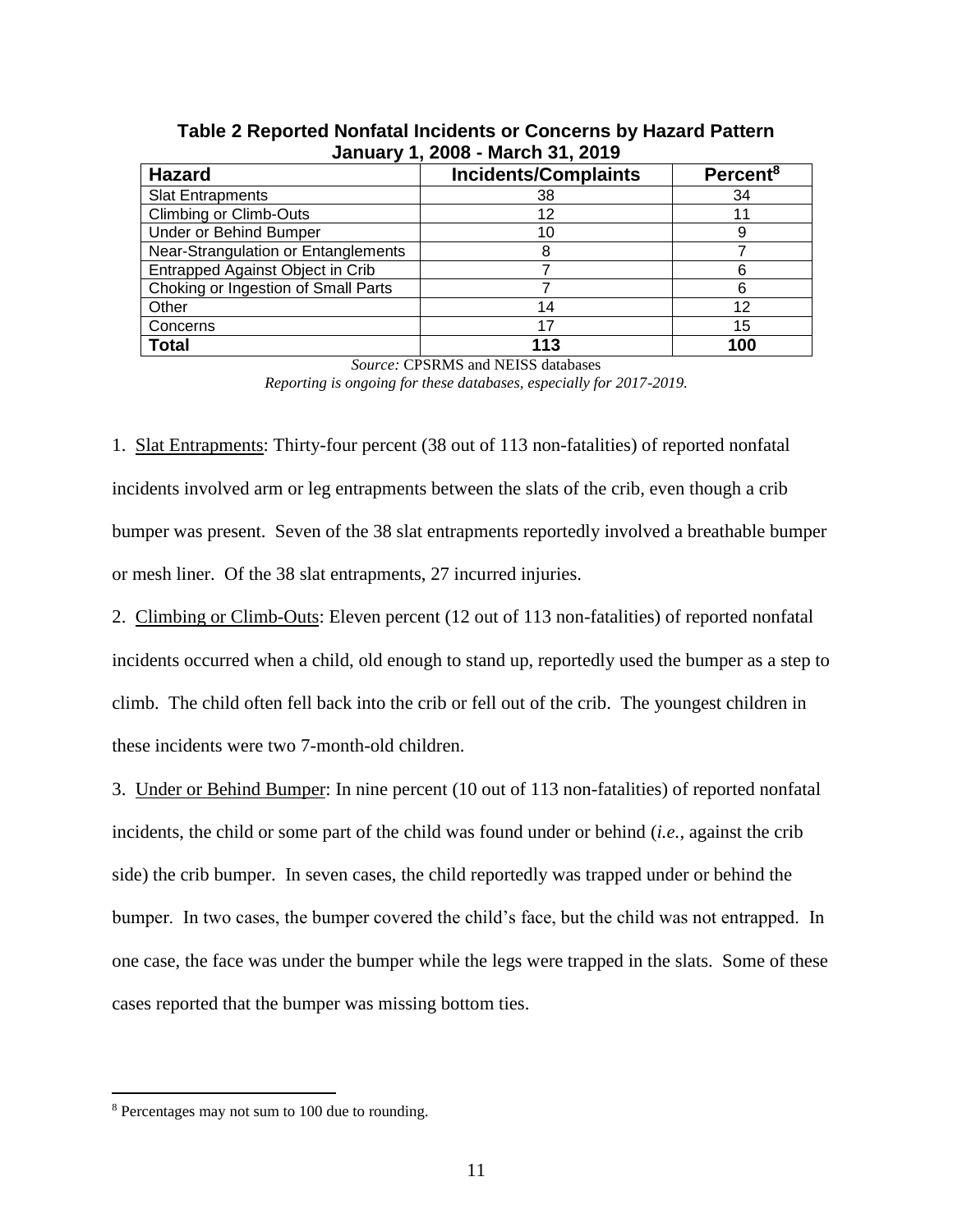**Table 2 Reported Nonfatal Incidents or Concerns by Hazard Pattern January 1, 2008 - March 31, 2019**

| Hazard | Incidents/Complaints | Percent[8] |
|---|---|---|
| Slat Entrapments | 38 | 34 |
| Climbing or Climb-Outs | 12 | 11 |
| Under or Behind Bumper | 10 | 9 |
| Near-Strangulation or Entanglements | 8 | 7 |
| Entrapped Against Object in Crib | 7 | 6 |
| Choking or Ingestion of Small Parts | 7 | 6 |
| Other | 14 | 12 |
| Concerns | 17 | 15 |
| **Total** | **113** | **100** |

*Source:* CPSRMS and NEISS databases

*Reporting is ongoing for these databases, especially for 2017-2019.*

1. Slat Entrapments: Thirty-four percent (38 out of 113 non-fatalities) of reported nonfatal incidents involved arm or leg entrapments between the slats of the crib, even though a crib bumper was present. Seven of the 38 slat entrapments reportedly involved a breathable bumper or mesh liner. Of the 38 slat entrapments, 27 incurred injuries.

2. Climbing or Climb-Outs: Eleven percent (12 out of 113 non-fatalities) of reported nonfatal incidents occurred when a child, old enough to stand up, reportedly used the bumper as a step to climb. The child often fell back into the crib or fell out of the crib. The youngest children in these incidents were two 7-month-old children.

3. Under or Behind Bumper: In nine percent (10 out of 113 non-fatalities) of reported nonfatal incidents, the child or some part of the child was found under or behind (*i.e.*, against the crib side) the crib bumper. In seven cases, the child reportedly was trapped under or behind the bumper. In two cases, the bumper covered the child's face, but the child was not entrapped. In one case, the face was under the bumper while the legs were trapped in the slats. Some of these cases reported that the bumper was missing bottom ties.

[8] Percentages may not sum to 100 due to rounding.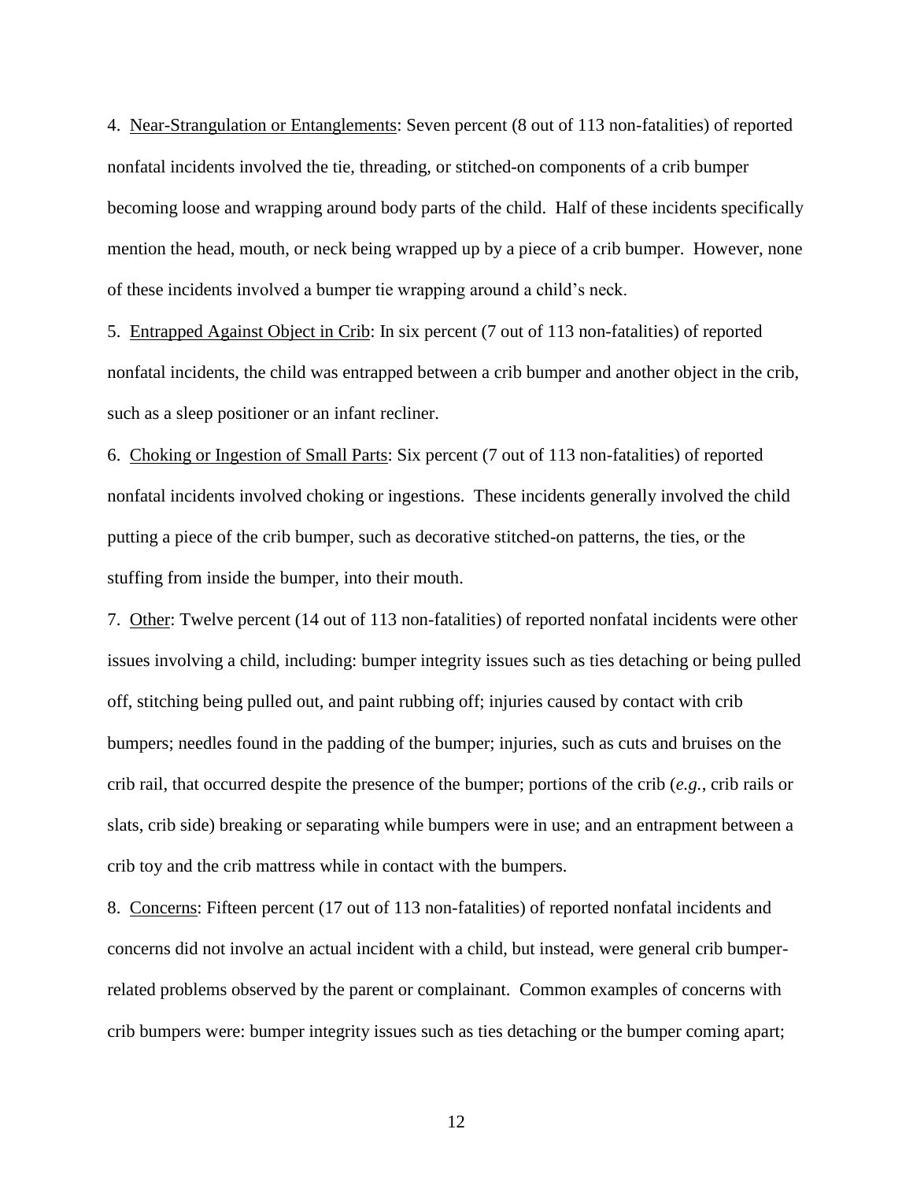4. <u>Near-Strangulation or Entanglements</u>: Seven percent (8 out of 113 non-fatalities) of reported nonfatal incidents involved the tie, threading, or stitched-on components of a crib bumper becoming loose and wrapping around body parts of the child. Half of these incidents specifically mention the head, mouth, or neck being wrapped up by a piece of a crib bumper. However, none of these incidents involved a bumper tie wrapping around a child's neck.

5. <u>Entrapped Against Object in Crib</u>: In six percent (7 out of 113 non-fatalities) of reported nonfatal incidents, the child was entrapped between a crib bumper and another object in the crib, such as a sleep positioner or an infant recliner.

6. <u>Choking or Ingestion of Small Parts</u>: Six percent (7 out of 113 non-fatalities) of reported nonfatal incidents involved choking or ingestions. These incidents generally involved the child putting a piece of the crib bumper, such as decorative stitched-on patterns, the ties, or the stuffing from inside the bumper, into their mouth.

7. <u>Other</u>: Twelve percent (14 out of 113 non-fatalities) of reported nonfatal incidents were other issues involving a child, including: bumper integrity issues such as ties detaching or being pulled off, stitching being pulled out, and paint rubbing off; injuries caused by contact with crib bumpers; needles found in the padding of the bumper; injuries, such as cuts and bruises on the crib rail, that occurred despite the presence of the bumper; portions of the crib (*e.g.*, crib rails or slats, crib side) breaking or separating while bumpers were in use; and an entrapment between a crib toy and the crib mattress while in contact with the bumpers.

8. <u>Concerns</u>: Fifteen percent (17 out of 113 non-fatalities) of reported nonfatal incidents and concerns did not involve an actual incident with a child, but instead, were general crib bumper-related problems observed by the parent or complainant. Common examples of concerns with crib bumpers were: bumper integrity issues such as ties detaching or the bumper coming apart;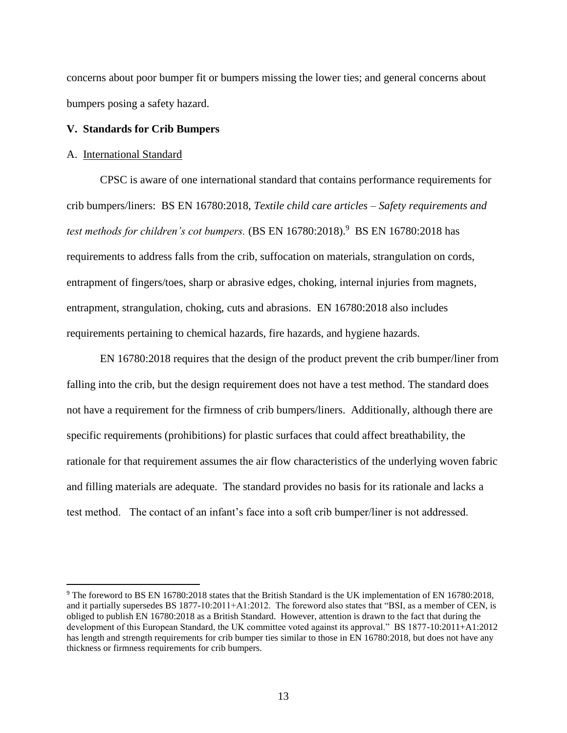concerns about poor bumper fit or bumpers missing the lower ties; and general concerns about bumpers posing a safety hazard.

### V. Standards for Crib Bumpers

A. International Standard

CPSC is aware of one international standard that contains performance requirements for crib bumpers/liners: BS EN 16780:2018, *Textile child care articles – Safety requirements and test methods for children's cot bumpers.* (BS EN 16780:2018).[9] BS EN 16780:2018 has requirements to address falls from the crib, suffocation on materials, strangulation on cords, entrapment of fingers/toes, sharp or abrasive edges, choking, internal injuries from magnets, entrapment, strangulation, choking, cuts and abrasions. EN 16780:2018 also includes requirements pertaining to chemical hazards, fire hazards, and hygiene hazards.

EN 16780:2018 requires that the design of the product prevent the crib bumper/liner from falling into the crib, but the design requirement does not have a test method. The standard does not have a requirement for the firmness of crib bumpers/liners. Additionally, although there are specific requirements (prohibitions) for plastic surfaces that could affect breathability, the rationale for that requirement assumes the air flow characteristics of the underlying woven fabric and filling materials are adequate. The standard provides no basis for its rationale and lacks a test method. The contact of an infant's face into a soft crib bumper/liner is not addressed.

[9] The foreword to BS EN 16780:2018 states that the British Standard is the UK implementation of EN 16780:2018, and it partially supersedes BS 1877-10:2011+A1:2012. The foreword also states that "BSI, as a member of CEN, is obliged to publish EN 16780:2018 as a British Standard. However, attention is drawn to the fact that during the development of this European Standard, the UK committee voted against its approval." BS 1877-10:2011+A1:2012 has length and strength requirements for crib bumper ties similar to those in EN 16780:2018, but does not have any thickness or firmness requirements for crib bumpers.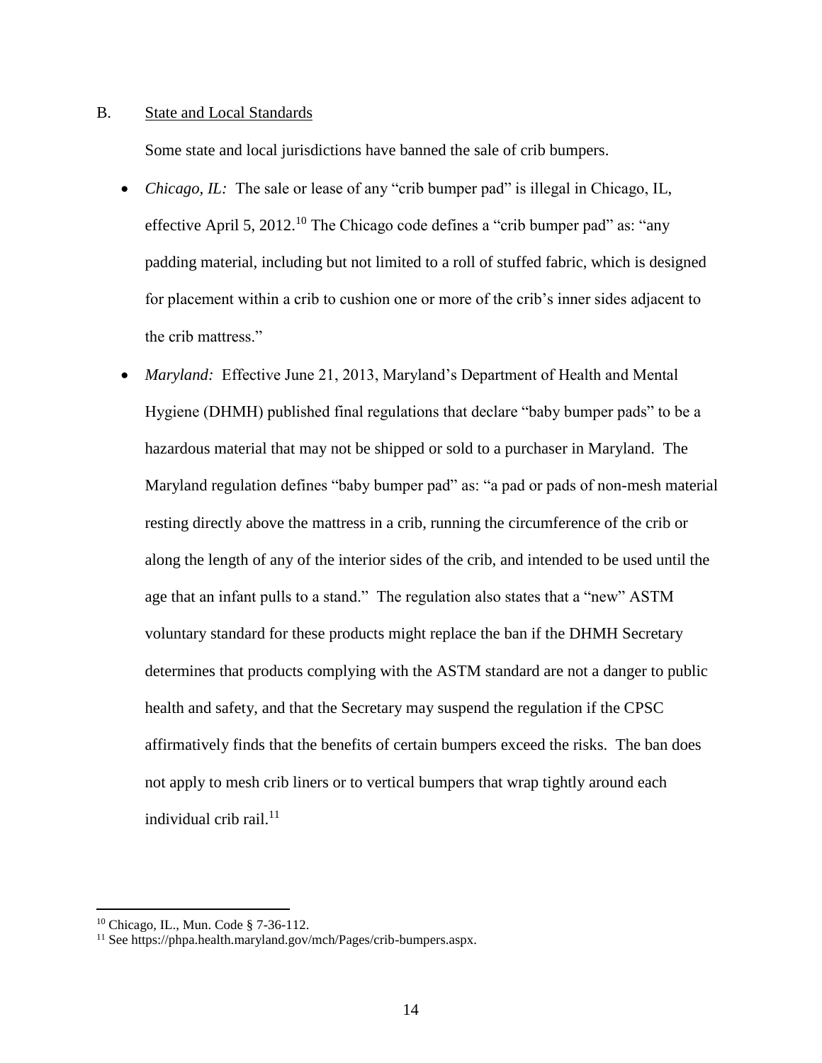## B. State and Local Standards

Some state and local jurisdictions have banned the sale of crib bumpers.

- *Chicago, IL:* The sale or lease of any "crib bumper pad" is illegal in Chicago, IL, effective April 5, 2012.[10] The Chicago code defines a "crib bumper pad" as: "any padding material, including but not limited to a roll of stuffed fabric, which is designed for placement within a crib to cushion one or more of the crib's inner sides adjacent to the crib mattress."
- *Maryland:* Effective June 21, 2013, Maryland's Department of Health and Mental Hygiene (DHMH) published final regulations that declare "baby bumper pads" to be a hazardous material that may not be shipped or sold to a purchaser in Maryland. The Maryland regulation defines "baby bumper pad" as: "a pad or pads of non-mesh material resting directly above the mattress in a crib, running the circumference of the crib or along the length of any of the interior sides of the crib, and intended to be used until the age that an infant pulls to a stand." The regulation also states that a "new" ASTM voluntary standard for these products might replace the ban if the DHMH Secretary determines that products complying with the ASTM standard are not a danger to public health and safety, and that the Secretary may suspend the regulation if the CPSC affirmatively finds that the benefits of certain bumpers exceed the risks. The ban does not apply to mesh crib liners or to vertical bumpers that wrap tightly around each individual crib rail.[11]

---

[10] Chicago, IL., Mun. Code § 7-36-112.

[11] See https://phpa.health.maryland.gov/mch/Pages/crib-bumpers.aspx.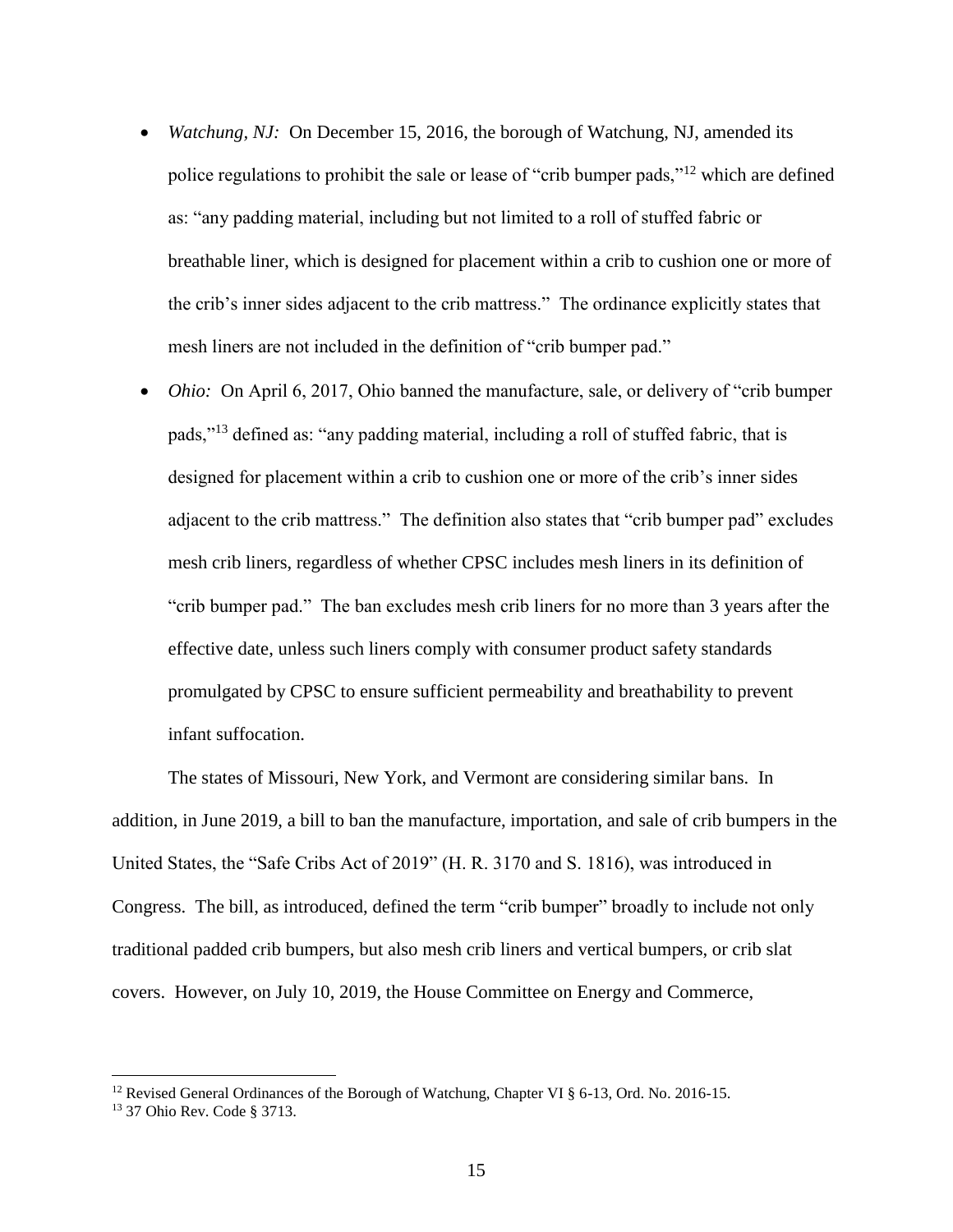- *Watchung, NJ:* On December 15, 2016, the borough of Watchung, NJ, amended its police regulations to prohibit the sale or lease of "crib bumper pads,"[12] which are defined as: "any padding material, including but not limited to a roll of stuffed fabric or breathable liner, which is designed for placement within a crib to cushion one or more of the crib's inner sides adjacent to the crib mattress." The ordinance explicitly states that mesh liners are not included in the definition of "crib bumper pad."
- *Ohio:* On April 6, 2017, Ohio banned the manufacture, sale, or delivery of "crib bumper pads,"[13] defined as: "any padding material, including a roll of stuffed fabric, that is designed for placement within a crib to cushion one or more of the crib's inner sides adjacent to the crib mattress." The definition also states that "crib bumper pad" excludes mesh crib liners, regardless of whether CPSC includes mesh liners in its definition of "crib bumper pad." The ban excludes mesh crib liners for no more than 3 years after the effective date, unless such liners comply with consumer product safety standards promulgated by CPSC to ensure sufficient permeability and breathability to prevent infant suffocation.

The states of Missouri, New York, and Vermont are considering similar bans. In addition, in June 2019, a bill to ban the manufacture, importation, and sale of crib bumpers in the United States, the "Safe Cribs Act of 2019" (H. R. 3170 and S. 1816), was introduced in Congress. The bill, as introduced, defined the term "crib bumper" broadly to include not only traditional padded crib bumpers, but also mesh crib liners and vertical bumpers, or crib slat covers. However, on July 10, 2019, the House Committee on Energy and Commerce,

[12] Revised General Ordinances of the Borough of Watchung, Chapter VI § 6-13, Ord. No. 2016-15.

[13] 37 Ohio Rev. Code § 3713.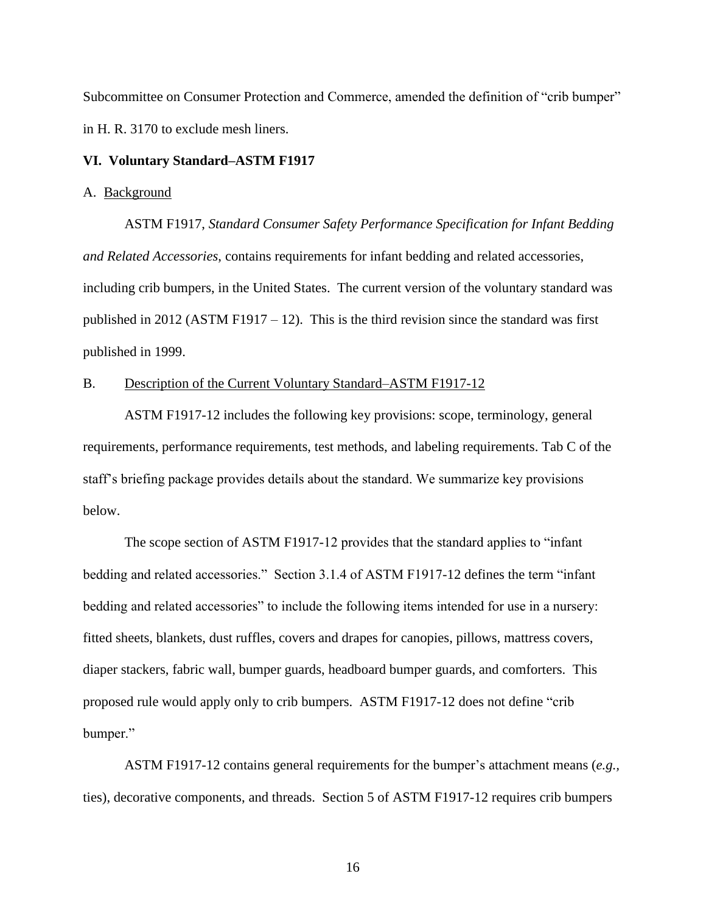Subcommittee on Consumer Protection and Commerce, amended the definition of "crib bumper" in H. R. 3170 to exclude mesh liners.

### VI. Voluntary Standard–ASTM F1917

A. Background

ASTM F1917, *Standard Consumer Safety Performance Specification for Infant Bedding and Related Accessories*, contains requirements for infant bedding and related accessories, including crib bumpers, in the United States. The current version of the voluntary standard was published in 2012 (ASTM F1917 – 12). This is the third revision since the standard was first published in 1999.

B. Description of the Current Voluntary Standard–ASTM F1917-12

ASTM F1917-12 includes the following key provisions: scope, terminology, general requirements, performance requirements, test methods, and labeling requirements. Tab C of the staff's briefing package provides details about the standard. We summarize key provisions below.

The scope section of ASTM F1917-12 provides that the standard applies to "infant bedding and related accessories." Section 3.1.4 of ASTM F1917-12 defines the term "infant bedding and related accessories" to include the following items intended for use in a nursery: fitted sheets, blankets, dust ruffles, covers and drapes for canopies, pillows, mattress covers, diaper stackers, fabric wall, bumper guards, headboard bumper guards, and comforters. This proposed rule would apply only to crib bumpers. ASTM F1917-12 does not define "crib bumper."

ASTM F1917-12 contains general requirements for the bumper's attachment means (*e.g.,* ties), decorative components, and threads. Section 5 of ASTM F1917-12 requires crib bumpers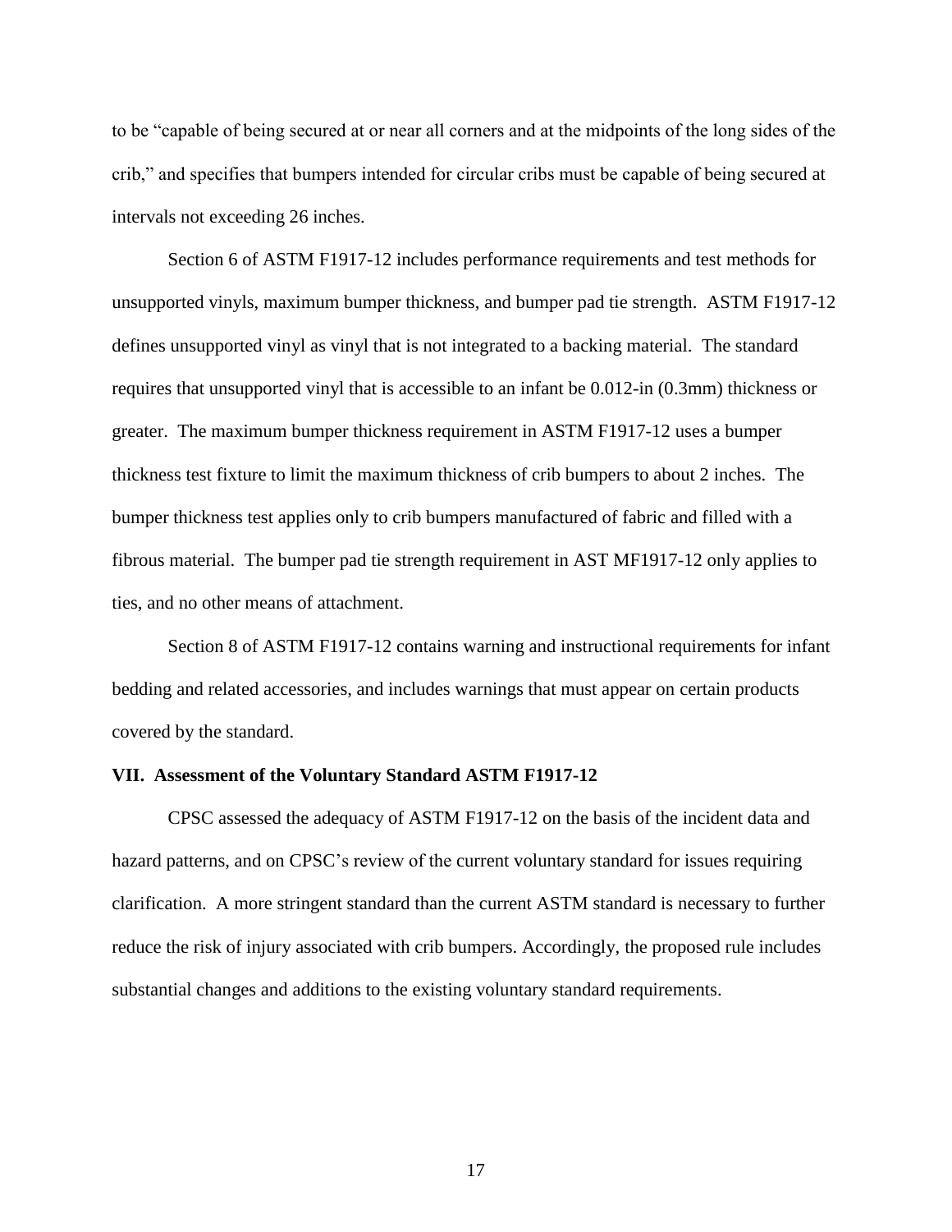to be "capable of being secured at or near all corners and at the midpoints of the long sides of the crib," and specifies that bumpers intended for circular cribs must be capable of being secured at intervals not exceeding 26 inches.

Section 6 of ASTM F1917-12 includes performance requirements and test methods for unsupported vinyls, maximum bumper thickness, and bumper pad tie strength. ASTM F1917-12 defines unsupported vinyl as vinyl that is not integrated to a backing material. The standard requires that unsupported vinyl that is accessible to an infant be 0.012-in (0.3mm) thickness or greater. The maximum bumper thickness requirement in ASTM F1917-12 uses a bumper thickness test fixture to limit the maximum thickness of crib bumpers to about 2 inches. The bumper thickness test applies only to crib bumpers manufactured of fabric and filled with a fibrous material. The bumper pad tie strength requirement in AST MF1917-12 only applies to ties, and no other means of attachment.

Section 8 of ASTM F1917-12 contains warning and instructional requirements for infant bedding and related accessories, and includes warnings that must appear on certain products covered by the standard.

## VII. Assessment of the Voluntary Standard ASTM F1917-12

CPSC assessed the adequacy of ASTM F1917-12 on the basis of the incident data and hazard patterns, and on CPSC's review of the current voluntary standard for issues requiring clarification. A more stringent standard than the current ASTM standard is necessary to further reduce the risk of injury associated with crib bumpers. Accordingly, the proposed rule includes substantial changes and additions to the existing voluntary standard requirements.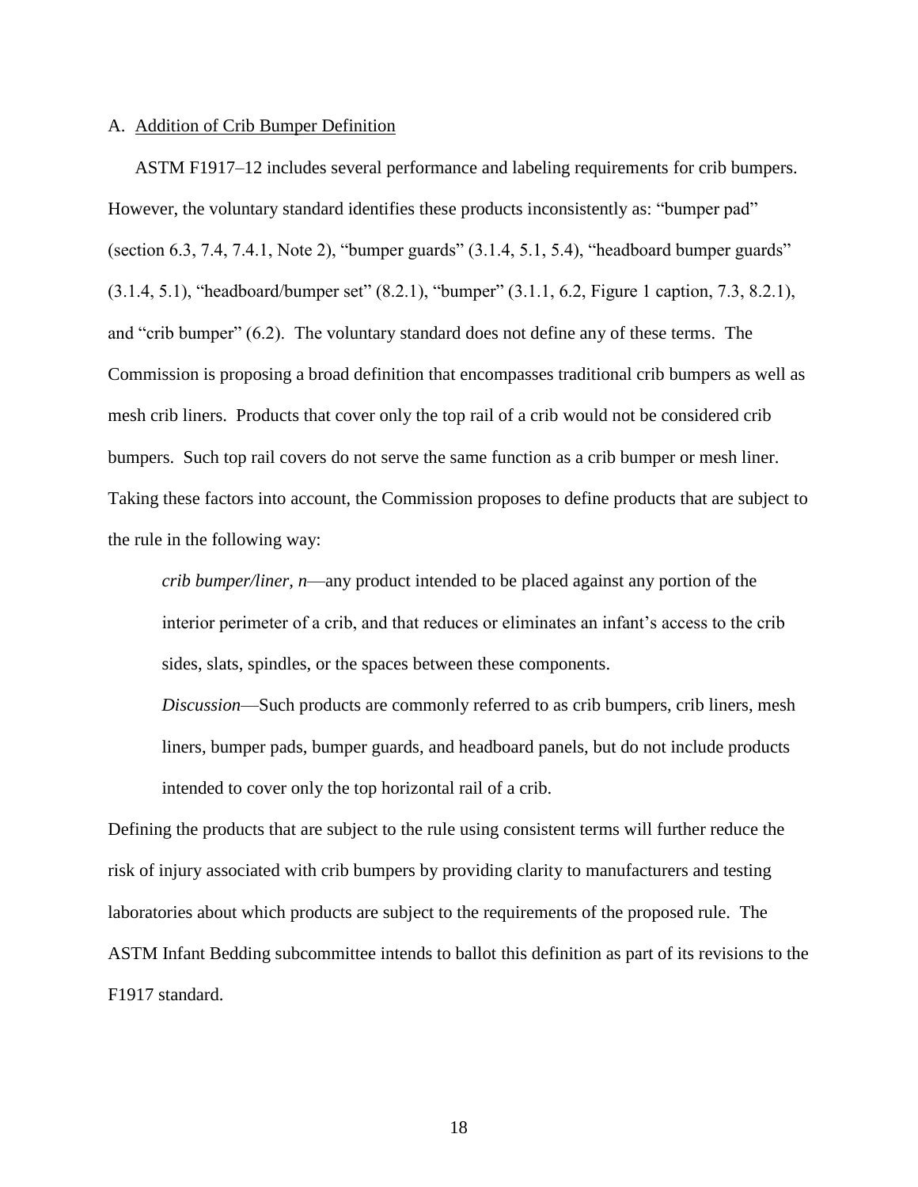A. <u>Addition of Crib Bumper Definition</u>

ASTM F1917–12 includes several performance and labeling requirements for crib bumpers. However, the voluntary standard identifies these products inconsistently as: "bumper pad" (section 6.3, 7.4, 7.4.1, Note 2), "bumper guards" (3.1.4, 5.1, 5.4), "headboard bumper guards" (3.1.4, 5.1), "headboard/bumper set" (8.2.1), "bumper" (3.1.1, 6.2, Figure 1 caption, 7.3, 8.2.1), and "crib bumper" (6.2). The voluntary standard does not define any of these terms. The Commission is proposing a broad definition that encompasses traditional crib bumpers as well as mesh crib liners. Products that cover only the top rail of a crib would not be considered crib bumpers. Such top rail covers do not serve the same function as a crib bumper or mesh liner. Taking these factors into account, the Commission proposes to define products that are subject to the rule in the following way:

> *crib bumper/liner, n*—any product intended to be placed against any portion of the interior perimeter of a crib, and that reduces or eliminates an infant's access to the crib sides, slats, spindles, or the spaces between these components.
>
> *Discussion*—Such products are commonly referred to as crib bumpers, crib liners, mesh liners, bumper pads, bumper guards, and headboard panels, but do not include products intended to cover only the top horizontal rail of a crib.

Defining the products that are subject to the rule using consistent terms will further reduce the risk of injury associated with crib bumpers by providing clarity to manufacturers and testing laboratories about which products are subject to the requirements of the proposed rule. The ASTM Infant Bedding subcommittee intends to ballot this definition as part of its revisions to the F1917 standard.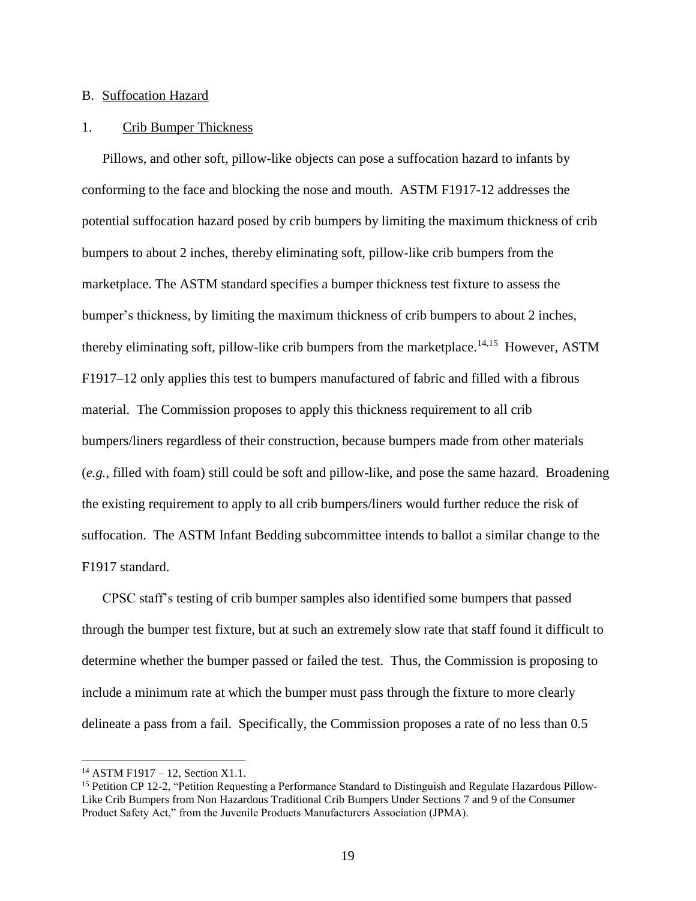B. Suffocation Hazard

1. Crib Bumper Thickness

Pillows, and other soft, pillow-like objects can pose a suffocation hazard to infants by conforming to the face and blocking the nose and mouth. ASTM F1917-12 addresses the potential suffocation hazard posed by crib bumpers by limiting the maximum thickness of crib bumpers to about 2 inches, thereby eliminating soft, pillow-like crib bumpers from the marketplace. The ASTM standard specifies a bumper thickness test fixture to assess the bumper's thickness, by limiting the maximum thickness of crib bumpers to about 2 inches, thereby eliminating soft, pillow-like crib bumpers from the marketplace.[14,15] However, ASTM F1917–12 only applies this test to bumpers manufactured of fabric and filled with a fibrous material. The Commission proposes to apply this thickness requirement to all crib bumpers/liners regardless of their construction, because bumpers made from other materials (*e.g.*, filled with foam) still could be soft and pillow-like, and pose the same hazard. Broadening the existing requirement to apply to all crib bumpers/liners would further reduce the risk of suffocation. The ASTM Infant Bedding subcommittee intends to ballot a similar change to the F1917 standard.

CPSC staff's testing of crib bumper samples also identified some bumpers that passed through the bumper test fixture, but at such an extremely slow rate that staff found it difficult to determine whether the bumper passed or failed the test. Thus, the Commission is proposing to include a minimum rate at which the bumper must pass through the fixture to more clearly delineate a pass from a fail. Specifically, the Commission proposes a rate of no less than 0.5

---

[14] ASTM F1917 – 12, Section X1.1.

[15] Petition CP 12-2, "Petition Requesting a Performance Standard to Distinguish and Regulate Hazardous Pillow-Like Crib Bumpers from Non Hazardous Traditional Crib Bumpers Under Sections 7 and 9 of the Consumer Product Safety Act," from the Juvenile Products Manufacturers Association (JPMA).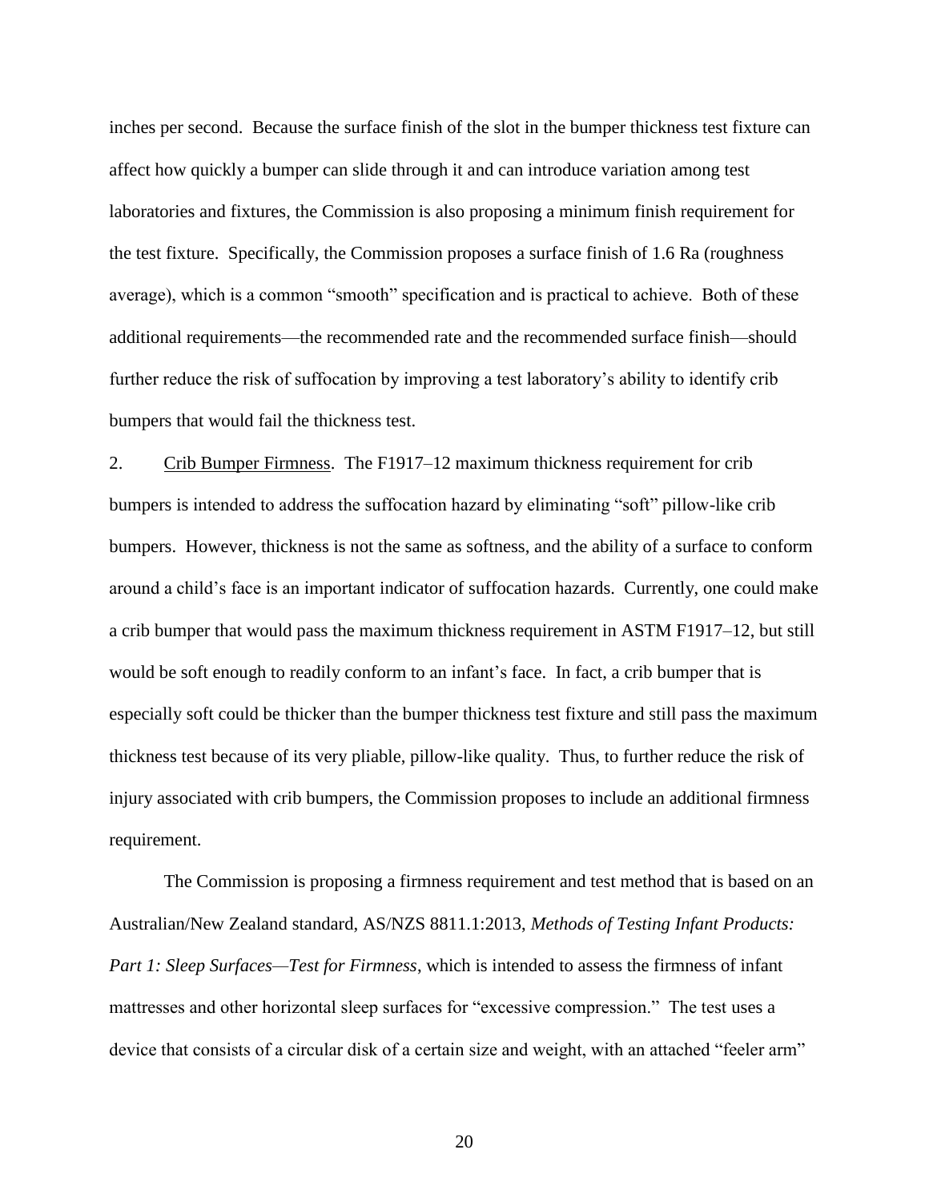inches per second. Because the surface finish of the slot in the bumper thickness test fixture can affect how quickly a bumper can slide through it and can introduce variation among test laboratories and fixtures, the Commission is also proposing a minimum finish requirement for the test fixture. Specifically, the Commission proposes a surface finish of 1.6 Ra (roughness average), which is a common "smooth" specification and is practical to achieve. Both of these additional requirements—the recommended rate and the recommended surface finish—should further reduce the risk of suffocation by improving a test laboratory's ability to identify crib bumpers that would fail the thickness test.

2. Crib Bumper Firmness. The F1917–12 maximum thickness requirement for crib bumpers is intended to address the suffocation hazard by eliminating "soft" pillow-like crib bumpers. However, thickness is not the same as softness, and the ability of a surface to conform around a child's face is an important indicator of suffocation hazards. Currently, one could make a crib bumper that would pass the maximum thickness requirement in ASTM F1917–12, but still would be soft enough to readily conform to an infant's face. In fact, a crib bumper that is especially soft could be thicker than the bumper thickness test fixture and still pass the maximum thickness test because of its very pliable, pillow-like quality. Thus, to further reduce the risk of injury associated with crib bumpers, the Commission proposes to include an additional firmness requirement.

The Commission is proposing a firmness requirement and test method that is based on an Australian/New Zealand standard, AS/NZS 8811.1:2013, *Methods of Testing Infant Products: Part 1: Sleep Surfaces—Test for Firmness*, which is intended to assess the firmness of infant mattresses and other horizontal sleep surfaces for "excessive compression." The test uses a device that consists of a circular disk of a certain size and weight, with an attached "feeler arm"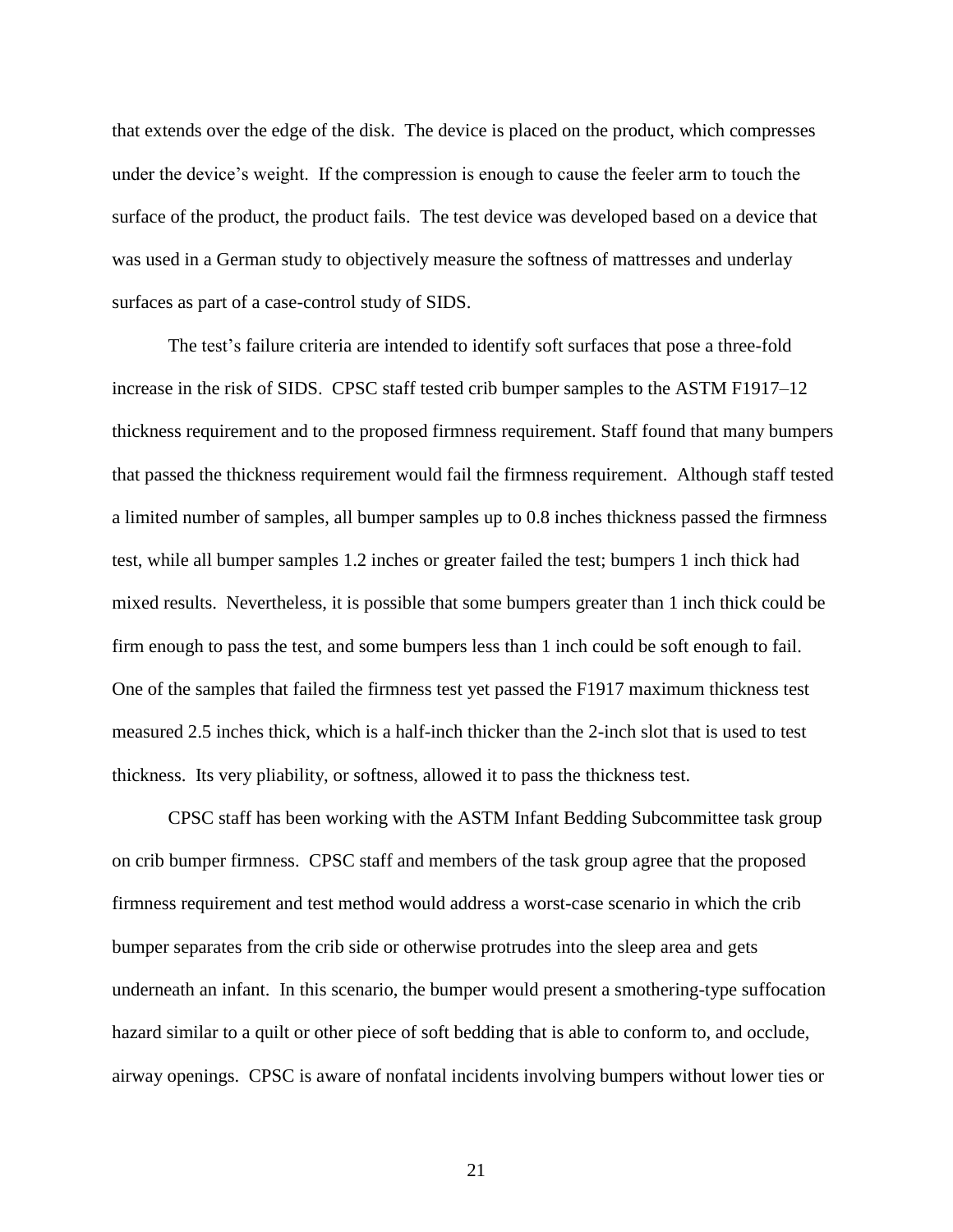that extends over the edge of the disk. The device is placed on the product, which compresses under the device's weight. If the compression is enough to cause the feeler arm to touch the surface of the product, the product fails. The test device was developed based on a device that was used in a German study to objectively measure the softness of mattresses and underlay surfaces as part of a case-control study of SIDS.

The test's failure criteria are intended to identify soft surfaces that pose a three-fold increase in the risk of SIDS. CPSC staff tested crib bumper samples to the ASTM F1917–12 thickness requirement and to the proposed firmness requirement. Staff found that many bumpers that passed the thickness requirement would fail the firmness requirement. Although staff tested a limited number of samples, all bumper samples up to 0.8 inches thickness passed the firmness test, while all bumper samples 1.2 inches or greater failed the test; bumpers 1 inch thick had mixed results. Nevertheless, it is possible that some bumpers greater than 1 inch thick could be firm enough to pass the test, and some bumpers less than 1 inch could be soft enough to fail. One of the samples that failed the firmness test yet passed the F1917 maximum thickness test measured 2.5 inches thick, which is a half-inch thicker than the 2-inch slot that is used to test thickness. Its very pliability, or softness, allowed it to pass the thickness test.

CPSC staff has been working with the ASTM Infant Bedding Subcommittee task group on crib bumper firmness. CPSC staff and members of the task group agree that the proposed firmness requirement and test method would address a worst-case scenario in which the crib bumper separates from the crib side or otherwise protrudes into the sleep area and gets underneath an infant. In this scenario, the bumper would present a smothering-type suffocation hazard similar to a quilt or other piece of soft bedding that is able to conform to, and occlude, airway openings. CPSC is aware of nonfatal incidents involving bumpers without lower ties or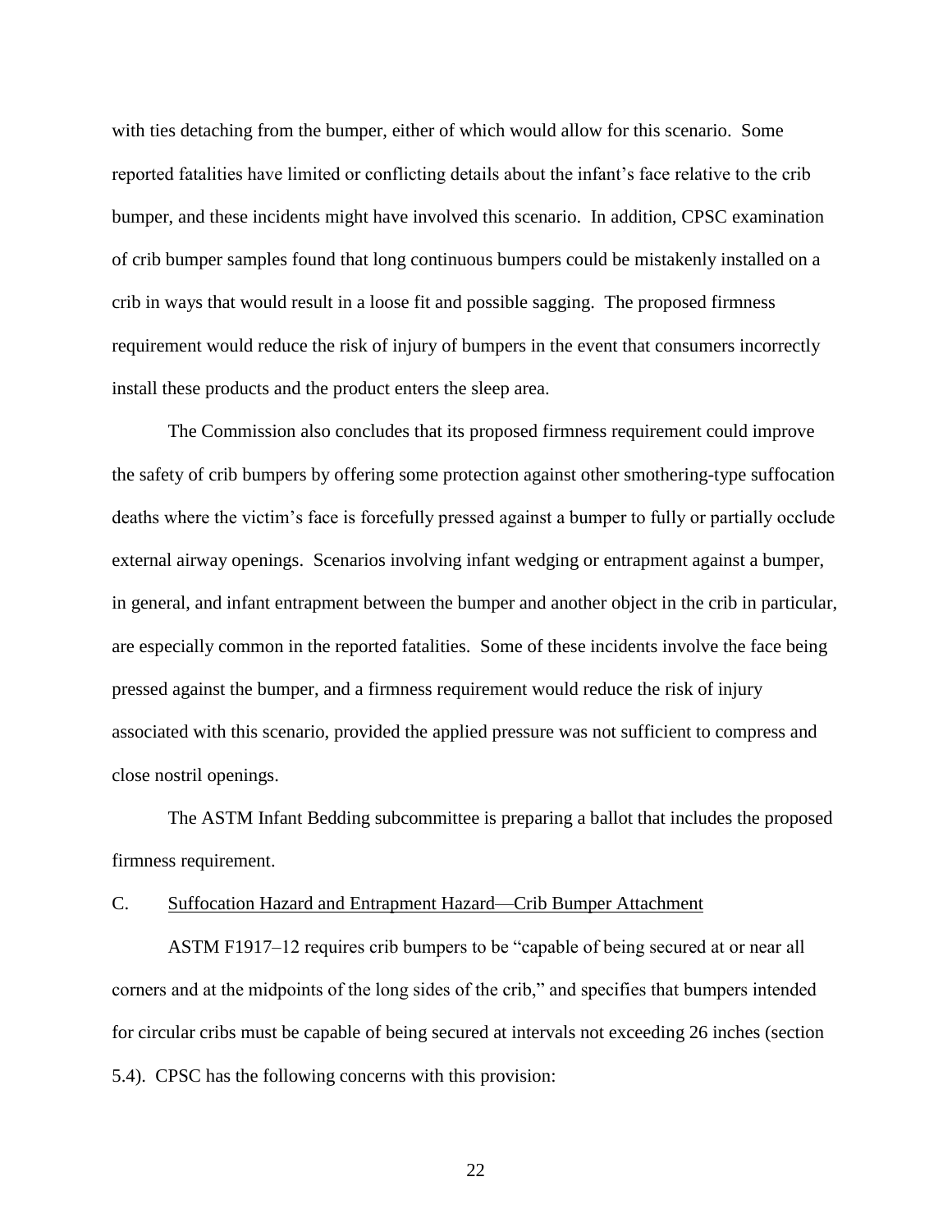with ties detaching from the bumper, either of which would allow for this scenario. Some reported fatalities have limited or conflicting details about the infant's face relative to the crib bumper, and these incidents might have involved this scenario. In addition, CPSC examination of crib bumper samples found that long continuous bumpers could be mistakenly installed on a crib in ways that would result in a loose fit and possible sagging. The proposed firmness requirement would reduce the risk of injury of bumpers in the event that consumers incorrectly install these products and the product enters the sleep area.

The Commission also concludes that its proposed firmness requirement could improve the safety of crib bumpers by offering some protection against other smothering-type suffocation deaths where the victim's face is forcefully pressed against a bumper to fully or partially occlude external airway openings. Scenarios involving infant wedging or entrapment against a bumper, in general, and infant entrapment between the bumper and another object in the crib in particular, are especially common in the reported fatalities. Some of these incidents involve the face being pressed against the bumper, and a firmness requirement would reduce the risk of injury associated with this scenario, provided the applied pressure was not sufficient to compress and close nostril openings.

The ASTM Infant Bedding subcommittee is preparing a ballot that includes the proposed firmness requirement.

C. Suffocation Hazard and Entrapment Hazard—Crib Bumper Attachment

ASTM F1917–12 requires crib bumpers to be "capable of being secured at or near all corners and at the midpoints of the long sides of the crib," and specifies that bumpers intended for circular cribs must be capable of being secured at intervals not exceeding 26 inches (section 5.4). CPSC has the following concerns with this provision: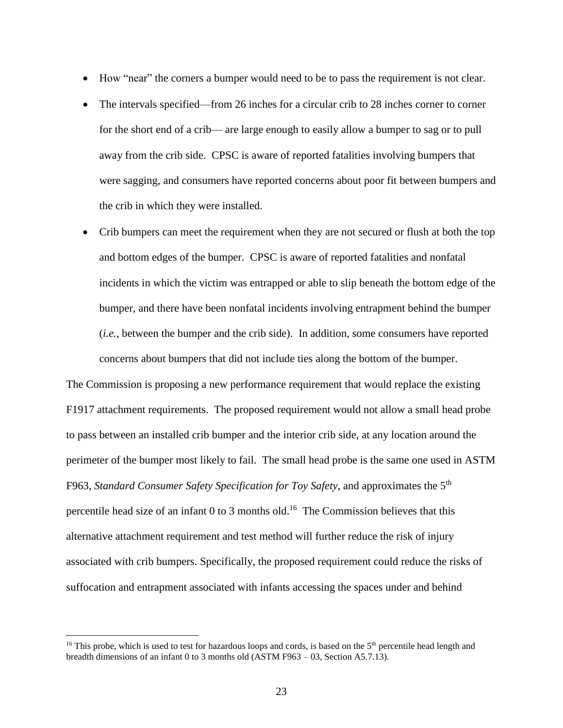- How "near" the corners a bumper would need to be to pass the requirement is not clear.
- The intervals specified—from 26 inches for a circular crib to 28 inches corner to corner for the short end of a crib— are large enough to easily allow a bumper to sag or to pull away from the crib side. CPSC is aware of reported fatalities involving bumpers that were sagging, and consumers have reported concerns about poor fit between bumpers and the crib in which they were installed.
- Crib bumpers can meet the requirement when they are not secured or flush at both the top and bottom edges of the bumper. CPSC is aware of reported fatalities and nonfatal incidents in which the victim was entrapped or able to slip beneath the bottom edge of the bumper, and there have been nonfatal incidents involving entrapment behind the bumper (*i.e.*, between the bumper and the crib side). In addition, some consumers have reported concerns about bumpers that did not include ties along the bottom of the bumper.

The Commission is proposing a new performance requirement that would replace the existing F1917 attachment requirements. The proposed requirement would not allow a small head probe to pass between an installed crib bumper and the interior crib side, at any location around the perimeter of the bumper most likely to fail. The small head probe is the same one used in ASTM F963, *Standard Consumer Safety Specification for Toy Safety*, and approximates the 5th percentile head size of an infant 0 to 3 months old.[16] The Commission believes that this alternative attachment requirement and test method will further reduce the risk of injury associated with crib bumpers. Specifically, the proposed requirement could reduce the risks of suffocation and entrapment associated with infants accessing the spaces under and behind

---

[16] This probe, which is used to test for hazardous loops and cords, is based on the 5th percentile head length and breadth dimensions of an infant 0 to 3 months old (ASTM F963 – 03, Section A5.7.13).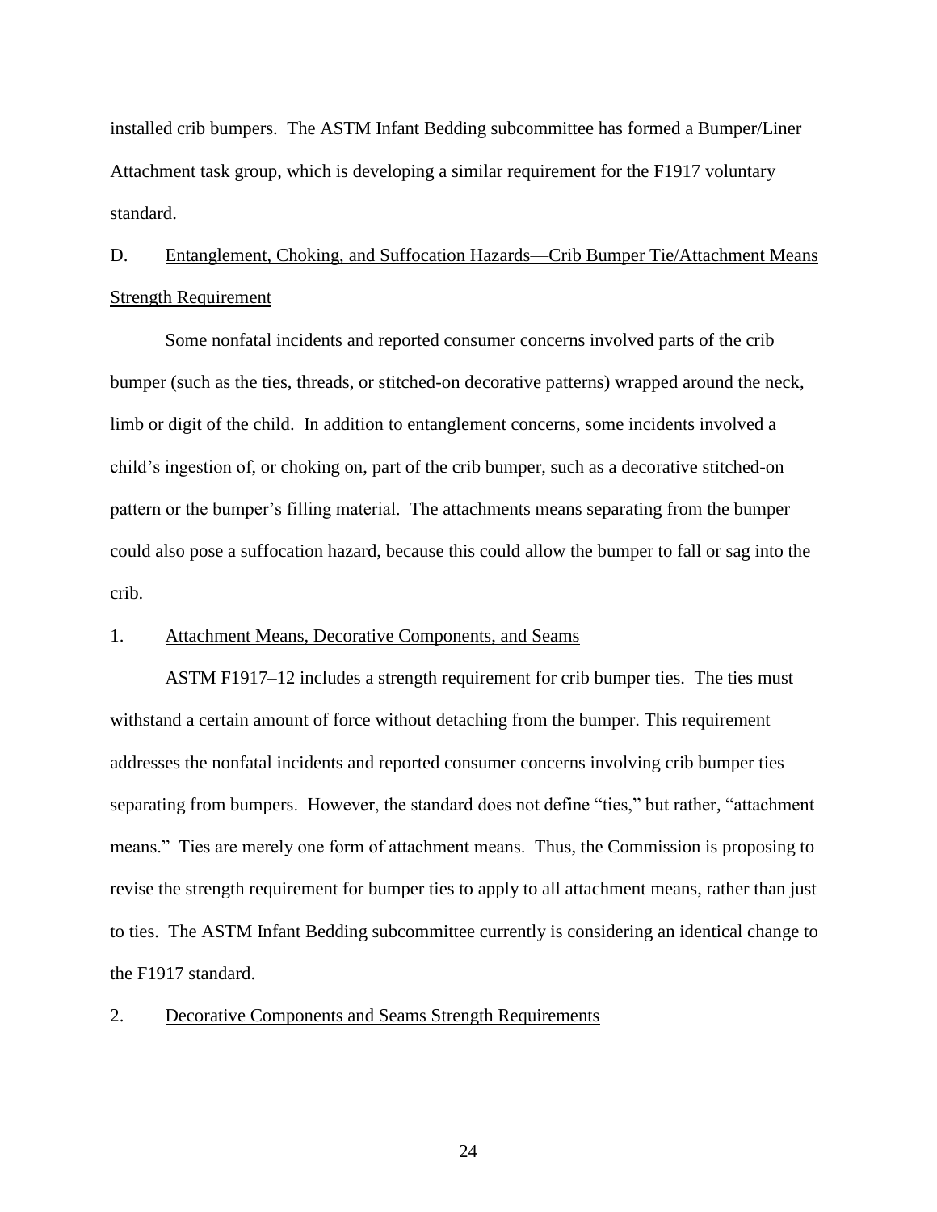installed crib bumpers. The ASTM Infant Bedding subcommittee has formed a Bumper/Liner Attachment task group, which is developing a similar requirement for the F1917 voluntary standard.

D. <u>Entanglement, Choking, and Suffocation Hazards—Crib Bumper Tie/Attachment Means Strength Requirement</u>

Some nonfatal incidents and reported consumer concerns involved parts of the crib bumper (such as the ties, threads, or stitched-on decorative patterns) wrapped around the neck, limb or digit of the child. In addition to entanglement concerns, some incidents involved a child's ingestion of, or choking on, part of the crib bumper, such as a decorative stitched-on pattern or the bumper's filling material. The attachments means separating from the bumper could also pose a suffocation hazard, because this could allow the bumper to fall or sag into the crib.

1. <u>Attachment Means, Decorative Components, and Seams</u>

ASTM F1917–12 includes a strength requirement for crib bumper ties. The ties must withstand a certain amount of force without detaching from the bumper. This requirement addresses the nonfatal incidents and reported consumer concerns involving crib bumper ties separating from bumpers. However, the standard does not define "ties," but rather, "attachment means." Ties are merely one form of attachment means. Thus, the Commission is proposing to revise the strength requirement for bumper ties to apply to all attachment means, rather than just to ties. The ASTM Infant Bedding subcommittee currently is considering an identical change to the F1917 standard.

2. <u>Decorative Components and Seams Strength Requirements</u>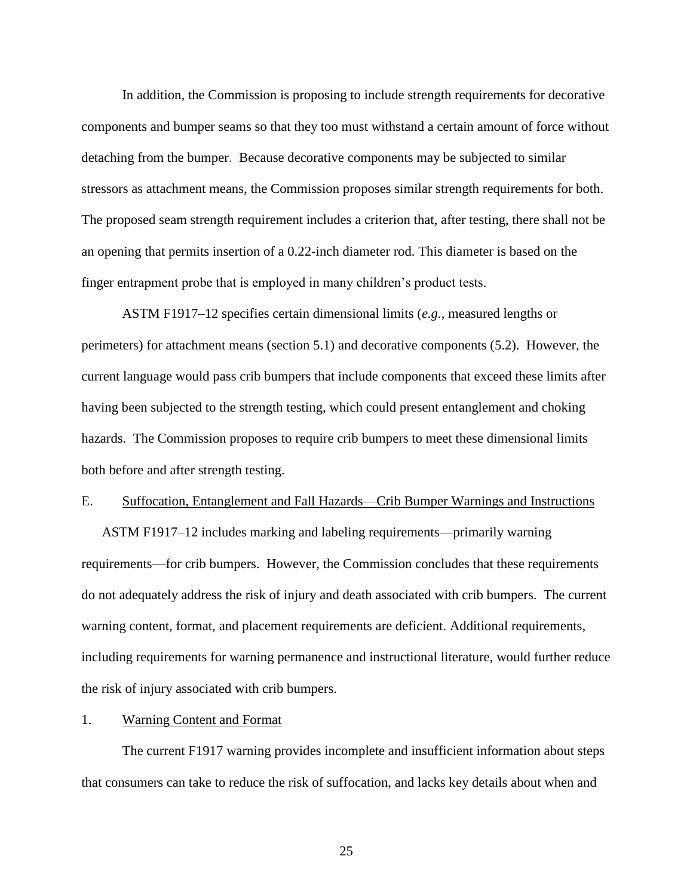In addition, the Commission is proposing to include strength requirements for decorative components and bumper seams so that they too must withstand a certain amount of force without detaching from the bumper. Because decorative components may be subjected to similar stressors as attachment means, the Commission proposes similar strength requirements for both. The proposed seam strength requirement includes a criterion that, after testing, there shall not be an opening that permits insertion of a 0.22-inch diameter rod. This diameter is based on the finger entrapment probe that is employed in many children's product tests.

ASTM F1917–12 specifies certain dimensional limits (*e.g.*, measured lengths or perimeters) for attachment means (section 5.1) and decorative components (5.2). However, the current language would pass crib bumpers that include components that exceed these limits after having been subjected to the strength testing, which could present entanglement and choking hazards. The Commission proposes to require crib bumpers to meet these dimensional limits both before and after strength testing.

## E. Suffocation, Entanglement and Fall Hazards—Crib Bumper Warnings and Instructions

ASTM F1917–12 includes marking and labeling requirements—primarily warning requirements—for crib bumpers. However, the Commission concludes that these requirements do not adequately address the risk of injury and death associated with crib bumpers. The current warning content, format, and placement requirements are deficient. Additional requirements, including requirements for warning permanence and instructional literature, would further reduce the risk of injury associated with crib bumpers.

### 1. Warning Content and Format

The current F1917 warning provides incomplete and insufficient information about steps that consumers can take to reduce the risk of suffocation, and lacks key details about when and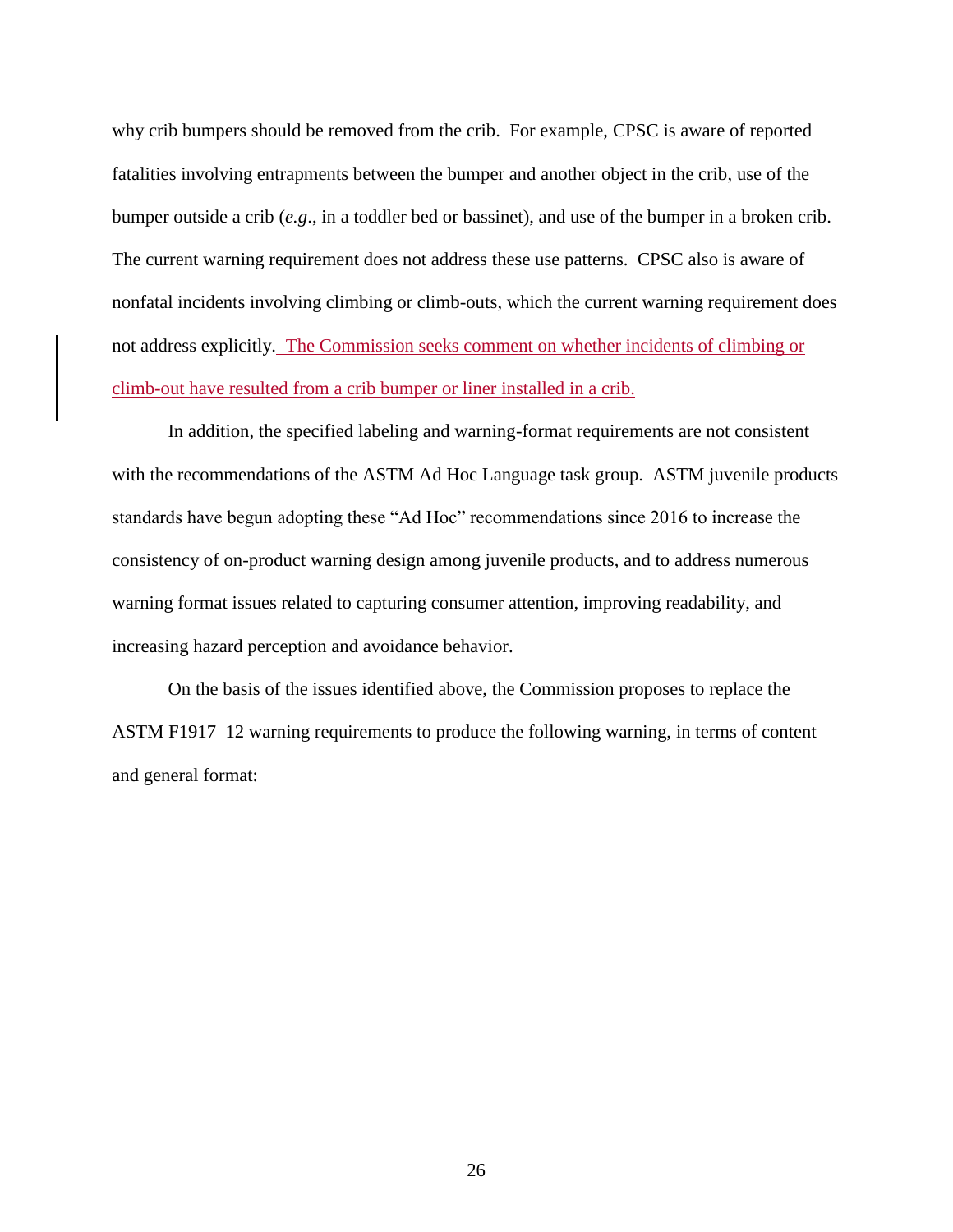why crib bumpers should be removed from the crib. For example, CPSC is aware of reported fatalities involving entrapments between the bumper and another object in the crib, use of the bumper outside a crib (*e.g*., in a toddler bed or bassinet), and use of the bumper in a broken crib. The current warning requirement does not address these use patterns. CPSC also is aware of nonfatal incidents involving climbing or climb-outs, which the current warning requirement does not address explicitly. The Commission seeks comment on whether incidents of climbing or climb-out have resulted from a crib bumper or liner installed in a crib.

In addition, the specified labeling and warning-format requirements are not consistent with the recommendations of the ASTM Ad Hoc Language task group. ASTM juvenile products standards have begun adopting these "Ad Hoc" recommendations since 2016 to increase the consistency of on-product warning design among juvenile products, and to address numerous warning format issues related to capturing consumer attention, improving readability, and increasing hazard perception and avoidance behavior.

On the basis of the issues identified above, the Commission proposes to replace the ASTM F1917–12 warning requirements to produce the following warning, in terms of content and general format: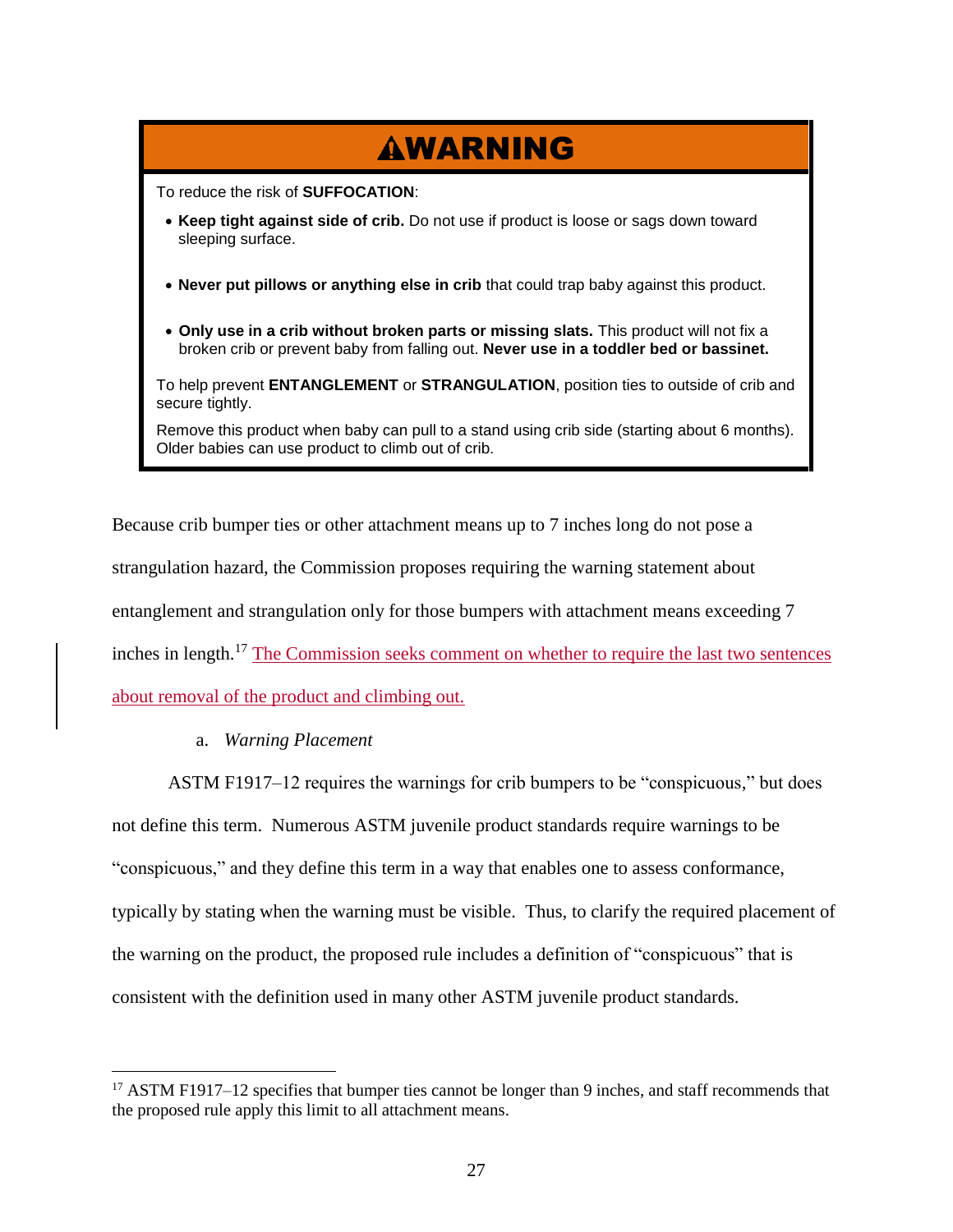## ⚠WARNING

To reduce the risk of **SUFFOCATION**:

- **Keep tight against side of crib.** Do not use if product is loose or sags down toward sleeping surface.
- **Never put pillows or anything else in crib** that could trap baby against this product.
- **Only use in a crib without broken parts or missing slats.** This product will not fix a broken crib or prevent baby from falling out. **Never use in a toddler bed or bassinet.**

To help prevent **ENTANGLEMENT** or **STRANGULATION**, position ties to outside of crib and secure tightly.

Remove this product when baby can pull to a stand using crib side (starting about 6 months). Older babies can use product to climb out of crib.

Because crib bumper ties or other attachment means up to 7 inches long do not pose a strangulation hazard, the Commission proposes requiring the warning statement about entanglement and strangulation only for those bumpers with attachment means exceeding 7 inches in length.[17] The Commission seeks comment on whether to require the last two sentences about removal of the product and climbing out.

a. *Warning Placement*

ASTM F1917–12 requires the warnings for crib bumpers to be "conspicuous," but does not define this term. Numerous ASTM juvenile product standards require warnings to be "conspicuous," and they define this term in a way that enables one to assess conformance, typically by stating when the warning must be visible. Thus, to clarify the required placement of the warning on the product, the proposed rule includes a definition of "conspicuous" that is consistent with the definition used in many other ASTM juvenile product standards.

[17] ASTM F1917–12 specifies that bumper ties cannot be longer than 9 inches, and staff recommends that the proposed rule apply this limit to all attachment means.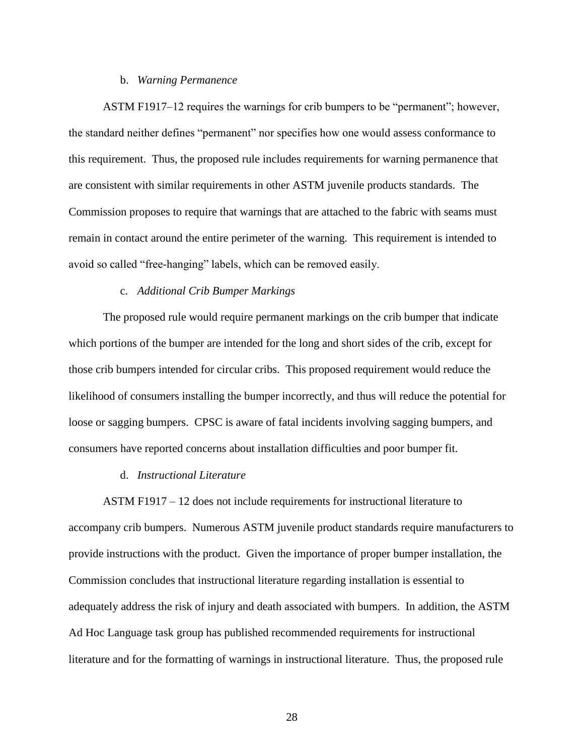b. *Warning Permanence*

ASTM F1917–12 requires the warnings for crib bumpers to be "permanent"; however, the standard neither defines "permanent" nor specifies how one would assess conformance to this requirement. Thus, the proposed rule includes requirements for warning permanence that are consistent with similar requirements in other ASTM juvenile products standards. The Commission proposes to require that warnings that are attached to the fabric with seams must remain in contact around the entire perimeter of the warning. This requirement is intended to avoid so called "free-hanging" labels, which can be removed easily.

c. *Additional Crib Bumper Markings*

The proposed rule would require permanent markings on the crib bumper that indicate which portions of the bumper are intended for the long and short sides of the crib, except for those crib bumpers intended for circular cribs. This proposed requirement would reduce the likelihood of consumers installing the bumper incorrectly, and thus will reduce the potential for loose or sagging bumpers. CPSC is aware of fatal incidents involving sagging bumpers, and consumers have reported concerns about installation difficulties and poor bumper fit.

d. *Instructional Literature*

ASTM F1917 – 12 does not include requirements for instructional literature to accompany crib bumpers. Numerous ASTM juvenile product standards require manufacturers to provide instructions with the product. Given the importance of proper bumper installation, the Commission concludes that instructional literature regarding installation is essential to adequately address the risk of injury and death associated with bumpers. In addition, the ASTM Ad Hoc Language task group has published recommended requirements for instructional literature and for the formatting of warnings in instructional literature. Thus, the proposed rule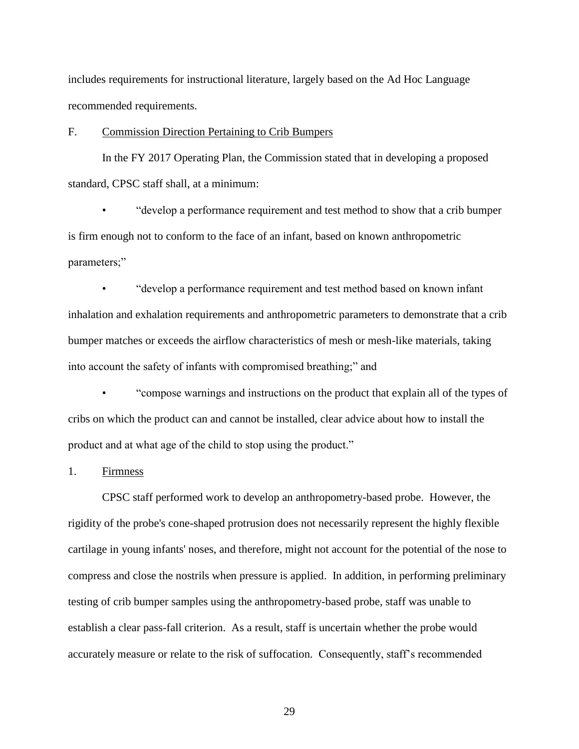includes requirements for instructional literature, largely based on the Ad Hoc Language recommended requirements.

## F. Commission Direction Pertaining to Crib Bumpers

In the FY 2017 Operating Plan, the Commission stated that in developing a proposed standard, CPSC staff shall, at a minimum:

- "develop a performance requirement and test method to show that a crib bumper is firm enough not to conform to the face of an infant, based on known anthropometric parameters;"
- "develop a performance requirement and test method based on known infant inhalation and exhalation requirements and anthropometric parameters to demonstrate that a crib bumper matches or exceeds the airflow characteristics of mesh or mesh-like materials, taking into account the safety of infants with compromised breathing;" and
- "compose warnings and instructions on the product that explain all of the types of cribs on which the product can and cannot be installed, clear advice about how to install the product and at what age of the child to stop using the product."

### 1. Firmness

CPSC staff performed work to develop an anthropometry-based probe. However, the rigidity of the probe's cone-shaped protrusion does not necessarily represent the highly flexible cartilage in young infants' noses, and therefore, might not account for the potential of the nose to compress and close the nostrils when pressure is applied. In addition, in performing preliminary testing of crib bumper samples using the anthropometry-based probe, staff was unable to establish a clear pass-fall criterion. As a result, staff is uncertain whether the probe would accurately measure or relate to the risk of suffocation. Consequently, staff's recommended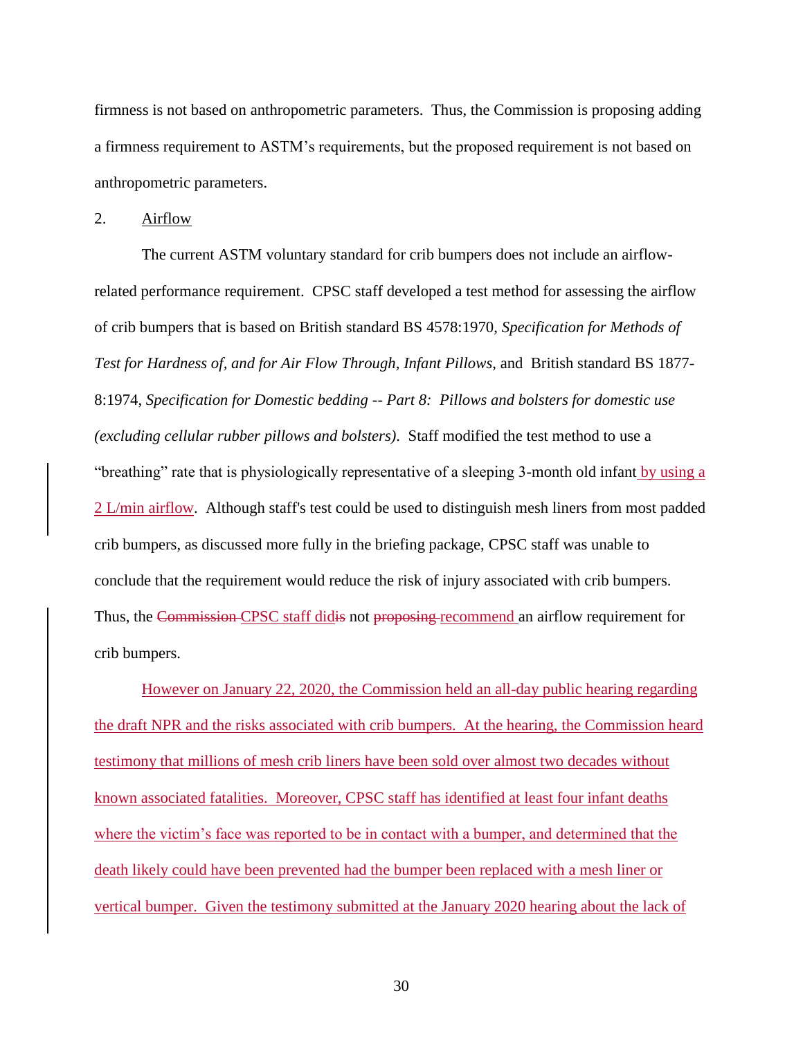firmness is not based on anthropometric parameters. Thus, the Commission is proposing adding a firmness requirement to ASTM's requirements, but the proposed requirement is not based on anthropometric parameters.

2. Airflow

The current ASTM voluntary standard for crib bumpers does not include an airflow-related performance requirement. CPSC staff developed a test method for assessing the airflow of crib bumpers that is based on British standard BS 4578:1970, *Specification for Methods of Test for Hardness of, and for Air Flow Through, Infant Pillows*, and British standard BS 1877-8:1974, *Specification for Domestic bedding -- Part 8: Pillows and bolsters for domestic use (excluding cellular rubber pillows and bolsters)*. Staff modified the test method to use a "breathing" rate that is physiologically representative of a sleeping 3-month old infant by using a 2 L/min airflow. Although staff's test could be used to distinguish mesh liners from most padded crib bumpers, as discussed more fully in the briefing package, CPSC staff was unable to conclude that the requirement would reduce the risk of injury associated with crib bumpers. Thus, the ~~Commission~~ CPSC staff did~~is~~ not ~~proposing~~ recommend an airflow requirement for crib bumpers.

However on January 22, 2020, the Commission held an all-day public hearing regarding the draft NPR and the risks associated with crib bumpers. At the hearing, the Commission heard testimony that millions of mesh crib liners have been sold over almost two decades without known associated fatalities. Moreover, CPSC staff has identified at least four infant deaths where the victim's face was reported to be in contact with a bumper, and determined that the death likely could have been prevented had the bumper been replaced with a mesh liner or vertical bumper. Given the testimony submitted at the January 2020 hearing about the lack of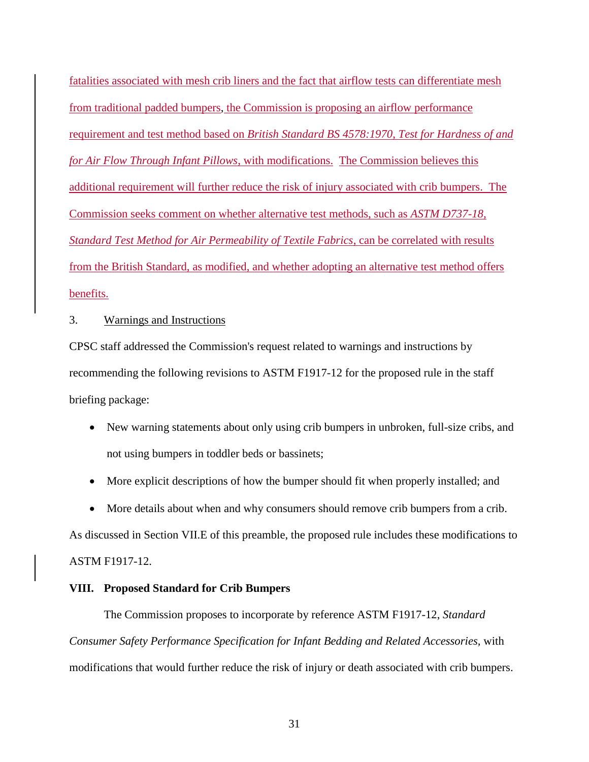fatalities associated with mesh crib liners and the fact that airflow tests can differentiate mesh from traditional padded bumpers, the Commission is proposing an airflow performance requirement and test method based on *British Standard BS 4578:1970, Test for Hardness of and for Air Flow Through Infant Pillows*, with modifications. The Commission believes this additional requirement will further reduce the risk of injury associated with crib bumpers. The Commission seeks comment on whether alternative test methods, such as *ASTM D737-18, Standard Test Method for Air Permeability of Textile Fabrics*, can be correlated with results from the British Standard, as modified, and whether adopting an alternative test method offers benefits.

3. Warnings and Instructions

CPSC staff addressed the Commission's request related to warnings and instructions by recommending the following revisions to ASTM F1917-12 for the proposed rule in the staff briefing package:

- New warning statements about only using crib bumpers in unbroken, full-size cribs, and not using bumpers in toddler beds or bassinets;
- More explicit descriptions of how the bumper should fit when properly installed; and
- More details about when and why consumers should remove crib bumpers from a crib.

As discussed in Section VII.E of this preamble, the proposed rule includes these modifications to ASTM F1917-12.

## VIII. Proposed Standard for Crib Bumpers

The Commission proposes to incorporate by reference ASTM F1917-12, *Standard Consumer Safety Performance Specification for Infant Bedding and Related Accessories*, with modifications that would further reduce the risk of injury or death associated with crib bumpers.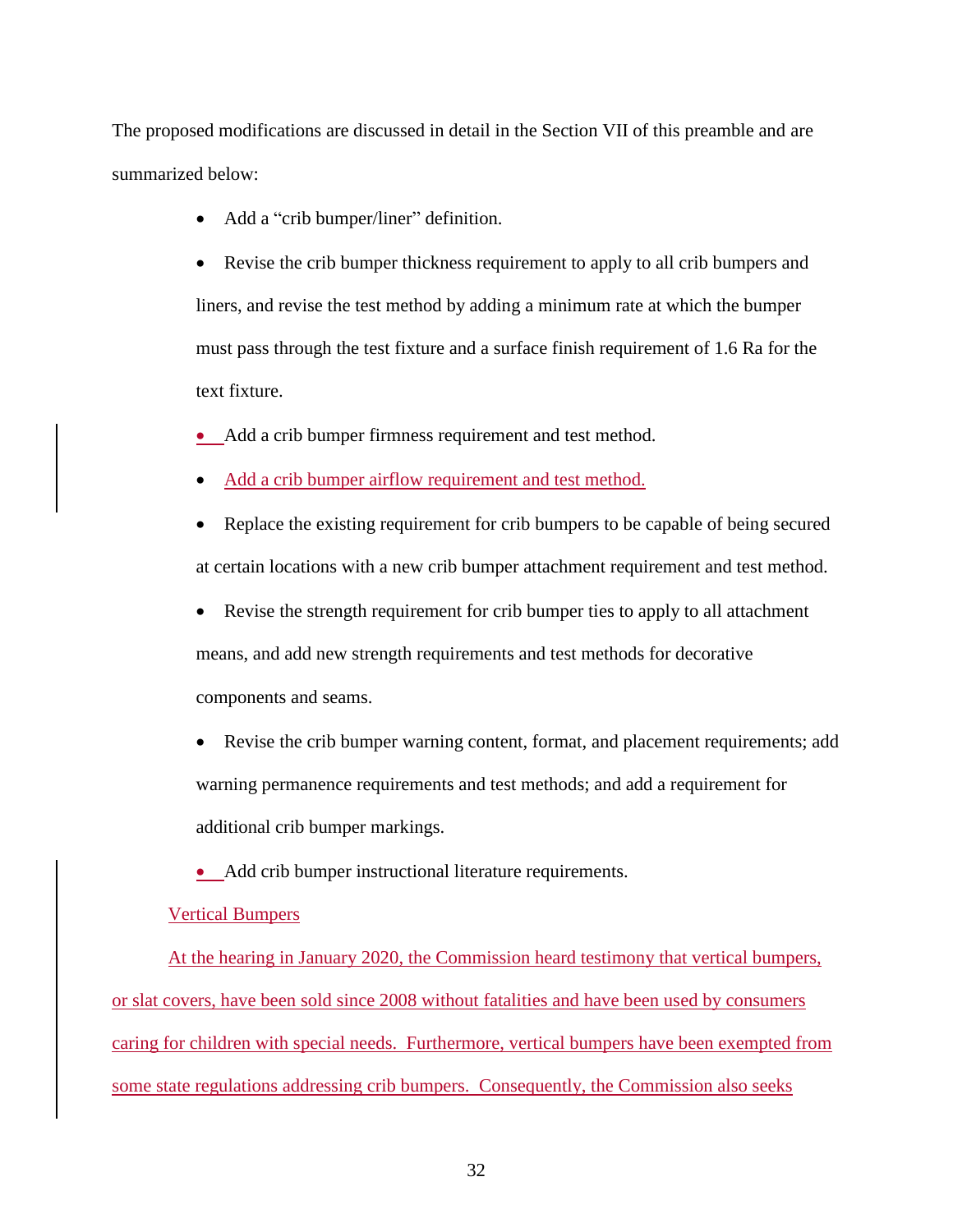The proposed modifications are discussed in detail in the Section VII of this preamble and are summarized below:

- Add a "crib bumper/liner" definition.
- Revise the crib bumper thickness requirement to apply to all crib bumpers and liners, and revise the test method by adding a minimum rate at which the bumper must pass through the test fixture and a surface finish requirement of 1.6 Ra for the text fixture.
- Add a crib bumper firmness requirement and test method.
- Add a crib bumper airflow requirement and test method.
- Replace the existing requirement for crib bumpers to be capable of being secured at certain locations with a new crib bumper attachment requirement and test method.
- Revise the strength requirement for crib bumper ties to apply to all attachment means, and add new strength requirements and test methods for decorative components and seams.
- Revise the crib bumper warning content, format, and placement requirements; add warning permanence requirements and test methods; and add a requirement for additional crib bumper markings.
- Add crib bumper instructional literature requirements.

Vertical Bumpers

At the hearing in January 2020, the Commission heard testimony that vertical bumpers, or slat covers, have been sold since 2008 without fatalities and have been used by consumers caring for children with special needs. Furthermore, vertical bumpers have been exempted from some state regulations addressing crib bumpers. Consequently, the Commission also seeks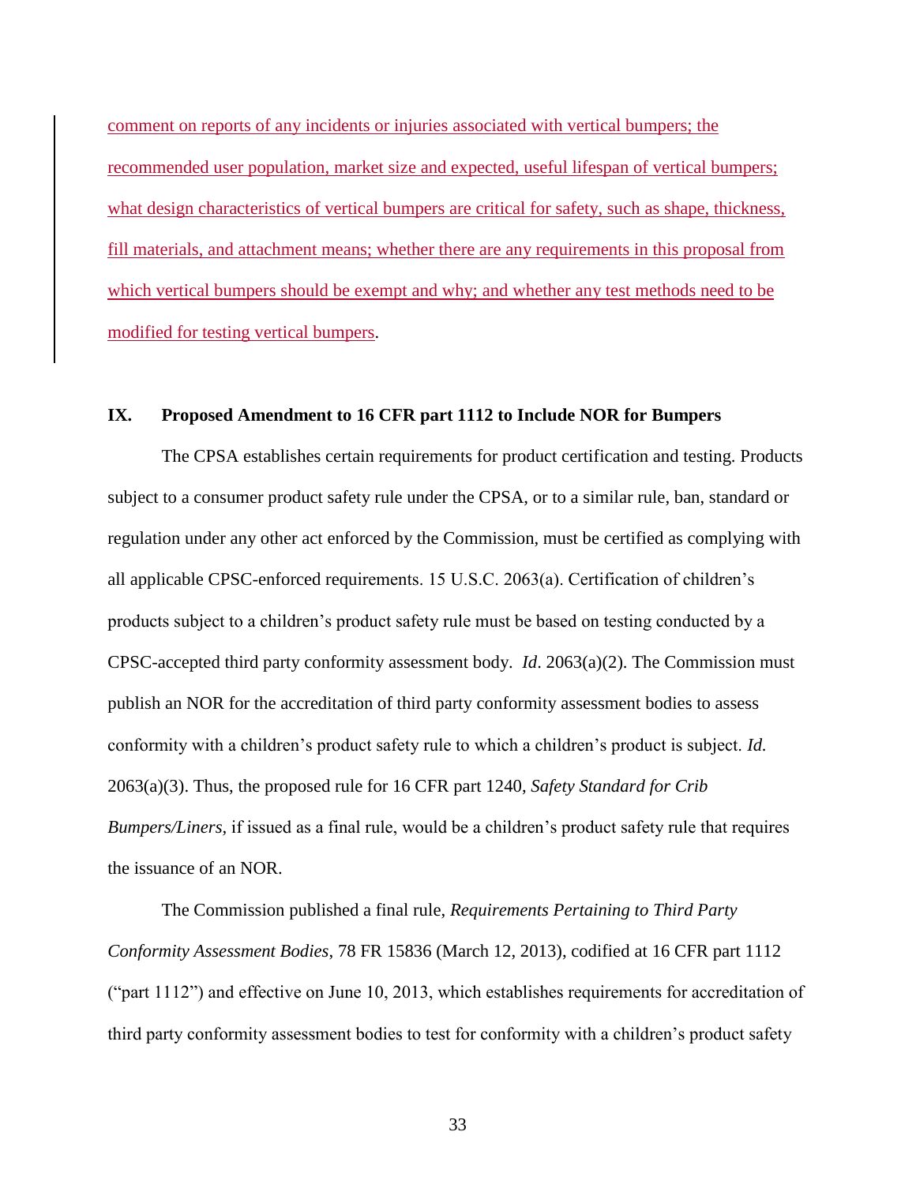comment on reports of any incidents or injuries associated with vertical bumpers; the recommended user population, market size and expected, useful lifespan of vertical bumpers; what design characteristics of vertical bumpers are critical for safety, such as shape, thickness, fill materials, and attachment means; whether there are any requirements in this proposal from which vertical bumpers should be exempt and why; and whether any test methods need to be modified for testing vertical bumpers.

## IX. Proposed Amendment to 16 CFR part 1112 to Include NOR for Bumpers

The CPSA establishes certain requirements for product certification and testing. Products subject to a consumer product safety rule under the CPSA, or to a similar rule, ban, standard or regulation under any other act enforced by the Commission, must be certified as complying with all applicable CPSC-enforced requirements. 15 U.S.C. 2063(a). Certification of children's products subject to a children's product safety rule must be based on testing conducted by a CPSC-accepted third party conformity assessment body. *Id*. 2063(a)(2). The Commission must publish an NOR for the accreditation of third party conformity assessment bodies to assess conformity with a children's product safety rule to which a children's product is subject. *Id.* 2063(a)(3). Thus, the proposed rule for 16 CFR part 1240, *Safety Standard for Crib Bumpers/Liners,* if issued as a final rule, would be a children's product safety rule that requires the issuance of an NOR.

The Commission published a final rule, *Requirements Pertaining to Third Party Conformity Assessment Bodies*, 78 FR 15836 (March 12, 2013), codified at 16 CFR part 1112 ("part 1112") and effective on June 10, 2013, which establishes requirements for accreditation of third party conformity assessment bodies to test for conformity with a children's product safety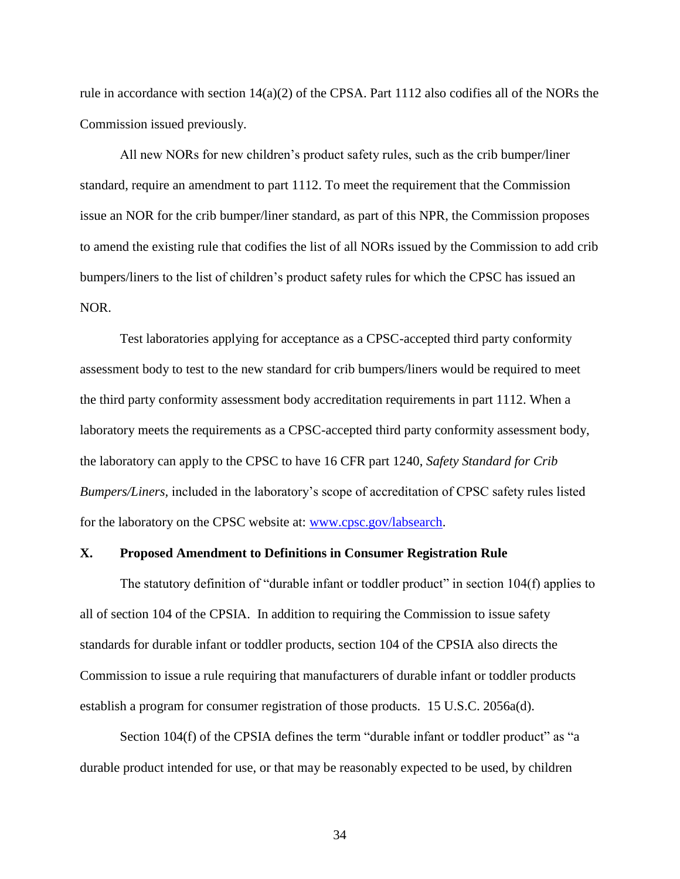rule in accordance with section 14(a)(2) of the CPSA. Part 1112 also codifies all of the NORs the Commission issued previously.

All new NORs for new children's product safety rules, such as the crib bumper/liner standard, require an amendment to part 1112. To meet the requirement that the Commission issue an NOR for the crib bumper/liner standard, as part of this NPR, the Commission proposes to amend the existing rule that codifies the list of all NORs issued by the Commission to add crib bumpers/liners to the list of children's product safety rules for which the CPSC has issued an NOR.

Test laboratories applying for acceptance as a CPSC-accepted third party conformity assessment body to test to the new standard for crib bumpers/liners would be required to meet the third party conformity assessment body accreditation requirements in part 1112. When a laboratory meets the requirements as a CPSC-accepted third party conformity assessment body, the laboratory can apply to the CPSC to have 16 CFR part 1240, *Safety Standard for Crib Bumpers/Liners*, included in the laboratory's scope of accreditation of CPSC safety rules listed for the laboratory on the CPSC website at: www.cpsc.gov/labsearch.

## X. Proposed Amendment to Definitions in Consumer Registration Rule

The statutory definition of "durable infant or toddler product" in section 104(f) applies to all of section 104 of the CPSIA. In addition to requiring the Commission to issue safety standards for durable infant or toddler products, section 104 of the CPSIA also directs the Commission to issue a rule requiring that manufacturers of durable infant or toddler products establish a program for consumer registration of those products. 15 U.S.C. 2056a(d).

Section 104(f) of the CPSIA defines the term "durable infant or toddler product" as "a durable product intended for use, or that may be reasonably expected to be used, by children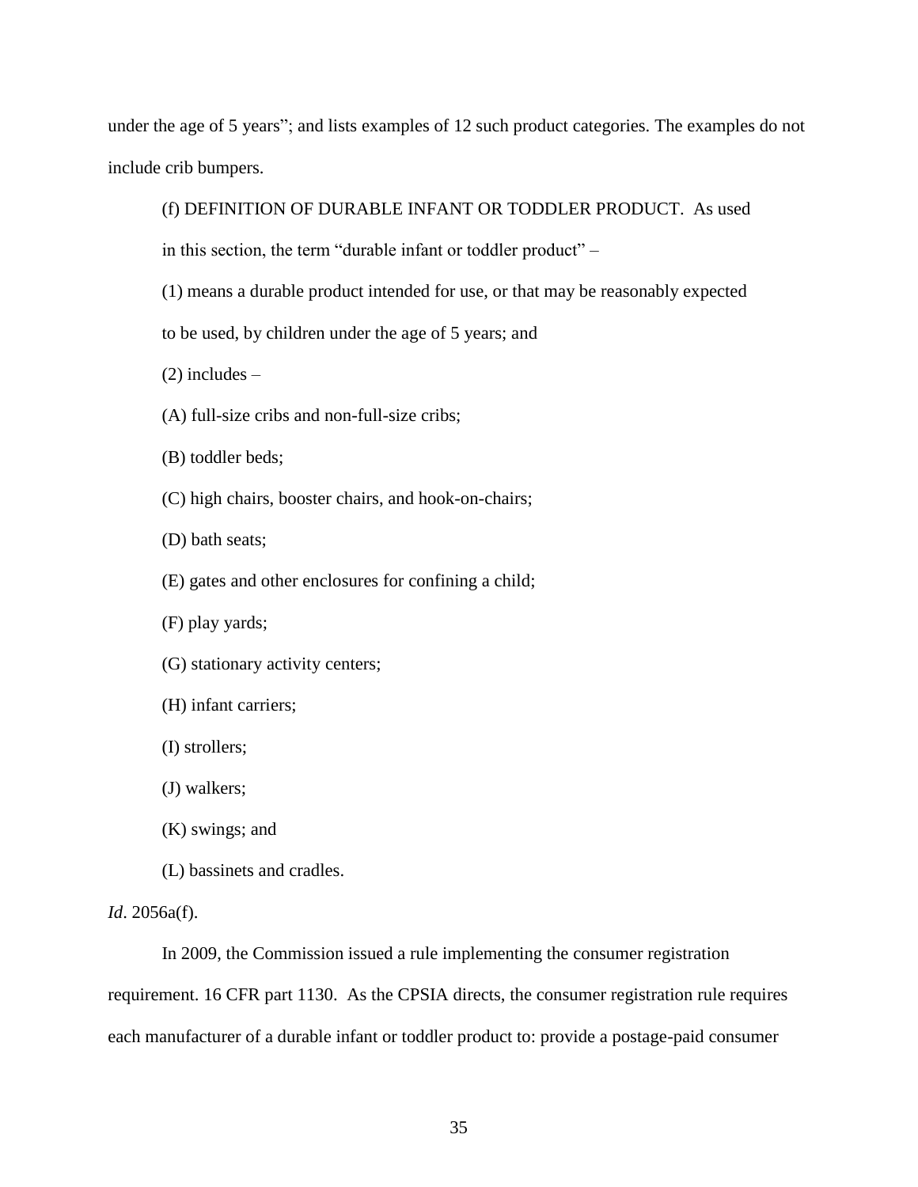under the age of 5 years"; and lists examples of 12 such product categories. The examples do not include crib bumpers.

> (f) DEFINITION OF DURABLE INFANT OR TODDLER PRODUCT. As used in this section, the term "durable infant or toddler product" –
>
> (1) means a durable product intended for use, or that may be reasonably expected to be used, by children under the age of 5 years; and
>
> (2) includes –
>
> (A) full-size cribs and non-full-size cribs;
>
> (B) toddler beds;
>
> (C) high chairs, booster chairs, and hook-on-chairs;
>
> (D) bath seats;
>
> (E) gates and other enclosures for confining a child;
>
> (F) play yards;
>
> (G) stationary activity centers;
>
> (H) infant carriers;
>
> (I) strollers;
>
> (J) walkers;
>
> (K) swings; and
>
> (L) bassinets and cradles.

*Id*. 2056a(f).

In 2009, the Commission issued a rule implementing the consumer registration requirement. 16 CFR part 1130. As the CPSIA directs, the consumer registration rule requires each manufacturer of a durable infant or toddler product to: provide a postage-paid consumer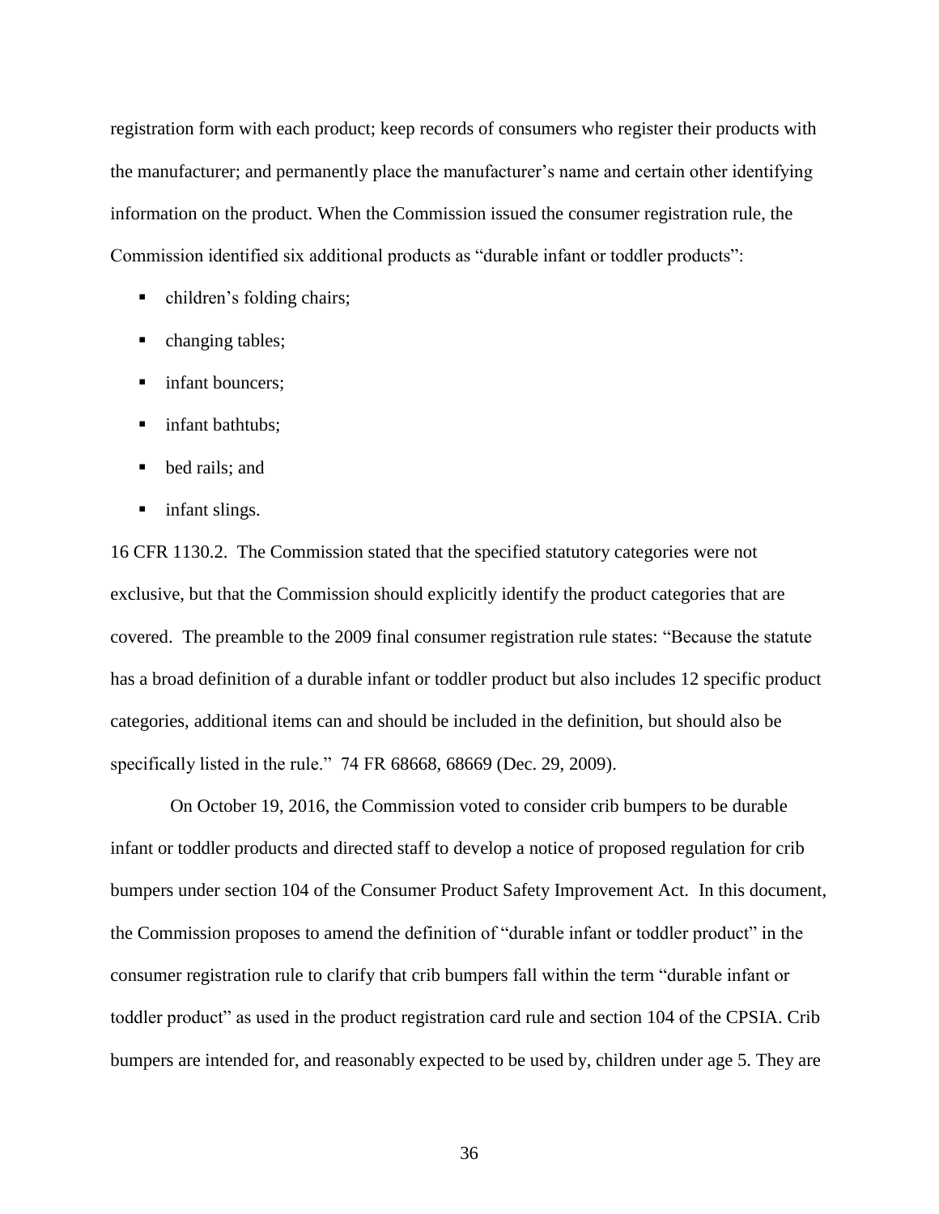registration form with each product; keep records of consumers who register their products with the manufacturer; and permanently place the manufacturer's name and certain other identifying information on the product. When the Commission issued the consumer registration rule, the Commission identified six additional products as "durable infant or toddler products":

- children's folding chairs;
- changing tables;
- infant bouncers;
- infant bathtubs;
- bed rails; and
- infant slings.

16 CFR 1130.2. The Commission stated that the specified statutory categories were not exclusive, but that the Commission should explicitly identify the product categories that are covered. The preamble to the 2009 final consumer registration rule states: "Because the statute has a broad definition of a durable infant or toddler product but also includes 12 specific product categories, additional items can and should be included in the definition, but should also be specifically listed in the rule." 74 FR 68668, 68669 (Dec. 29, 2009).

On October 19, 2016, the Commission voted to consider crib bumpers to be durable infant or toddler products and directed staff to develop a notice of proposed regulation for crib bumpers under section 104 of the Consumer Product Safety Improvement Act. In this document, the Commission proposes to amend the definition of "durable infant or toddler product" in the consumer registration rule to clarify that crib bumpers fall within the term "durable infant or toddler product" as used in the product registration card rule and section 104 of the CPSIA. Crib bumpers are intended for, and reasonably expected to be used by, children under age 5. They are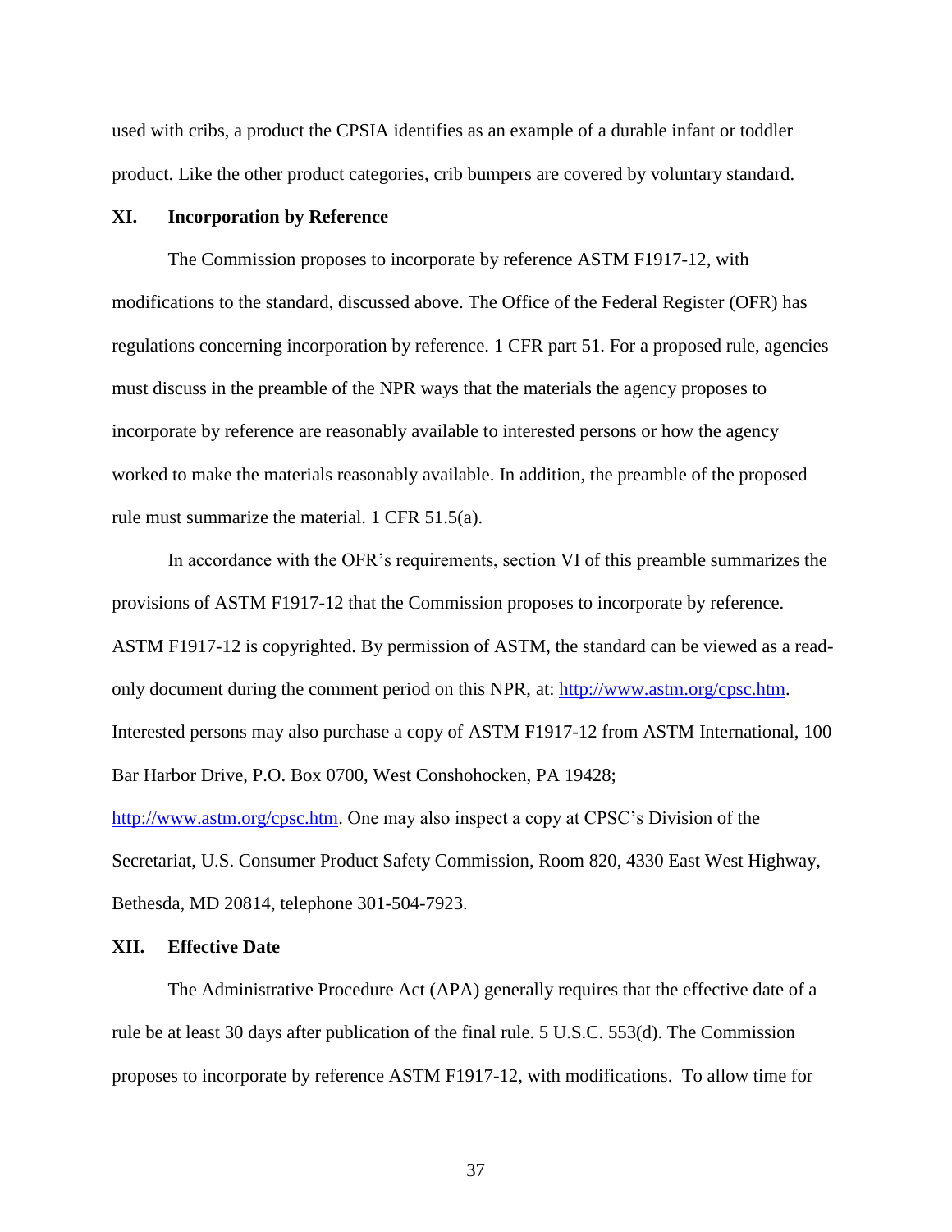used with cribs, a product the CPSIA identifies as an example of a durable infant or toddler product. Like the other product categories, crib bumpers are covered by voluntary standard.

## XI. Incorporation by Reference

The Commission proposes to incorporate by reference ASTM F1917-12, with modifications to the standard, discussed above. The Office of the Federal Register (OFR) has regulations concerning incorporation by reference. 1 CFR part 51. For a proposed rule, agencies must discuss in the preamble of the NPR ways that the materials the agency proposes to incorporate by reference are reasonably available to interested persons or how the agency worked to make the materials reasonably available. In addition, the preamble of the proposed rule must summarize the material. 1 CFR 51.5(a).

In accordance with the OFR's requirements, section VI of this preamble summarizes the provisions of ASTM F1917-12 that the Commission proposes to incorporate by reference. ASTM F1917-12 is copyrighted. By permission of ASTM, the standard can be viewed as a read-only document during the comment period on this NPR, at: [http://www.astm.org/cpsc.htm](http://www.astm.org/cpsc.htm). Interested persons may also purchase a copy of ASTM F1917-12 from ASTM International, 100 Bar Harbor Drive, P.O. Box 0700, West Conshohocken, PA 19428; [http://www.astm.org/cpsc.htm](http://www.astm.org/cpsc.htm). One may also inspect a copy at CPSC's Division of the Secretariat, U.S. Consumer Product Safety Commission, Room 820, 4330 East West Highway, Bethesda, MD 20814, telephone 301-504-7923.

## XII. Effective Date

The Administrative Procedure Act (APA) generally requires that the effective date of a rule be at least 30 days after publication of the final rule. 5 U.S.C. 553(d). The Commission proposes to incorporate by reference ASTM F1917-12, with modifications. To allow time for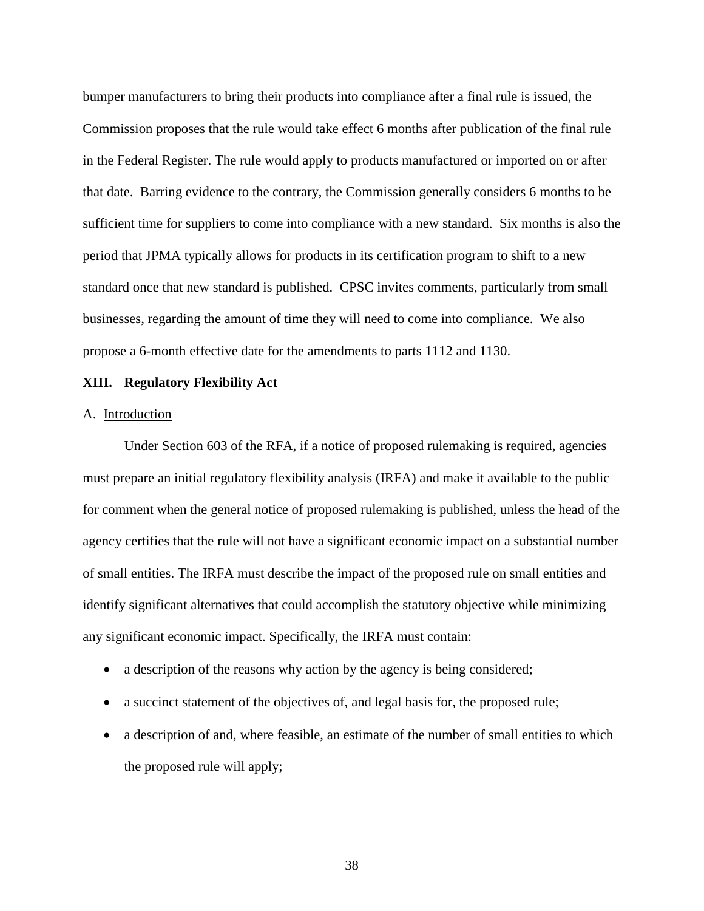bumper manufacturers to bring their products into compliance after a final rule is issued, the Commission proposes that the rule would take effect 6 months after publication of the final rule in the Federal Register. The rule would apply to products manufactured or imported on or after that date. Barring evidence to the contrary, the Commission generally considers 6 months to be sufficient time for suppliers to come into compliance with a new standard. Six months is also the period that JPMA typically allows for products in its certification program to shift to a new standard once that new standard is published. CPSC invites comments, particularly from small businesses, regarding the amount of time they will need to come into compliance. We also propose a 6-month effective date for the amendments to parts 1112 and 1130.

## XIII. Regulatory Flexibility Act

### A. Introduction

Under Section 603 of the RFA, if a notice of proposed rulemaking is required, agencies must prepare an initial regulatory flexibility analysis (IRFA) and make it available to the public for comment when the general notice of proposed rulemaking is published, unless the head of the agency certifies that the rule will not have a significant economic impact on a substantial number of small entities. The IRFA must describe the impact of the proposed rule on small entities and identify significant alternatives that could accomplish the statutory objective while minimizing any significant economic impact. Specifically, the IRFA must contain:

- a description of the reasons why action by the agency is being considered;
- a succinct statement of the objectives of, and legal basis for, the proposed rule;
- a description of and, where feasible, an estimate of the number of small entities to which the proposed rule will apply;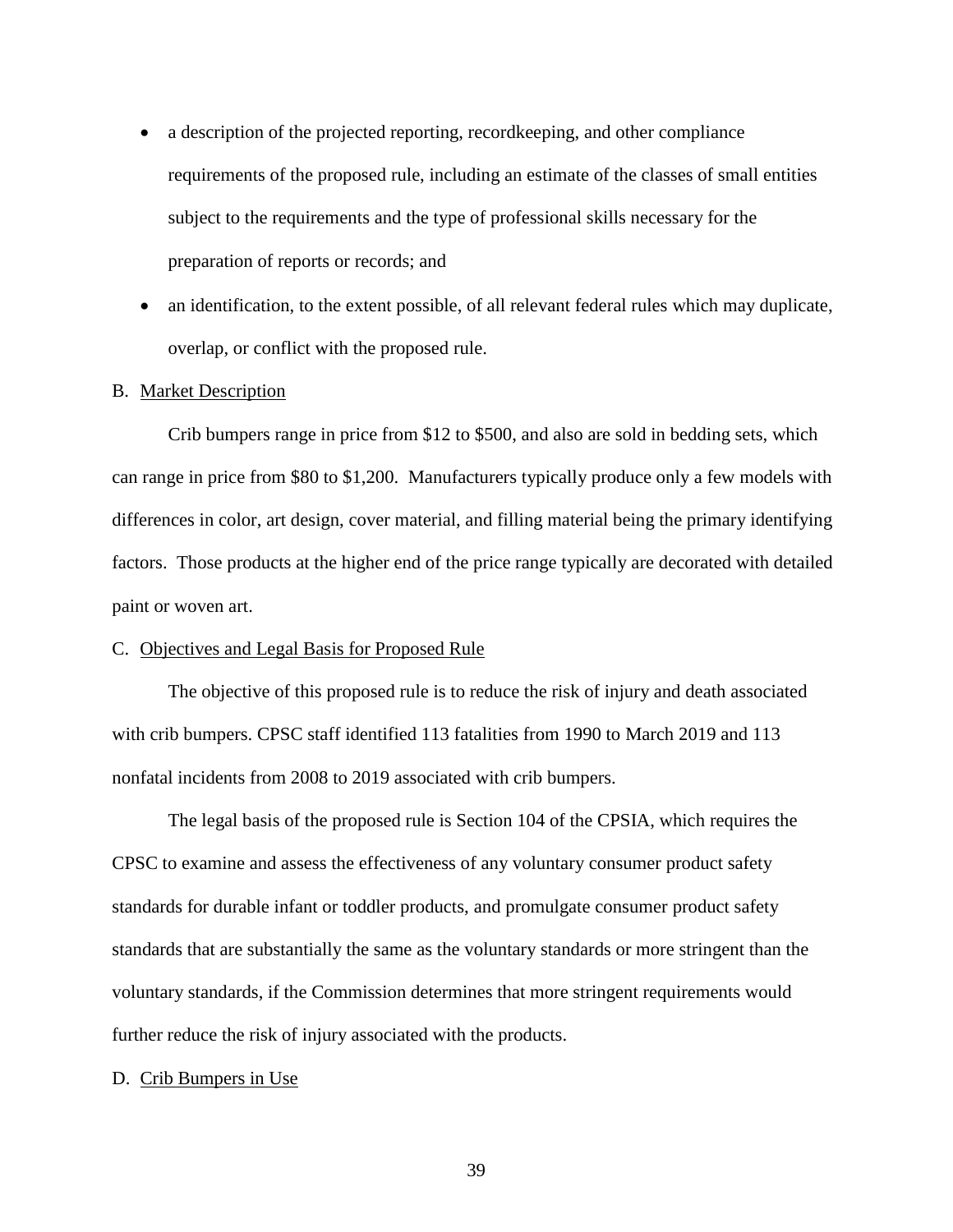- a description of the projected reporting, recordkeeping, and other compliance requirements of the proposed rule, including an estimate of the classes of small entities subject to the requirements and the type of professional skills necessary for the preparation of reports or records; and
- an identification, to the extent possible, of all relevant federal rules which may duplicate, overlap, or conflict with the proposed rule.

B. Market Description

Crib bumpers range in price from $12 to $500, and also are sold in bedding sets, which can range in price from $80 to $1,200. Manufacturers typically produce only a few models with differences in color, art design, cover material, and filling material being the primary identifying factors. Those products at the higher end of the price range typically are decorated with detailed paint or woven art.

C. Objectives and Legal Basis for Proposed Rule

The objective of this proposed rule is to reduce the risk of injury and death associated with crib bumpers. CPSC staff identified 113 fatalities from 1990 to March 2019 and 113 nonfatal incidents from 2008 to 2019 associated with crib bumpers.

The legal basis of the proposed rule is Section 104 of the CPSIA, which requires the CPSC to examine and assess the effectiveness of any voluntary consumer product safety standards for durable infant or toddler products, and promulgate consumer product safety standards that are substantially the same as the voluntary standards or more stringent than the voluntary standards, if the Commission determines that more stringent requirements would further reduce the risk of injury associated with the products.

D. Crib Bumpers in Use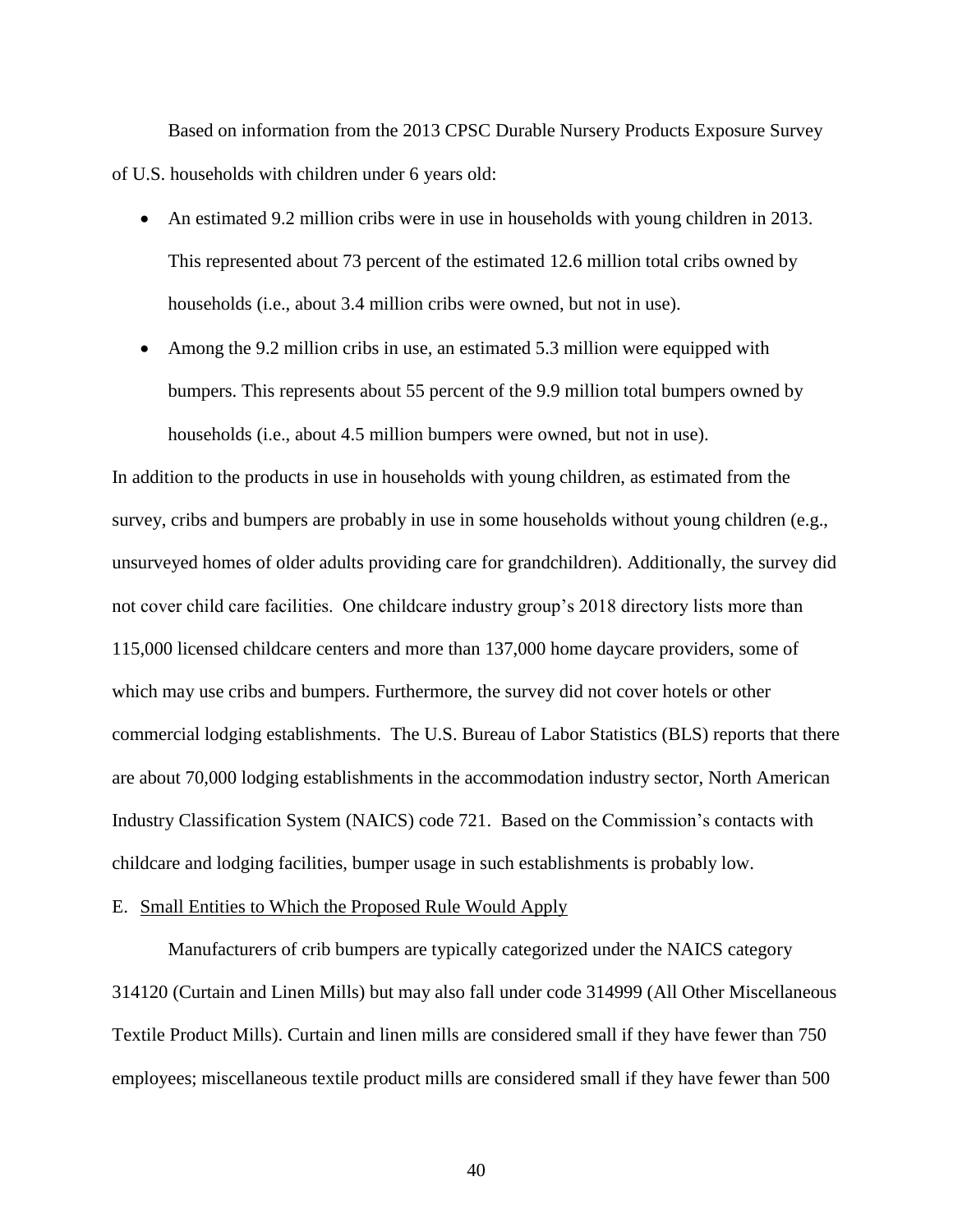Based on information from the 2013 CPSC Durable Nursery Products Exposure Survey of U.S. households with children under 6 years old:

- An estimated 9.2 million cribs were in use in households with young children in 2013. This represented about 73 percent of the estimated 12.6 million total cribs owned by households (i.e., about 3.4 million cribs were owned, but not in use).
- Among the 9.2 million cribs in use, an estimated 5.3 million were equipped with bumpers. This represents about 55 percent of the 9.9 million total bumpers owned by households (i.e., about 4.5 million bumpers were owned, but not in use).

In addition to the products in use in households with young children, as estimated from the survey, cribs and bumpers are probably in use in some households without young children (e.g., unsurveyed homes of older adults providing care for grandchildren). Additionally, the survey did not cover child care facilities. One childcare industry group's 2018 directory lists more than 115,000 licensed childcare centers and more than 137,000 home daycare providers, some of which may use cribs and bumpers. Furthermore, the survey did not cover hotels or other commercial lodging establishments. The U.S. Bureau of Labor Statistics (BLS) reports that there are about 70,000 lodging establishments in the accommodation industry sector, North American Industry Classification System (NAICS) code 721. Based on the Commission's contacts with childcare and lodging facilities, bumper usage in such establishments is probably low.

E. Small Entities to Which the Proposed Rule Would Apply

Manufacturers of crib bumpers are typically categorized under the NAICS category 314120 (Curtain and Linen Mills) but may also fall under code 314999 (All Other Miscellaneous Textile Product Mills). Curtain and linen mills are considered small if they have fewer than 750 employees; miscellaneous textile product mills are considered small if they have fewer than 500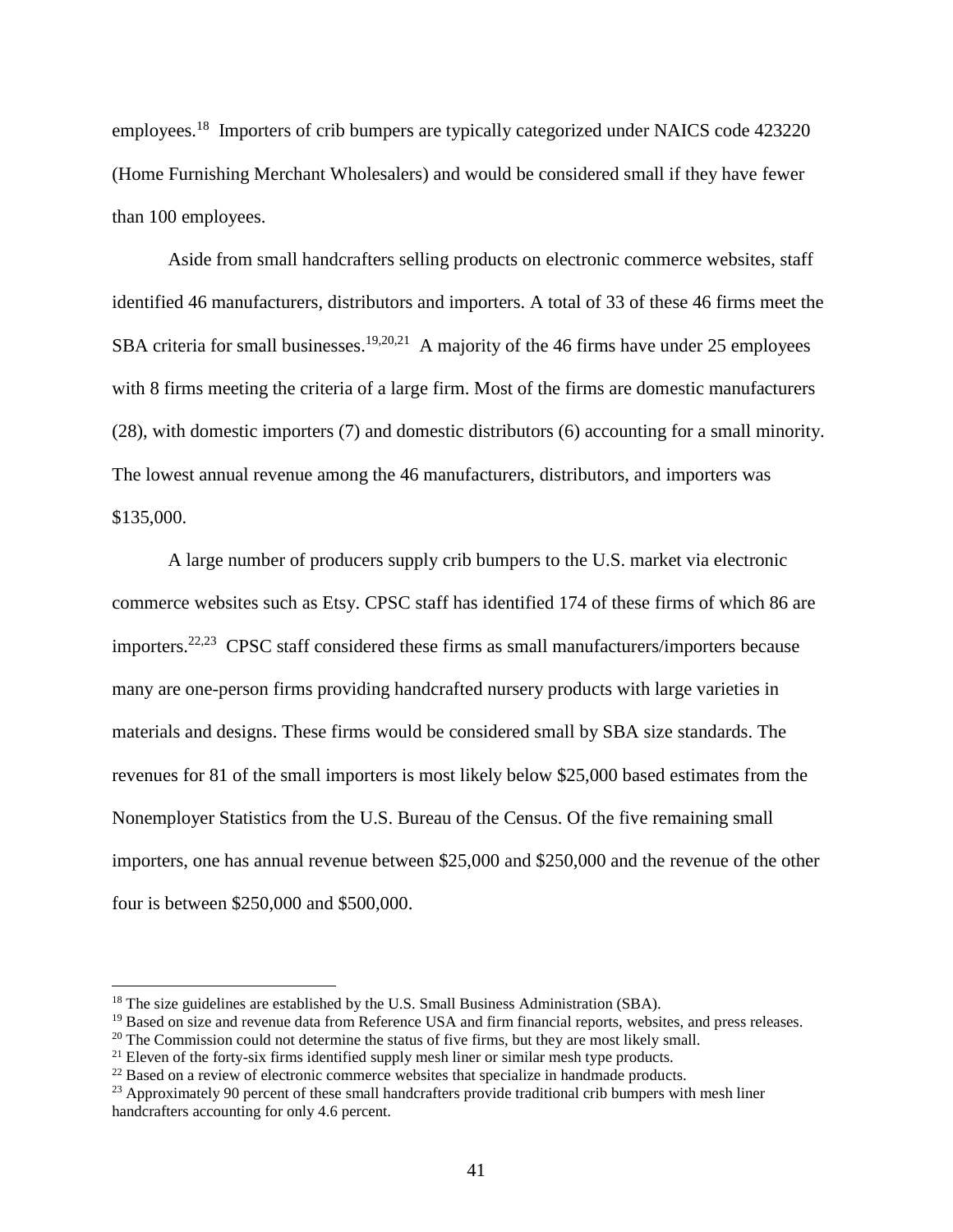employees.[18] Importers of crib bumpers are typically categorized under NAICS code 423220 (Home Furnishing Merchant Wholesalers) and would be considered small if they have fewer than 100 employees.

Aside from small handcrafters selling products on electronic commerce websites, staff identified 46 manufacturers, distributors and importers. A total of 33 of these 46 firms meet the SBA criteria for small businesses.[19,20,21] A majority of the 46 firms have under 25 employees with 8 firms meeting the criteria of a large firm. Most of the firms are domestic manufacturers (28), with domestic importers (7) and domestic distributors (6) accounting for a small minority. The lowest annual revenue among the 46 manufacturers, distributors, and importers was $135,000.

A large number of producers supply crib bumpers to the U.S. market via electronic commerce websites such as Etsy. CPSC staff has identified 174 of these firms of which 86 are importers.[22,23] CPSC staff considered these firms as small manufacturers/importers because many are one-person firms providing handcrafted nursery products with large varieties in materials and designs. These firms would be considered small by SBA size standards. The revenues for 81 of the small importers is most likely below $25,000 based estimates from the Nonemployer Statistics from the U.S. Bureau of the Census. Of the five remaining small importers, one has annual revenue between $25,000 and $250,000 and the revenue of the other four is between $250,000 and $500,000.

---

[18] The size guidelines are established by the U.S. Small Business Administration (SBA).

[19] Based on size and revenue data from Reference USA and firm financial reports, websites, and press releases.

[20] The Commission could not determine the status of five firms, but they are most likely small.

[21] Eleven of the forty-six firms identified supply mesh liner or similar mesh type products.

[22] Based on a review of electronic commerce websites that specialize in handmade products.

[23] Approximately 90 percent of these small handcrafters provide traditional crib bumpers with mesh liner handcrafters accounting for only 4.6 percent.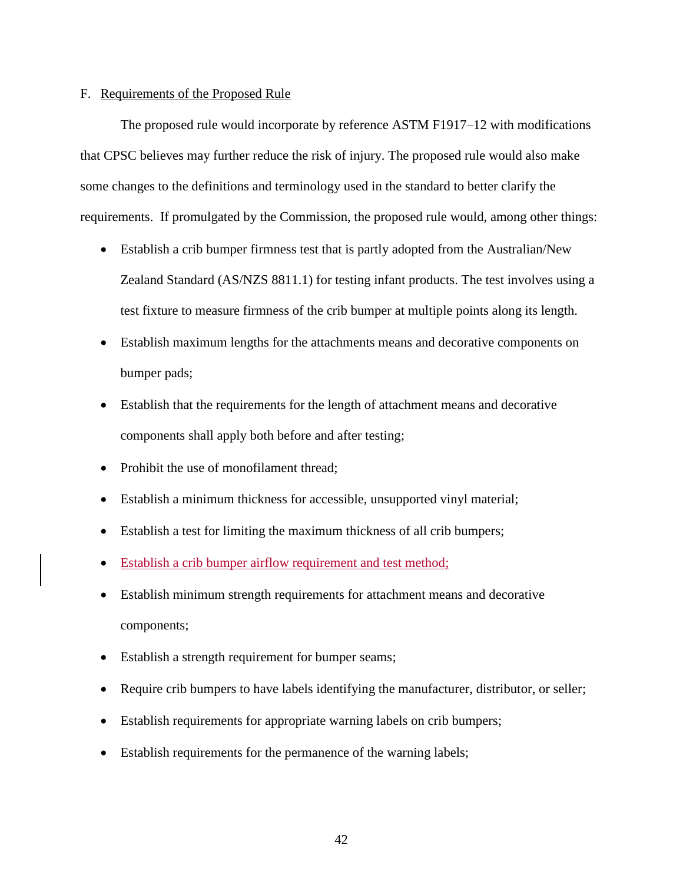F. Requirements of the Proposed Rule

The proposed rule would incorporate by reference ASTM F1917–12 with modifications that CPSC believes may further reduce the risk of injury. The proposed rule would also make some changes to the definitions and terminology used in the standard to better clarify the requirements. If promulgated by the Commission, the proposed rule would, among other things:

- Establish a crib bumper firmness test that is partly adopted from the Australian/New Zealand Standard (AS/NZS 8811.1) for testing infant products. The test involves using a test fixture to measure firmness of the crib bumper at multiple points along its length.
- Establish maximum lengths for the attachments means and decorative components on bumper pads;
- Establish that the requirements for the length of attachment means and decorative components shall apply both before and after testing;
- Prohibit the use of monofilament thread;
- Establish a minimum thickness for accessible, unsupported vinyl material;
- Establish a test for limiting the maximum thickness of all crib bumpers;
- Establish a crib bumper airflow requirement and test method;
- Establish minimum strength requirements for attachment means and decorative components;
- Establish a strength requirement for bumper seams;
- Require crib bumpers to have labels identifying the manufacturer, distributor, or seller;
- Establish requirements for appropriate warning labels on crib bumpers;
- Establish requirements for the permanence of the warning labels;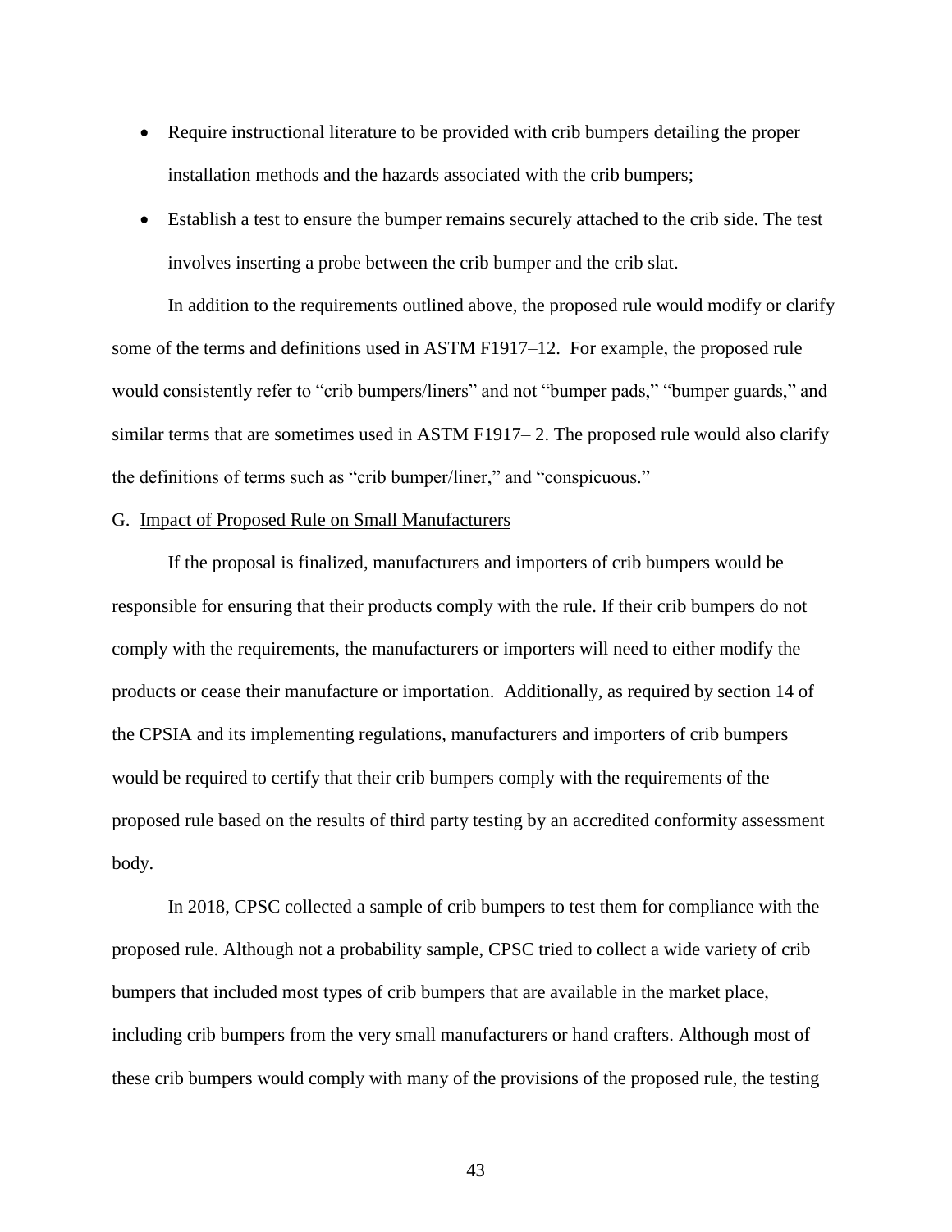- Require instructional literature to be provided with crib bumpers detailing the proper installation methods and the hazards associated with the crib bumpers;
- Establish a test to ensure the bumper remains securely attached to the crib side. The test involves inserting a probe between the crib bumper and the crib slat.

In addition to the requirements outlined above, the proposed rule would modify or clarify some of the terms and definitions used in ASTM F1917–12. For example, the proposed rule would consistently refer to "crib bumpers/liners" and not "bumper pads," "bumper guards," and similar terms that are sometimes used in ASTM F1917– 2. The proposed rule would also clarify the definitions of terms such as "crib bumper/liner," and "conspicuous."

G. Impact of Proposed Rule on Small Manufacturers

If the proposal is finalized, manufacturers and importers of crib bumpers would be responsible for ensuring that their products comply with the rule. If their crib bumpers do not comply with the requirements, the manufacturers or importers will need to either modify the products or cease their manufacture or importation. Additionally, as required by section 14 of the CPSIA and its implementing regulations, manufacturers and importers of crib bumpers would be required to certify that their crib bumpers comply with the requirements of the proposed rule based on the results of third party testing by an accredited conformity assessment body.

In 2018, CPSC collected a sample of crib bumpers to test them for compliance with the proposed rule. Although not a probability sample, CPSC tried to collect a wide variety of crib bumpers that included most types of crib bumpers that are available in the market place, including crib bumpers from the very small manufacturers or hand crafters. Although most of these crib bumpers would comply with many of the provisions of the proposed rule, the testing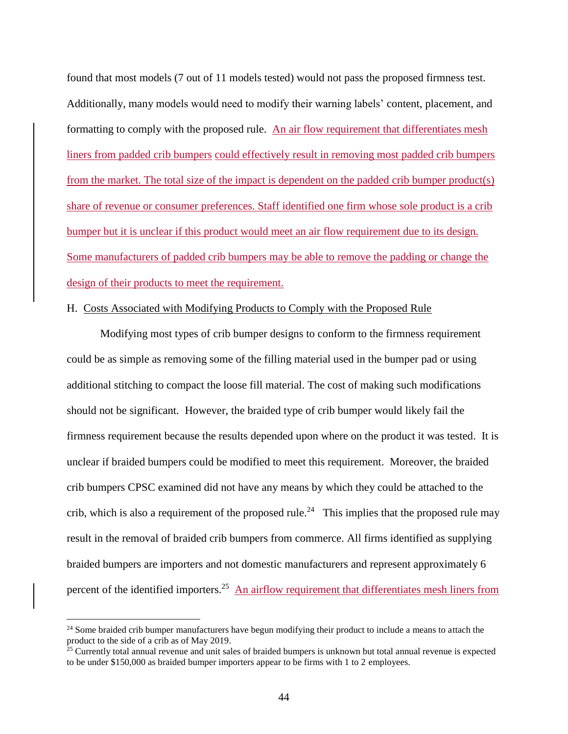found that most models (7 out of 11 models tested) would not pass the proposed firmness test. Additionally, many models would need to modify their warning labels' content, placement, and formatting to comply with the proposed rule. An air flow requirement that differentiates mesh liners from padded crib bumpers could effectively result in removing most padded crib bumpers from the market. The total size of the impact is dependent on the padded crib bumper product(s) share of revenue or consumer preferences. Staff identified one firm whose sole product is a crib bumper but it is unclear if this product would meet an air flow requirement due to its design. Some manufacturers of padded crib bumpers may be able to remove the padding or change the design of their products to meet the requirement.

H. Costs Associated with Modifying Products to Comply with the Proposed Rule

Modifying most types of crib bumper designs to conform to the firmness requirement could be as simple as removing some of the filling material used in the bumper pad or using additional stitching to compact the loose fill material. The cost of making such modifications should not be significant. However, the braided type of crib bumper would likely fail the firmness requirement because the results depended upon where on the product it was tested. It is unclear if braided bumpers could be modified to meet this requirement. Moreover, the braided crib bumpers CPSC examined did not have any means by which they could be attached to the crib, which is also a requirement of the proposed rule.[24] This implies that the proposed rule may result in the removal of braided crib bumpers from commerce. All firms identified as supplying braided bumpers are importers and not domestic manufacturers and represent approximately 6 percent of the identified importers.[25] An airflow requirement that differentiates mesh liners from

[24] Some braided crib bumper manufacturers have begun modifying their product to include a means to attach the product to the side of a crib as of May 2019.

[25] Currently total annual revenue and unit sales of braided bumpers is unknown but total annual revenue is expected to be under $150,000 as braided bumper importers appear to be firms with 1 to 2 employees.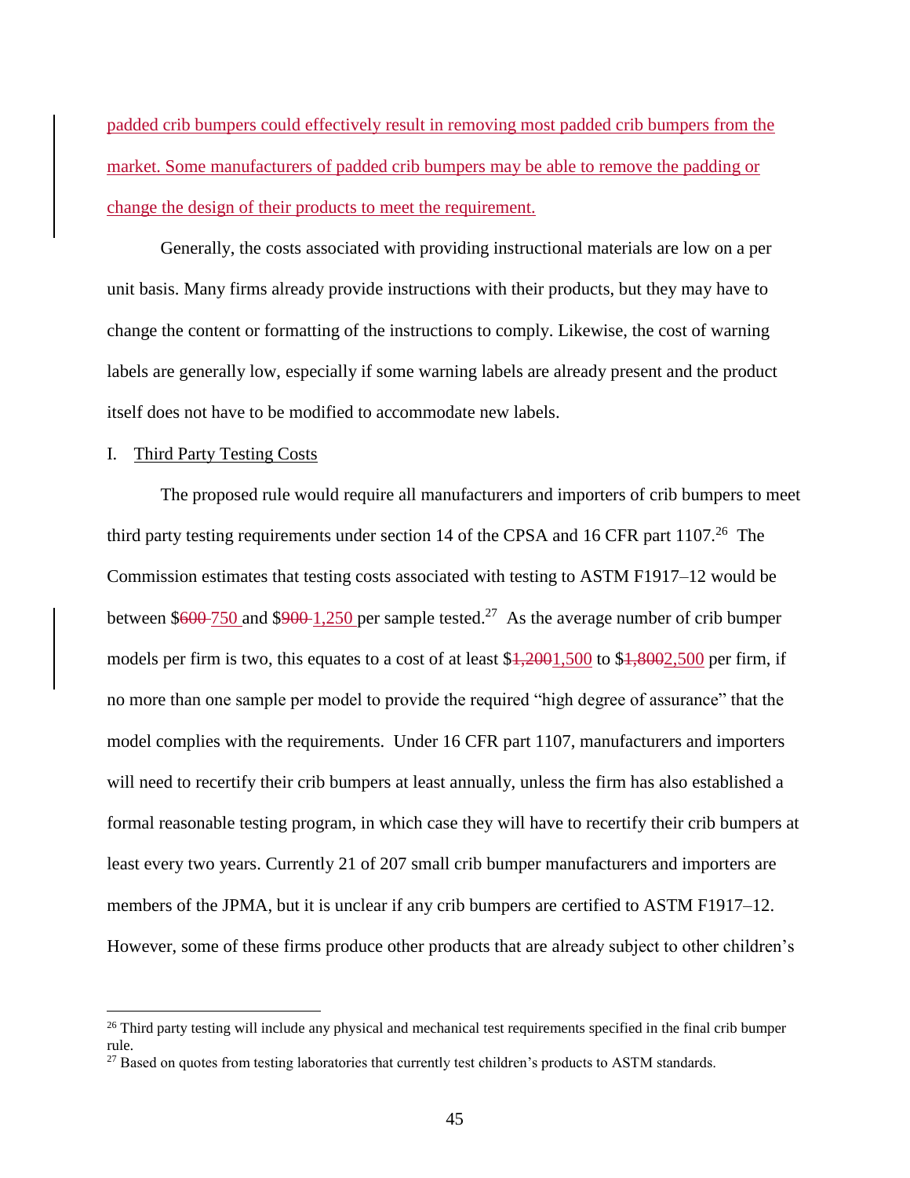padded crib bumpers could effectively result in removing most padded crib bumpers from the market. Some manufacturers of padded crib bumpers may be able to remove the padding or change the design of their products to meet the requirement.

Generally, the costs associated with providing instructional materials are low on a per unit basis. Many firms already provide instructions with their products, but they may have to change the content or formatting of the instructions to comply. Likewise, the cost of warning labels are generally low, especially if some warning labels are already present and the product itself does not have to be modified to accommodate new labels.

I. Third Party Testing Costs

The proposed rule would require all manufacturers and importers of crib bumpers to meet third party testing requirements under section 14 of the CPSA and 16 CFR part 1107.[26] The Commission estimates that testing costs associated with testing to ASTM F1917–12 would be between ~~$600~~ $750 and ~~$900~~ $1,250 per sample tested.[27] As the average number of crib bumper models per firm is two, this equates to a cost of at least ~~$1,200~~ $1,500 to ~~$1,800~~ $2,500 per firm, if no more than one sample per model to provide the required "high degree of assurance" that the model complies with the requirements. Under 16 CFR part 1107, manufacturers and importers will need to recertify their crib bumpers at least annually, unless the firm has also established a formal reasonable testing program, in which case they will have to recertify their crib bumpers at least every two years. Currently 21 of 207 small crib bumper manufacturers and importers are members of the JPMA, but it is unclear if any crib bumpers are certified to ASTM F1917–12. However, some of these firms produce other products that are already subject to other children's

[26] Third party testing will include any physical and mechanical test requirements specified in the final crib bumper rule.

[27] Based on quotes from testing laboratories that currently test children's products to ASTM standards.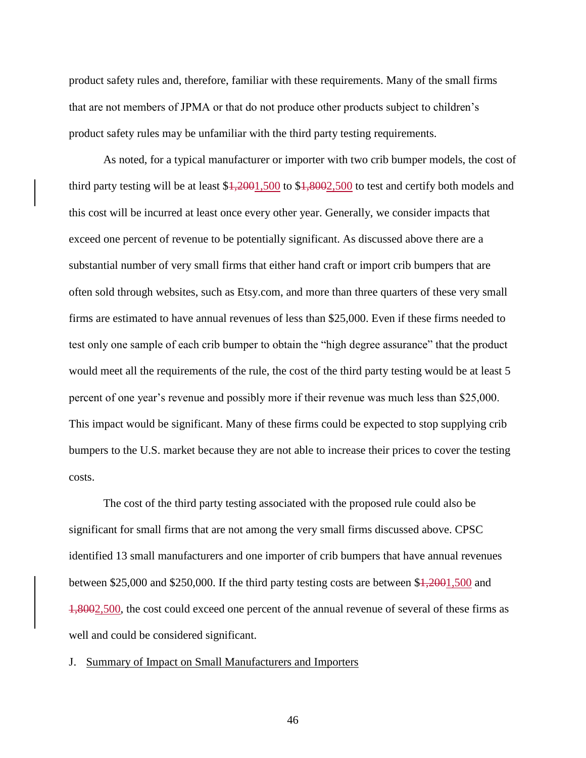product safety rules and, therefore, familiar with these requirements. Many of the small firms that are not members of JPMA or that do not produce other products subject to children's product safety rules may be unfamiliar with the third party testing requirements.

As noted, for a typical manufacturer or importer with two crib bumper models, the cost of third party testing will be at least $~~1,200~~1,500 to $~~1,800~~2,500 to test and certify both models and this cost will be incurred at least once every other year. Generally, we consider impacts that exceed one percent of revenue to be potentially significant. As discussed above there are a substantial number of very small firms that either hand craft or import crib bumpers that are often sold through websites, such as Etsy.com, and more than three quarters of these very small firms are estimated to have annual revenues of less than $25,000. Even if these firms needed to test only one sample of each crib bumper to obtain the "high degree assurance" that the product would meet all the requirements of the rule, the cost of the third party testing would be at least 5 percent of one year's revenue and possibly more if their revenue was much less than $25,000. This impact would be significant. Many of these firms could be expected to stop supplying crib bumpers to the U.S. market because they are not able to increase their prices to cover the testing costs.

The cost of the third party testing associated with the proposed rule could also be significant for small firms that are not among the very small firms discussed above. CPSC identified 13 small manufacturers and one importer of crib bumpers that have annual revenues between $25,000 and $250,000. If the third party testing costs are between $~~1,200~~1,500 and ~~1,800~~2,500, the cost could exceed one percent of the annual revenue of several of these firms as well and could be considered significant.

J. Summary of Impact on Small Manufacturers and Importers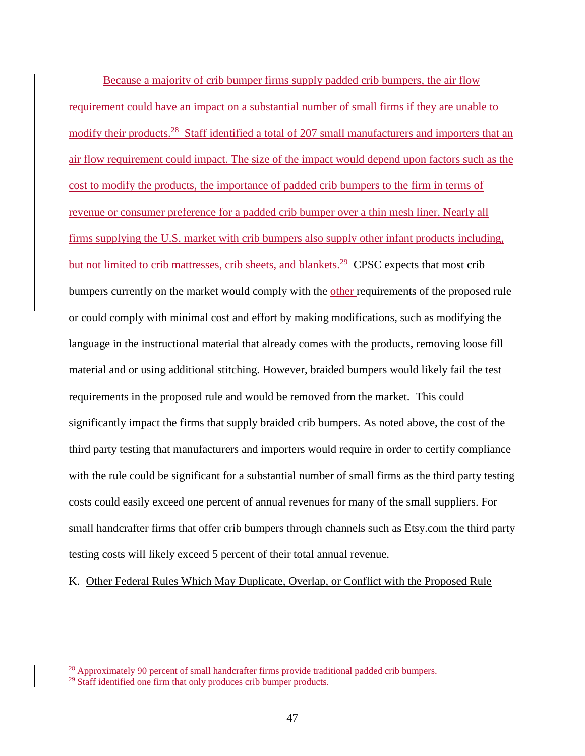Because a majority of crib bumper firms supply padded crib bumpers, the air flow requirement could have an impact on a substantial number of small firms if they are unable to modify their products.[28] Staff identified a total of 207 small manufacturers and importers that an air flow requirement could impact. The size of the impact would depend upon factors such as the cost to modify the products, the importance of padded crib bumpers to the firm in terms of revenue or consumer preference for a padded crib bumper over a thin mesh liner. Nearly all firms supplying the U.S. market with crib bumpers also supply other infant products including, but not limited to crib mattresses, crib sheets, and blankets.[29] CPSC expects that most crib bumpers currently on the market would comply with the other requirements of the proposed rule or could comply with minimal cost and effort by making modifications, such as modifying the language in the instructional material that already comes with the products, removing loose fill material and or using additional stitching. However, braided bumpers would likely fail the test requirements in the proposed rule and would be removed from the market. This could significantly impact the firms that supply braided crib bumpers. As noted above, the cost of the third party testing that manufacturers and importers would require in order to certify compliance with the rule could be significant for a substantial number of small firms as the third party testing costs could easily exceed one percent of annual revenues for many of the small suppliers. For small handcrafter firms that offer crib bumpers through channels such as Etsy.com the third party testing costs will likely exceed 5 percent of their total annual revenue.

K. Other Federal Rules Which May Duplicate, Overlap, or Conflict with the Proposed Rule

---

[28] Approximately 90 percent of small handcrafter firms provide traditional padded crib bumpers.

[29] Staff identified one firm that only produces crib bumper products.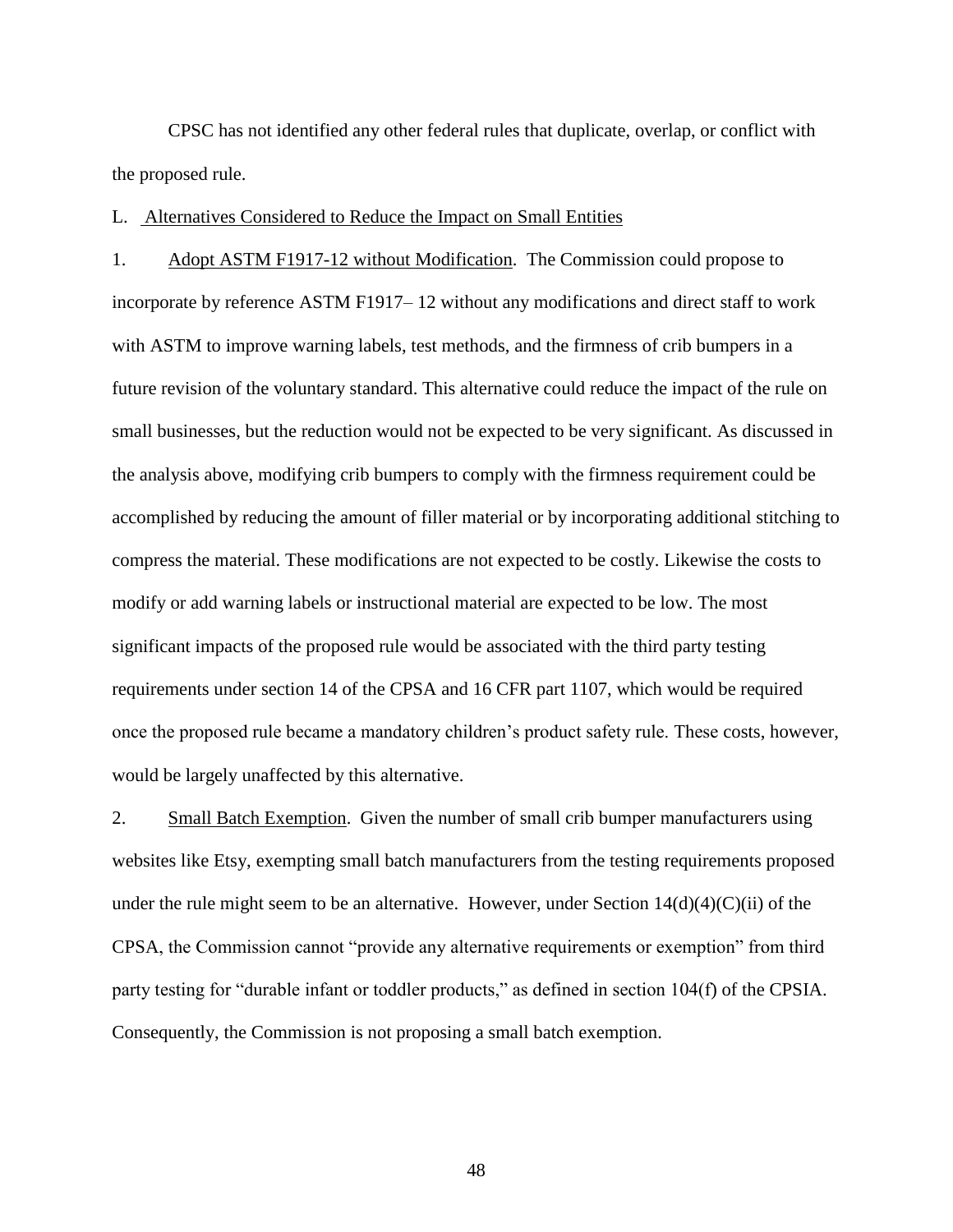CPSC has not identified any other federal rules that duplicate, overlap, or conflict with the proposed rule.

L. Alternatives Considered to Reduce the Impact on Small Entities

1. Adopt ASTM F1917-12 without Modification. The Commission could propose to incorporate by reference ASTM F1917– 12 without any modifications and direct staff to work with ASTM to improve warning labels, test methods, and the firmness of crib bumpers in a future revision of the voluntary standard. This alternative could reduce the impact of the rule on small businesses, but the reduction would not be expected to be very significant. As discussed in the analysis above, modifying crib bumpers to comply with the firmness requirement could be accomplished by reducing the amount of filler material or by incorporating additional stitching to compress the material. These modifications are not expected to be costly. Likewise the costs to modify or add warning labels or instructional material are expected to be low. The most significant impacts of the proposed rule would be associated with the third party testing requirements under section 14 of the CPSA and 16 CFR part 1107, which would be required once the proposed rule became a mandatory children's product safety rule. These costs, however, would be largely unaffected by this alternative.

2. Small Batch Exemption. Given the number of small crib bumper manufacturers using websites like Etsy, exempting small batch manufacturers from the testing requirements proposed under the rule might seem to be an alternative. However, under Section 14(d)(4)(C)(ii) of the CPSA, the Commission cannot "provide any alternative requirements or exemption" from third party testing for "durable infant or toddler products," as defined in section 104(f) of the CPSIA. Consequently, the Commission is not proposing a small batch exemption.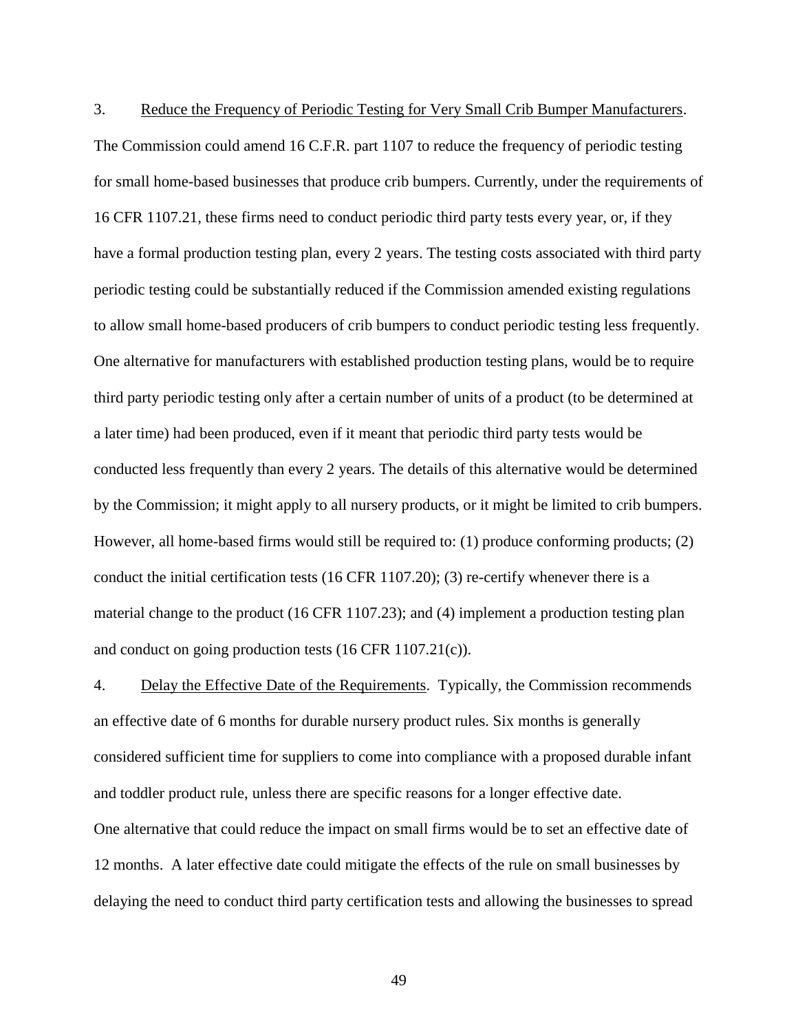3. Reduce the Frequency of Periodic Testing for Very Small Crib Bumper Manufacturers. The Commission could amend 16 C.F.R. part 1107 to reduce the frequency of periodic testing for small home-based businesses that produce crib bumpers. Currently, under the requirements of 16 CFR 1107.21, these firms need to conduct periodic third party tests every year, or, if they have a formal production testing plan, every 2 years. The testing costs associated with third party periodic testing could be substantially reduced if the Commission amended existing regulations to allow small home-based producers of crib bumpers to conduct periodic testing less frequently. One alternative for manufacturers with established production testing plans, would be to require third party periodic testing only after a certain number of units of a product (to be determined at a later time) had been produced, even if it meant that periodic third party tests would be conducted less frequently than every 2 years. The details of this alternative would be determined by the Commission; it might apply to all nursery products, or it might be limited to crib bumpers. However, all home-based firms would still be required to: (1) produce conforming products; (2) conduct the initial certification tests (16 CFR 1107.20); (3) re-certify whenever there is a material change to the product (16 CFR 1107.23); and (4) implement a production testing plan and conduct on going production tests (16 CFR 1107.21(c)).

4. Delay the Effective Date of the Requirements. Typically, the Commission recommends an effective date of 6 months for durable nursery product rules. Six months is generally considered sufficient time for suppliers to come into compliance with a proposed durable infant and toddler product rule, unless there are specific reasons for a longer effective date. One alternative that could reduce the impact on small firms would be to set an effective date of 12 months. A later effective date could mitigate the effects of the rule on small businesses by delaying the need to conduct third party certification tests and allowing the businesses to spread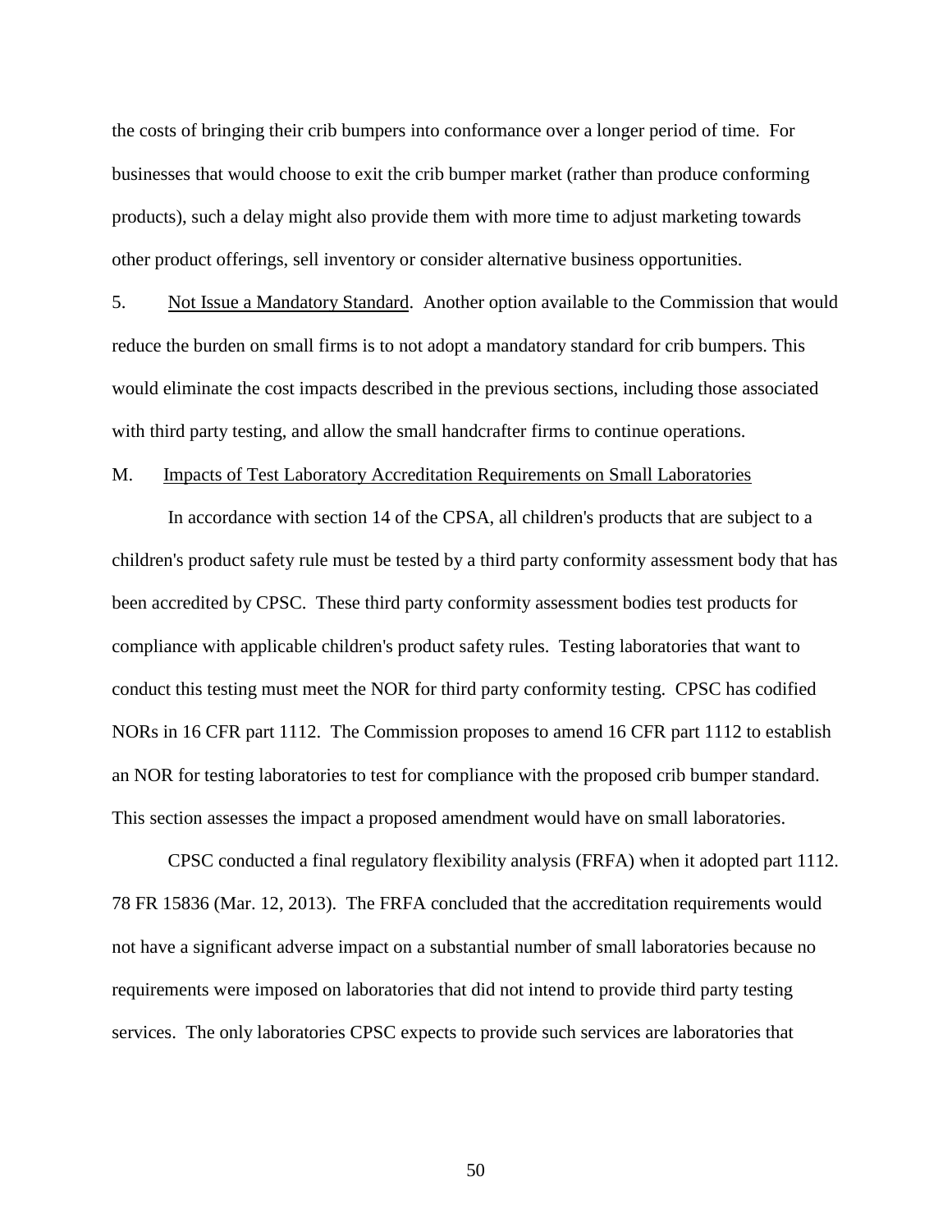the costs of bringing their crib bumpers into conformance over a longer period of time. For businesses that would choose to exit the crib bumper market (rather than produce conforming products), such a delay might also provide them with more time to adjust marketing towards other product offerings, sell inventory or consider alternative business opportunities.

5. Not Issue a Mandatory Standard. Another option available to the Commission that would reduce the burden on small firms is to not adopt a mandatory standard for crib bumpers. This would eliminate the cost impacts described in the previous sections, including those associated with third party testing, and allow the small handcrafter firms to continue operations.

M. Impacts of Test Laboratory Accreditation Requirements on Small Laboratories

In accordance with section 14 of the CPSA, all children's products that are subject to a children's product safety rule must be tested by a third party conformity assessment body that has been accredited by CPSC. These third party conformity assessment bodies test products for compliance with applicable children's product safety rules. Testing laboratories that want to conduct this testing must meet the NOR for third party conformity testing. CPSC has codified NORs in 16 CFR part 1112. The Commission proposes to amend 16 CFR part 1112 to establish an NOR for testing laboratories to test for compliance with the proposed crib bumper standard. This section assesses the impact a proposed amendment would have on small laboratories.

CPSC conducted a final regulatory flexibility analysis (FRFA) when it adopted part 1112. 78 FR 15836 (Mar. 12, 2013). The FRFA concluded that the accreditation requirements would not have a significant adverse impact on a substantial number of small laboratories because no requirements were imposed on laboratories that did not intend to provide third party testing services. The only laboratories CPSC expects to provide such services are laboratories that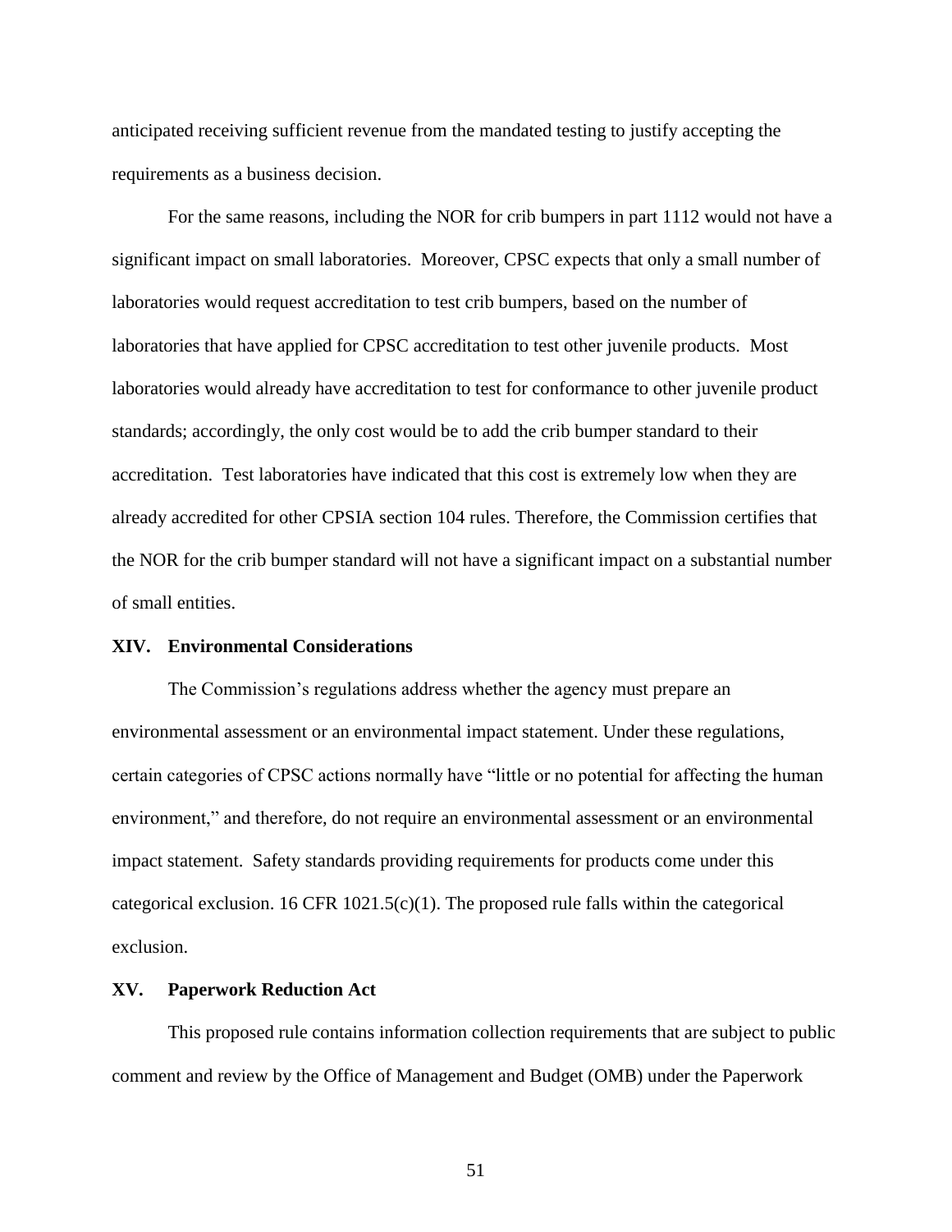anticipated receiving sufficient revenue from the mandated testing to justify accepting the requirements as a business decision.

For the same reasons, including the NOR for crib bumpers in part 1112 would not have a significant impact on small laboratories. Moreover, CPSC expects that only a small number of laboratories would request accreditation to test crib bumpers, based on the number of laboratories that have applied for CPSC accreditation to test other juvenile products. Most laboratories would already have accreditation to test for conformance to other juvenile product standards; accordingly, the only cost would be to add the crib bumper standard to their accreditation. Test laboratories have indicated that this cost is extremely low when they are already accredited for other CPSIA section 104 rules. Therefore, the Commission certifies that the NOR for the crib bumper standard will not have a significant impact on a substantial number of small entities.

## XIV. Environmental Considerations

The Commission's regulations address whether the agency must prepare an environmental assessment or an environmental impact statement. Under these regulations, certain categories of CPSC actions normally have "little or no potential for affecting the human environment," and therefore, do not require an environmental assessment or an environmental impact statement. Safety standards providing requirements for products come under this categorical exclusion. 16 CFR 1021.5(c)(1). The proposed rule falls within the categorical exclusion.

## XV. Paperwork Reduction Act

This proposed rule contains information collection requirements that are subject to public comment and review by the Office of Management and Budget (OMB) under the Paperwork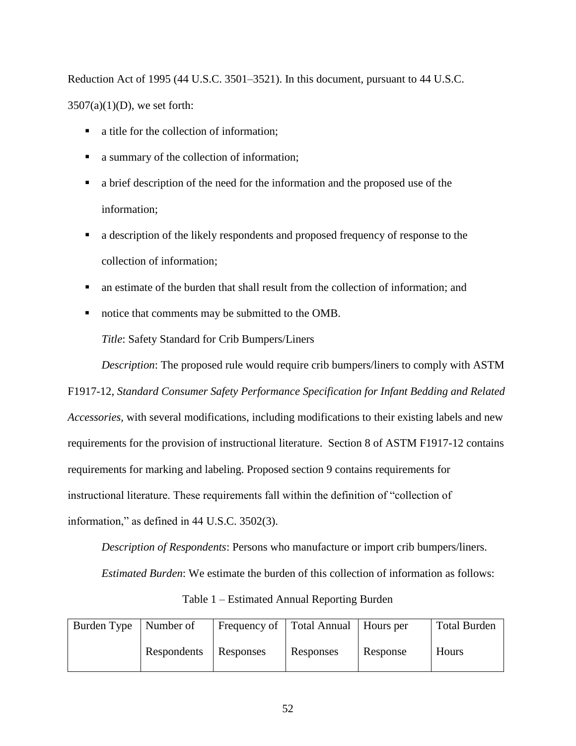Reduction Act of 1995 (44 U.S.C. 3501–3521). In this document, pursuant to 44 U.S.C. 3507(a)(1)(D), we set forth:

- a title for the collection of information;
- a summary of the collection of information;
- a brief description of the need for the information and the proposed use of the information;
- a description of the likely respondents and proposed frequency of response to the collection of information;
- an estimate of the burden that shall result from the collection of information; and
- notice that comments may be submitted to the OMB.

*Title*: Safety Standard for Crib Bumpers/Liners

*Description*: The proposed rule would require crib bumpers/liners to comply with ASTM F1917-12, *Standard Consumer Safety Performance Specification for Infant Bedding and Related Accessories,* with several modifications, including modifications to their existing labels and new requirements for the provision of instructional literature. Section 8 of ASTM F1917-12 contains requirements for marking and labeling. Proposed section 9 contains requirements for instructional literature. These requirements fall within the definition of "collection of information," as defined in 44 U.S.C. 3502(3).

*Description of Respondents*: Persons who manufacture or import crib bumpers/liners.

*Estimated Burden*: We estimate the burden of this collection of information as follows:

Table 1 – Estimated Annual Reporting Burden

| Burden Type | Number of Respondents | Frequency of Responses | Total Annual Responses | Hours per Response | Total Burden Hours |
|---|---|---|---|---|---|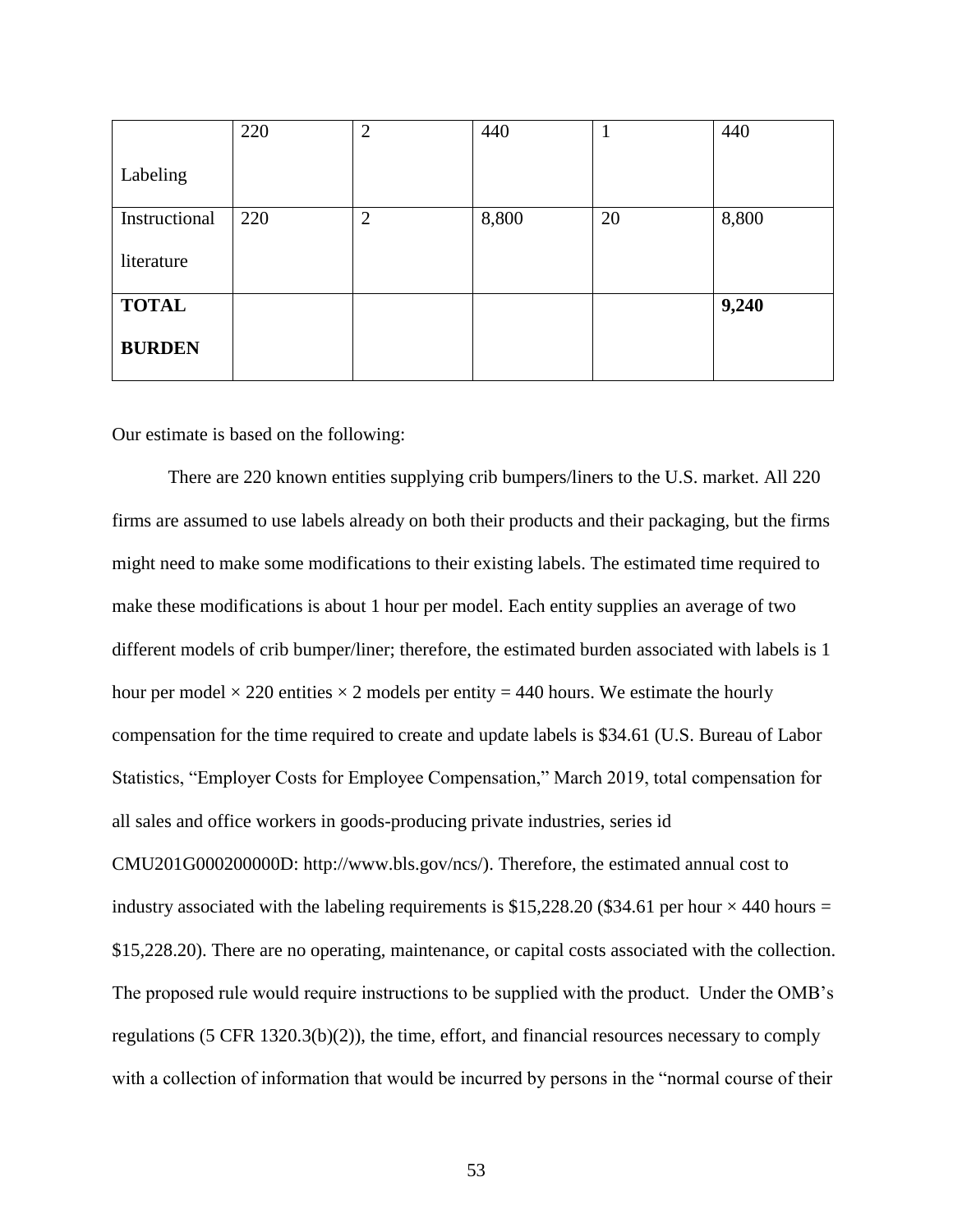| Labeling | 220 | 2 | 440 | 1 | 440 |
|---|---|---|---|---|---|
| Instructional literature | 220 | 2 | 8,800 | 20 | 8,800 |
| **TOTAL BURDEN** | | | | | **9,240** |

Our estimate is based on the following:

There are 220 known entities supplying crib bumpers/liners to the U.S. market. All 220 firms are assumed to use labels already on both their products and their packaging, but the firms might need to make some modifications to their existing labels. The estimated time required to make these modifications is about 1 hour per model. Each entity supplies an average of two different models of crib bumper/liner; therefore, the estimated burden associated with labels is 1 hour per model × 220 entities × 2 models per entity = 440 hours. We estimate the hourly compensation for the time required to create and update labels is $34.61 (U.S. Bureau of Labor Statistics, "Employer Costs for Employee Compensation," March 2019, total compensation for all sales and office workers in goods-producing private industries, series id CMU201G000200000D: http://www.bls.gov/ncs/). Therefore, the estimated annual cost to industry associated with the labeling requirements is $15,228.20 ($34.61 per hour × 440 hours = $15,228.20). There are no operating, maintenance, or capital costs associated with the collection. The proposed rule would require instructions to be supplied with the product. Under the OMB's regulations (5 CFR 1320.3(b)(2)), the time, effort, and financial resources necessary to comply with a collection of information that would be incurred by persons in the "normal course of their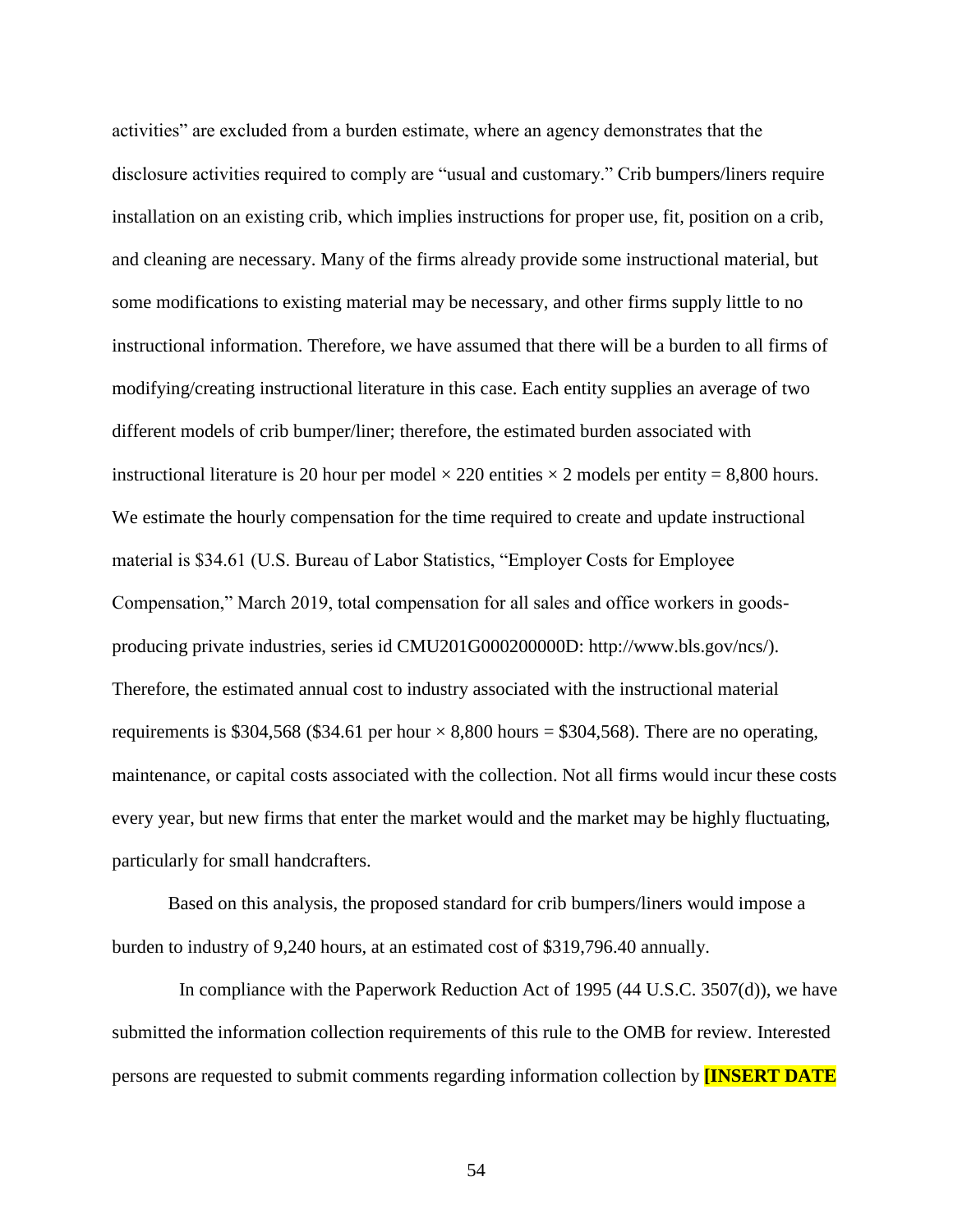activities" are excluded from a burden estimate, where an agency demonstrates that the disclosure activities required to comply are "usual and customary." Crib bumpers/liners require installation on an existing crib, which implies instructions for proper use, fit, position on a crib, and cleaning are necessary. Many of the firms already provide some instructional material, but some modifications to existing material may be necessary, and other firms supply little to no instructional information. Therefore, we have assumed that there will be a burden to all firms of modifying/creating instructional literature in this case. Each entity supplies an average of two different models of crib bumper/liner; therefore, the estimated burden associated with instructional literature is 20 hour per model × 220 entities × 2 models per entity = 8,800 hours. We estimate the hourly compensation for the time required to create and update instructional material is $34.61 (U.S. Bureau of Labor Statistics, "Employer Costs for Employee Compensation," March 2019, total compensation for all sales and office workers in goods-producing private industries, series id CMU201G000200000D: http://www.bls.gov/ncs/). Therefore, the estimated annual cost to industry associated with the instructional material requirements is $304,568 ($34.61 per hour × 8,800 hours = $304,568). There are no operating, maintenance, or capital costs associated with the collection. Not all firms would incur these costs every year, but new firms that enter the market would and the market may be highly fluctuating, particularly for small handcrafters.

Based on this analysis, the proposed standard for crib bumpers/liners would impose a burden to industry of 9,240 hours, at an estimated cost of $319,796.40 annually.

In compliance with the Paperwork Reduction Act of 1995 (44 U.S.C. 3507(d)), we have submitted the information collection requirements of this rule to the OMB for review. Interested persons are requested to submit comments regarding information collection by **[INSERT DATE**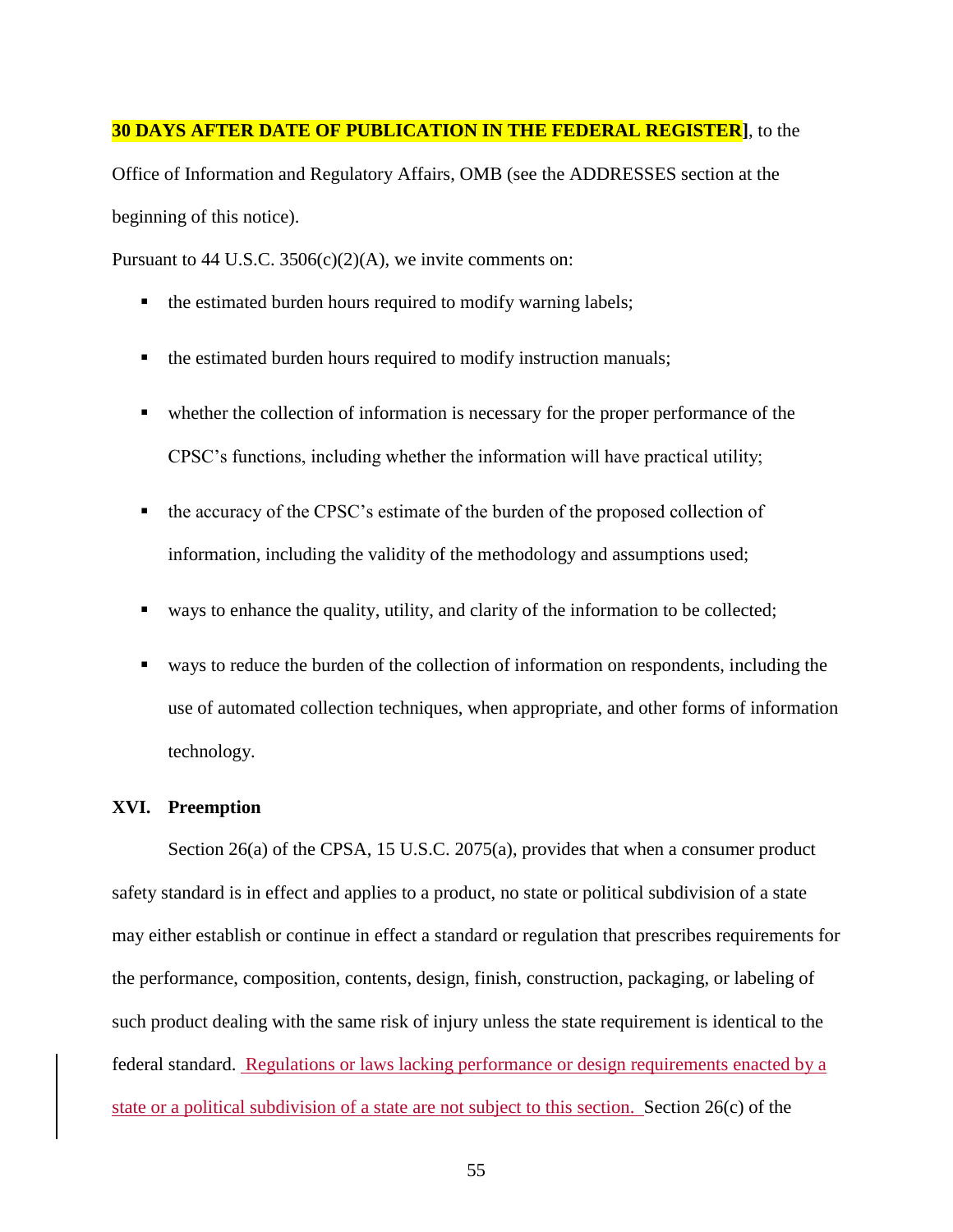**30 DAYS AFTER DATE OF PUBLICATION IN THE FEDERAL REGISTER]**, to the Office of Information and Regulatory Affairs, OMB (see the ADDRESSES section at the beginning of this notice).

Pursuant to 44 U.S.C. 3506(c)(2)(A), we invite comments on:

- the estimated burden hours required to modify warning labels;
- the estimated burden hours required to modify instruction manuals;
- whether the collection of information is necessary for the proper performance of the CPSC's functions, including whether the information will have practical utility;
- the accuracy of the CPSC's estimate of the burden of the proposed collection of information, including the validity of the methodology and assumptions used;
- ways to enhance the quality, utility, and clarity of the information to be collected;
- ways to reduce the burden of the collection of information on respondents, including the use of automated collection techniques, when appropriate, and other forms of information technology.

## XVI. Preemption

Section 26(a) of the CPSA, 15 U.S.C. 2075(a), provides that when a consumer product safety standard is in effect and applies to a product, no state or political subdivision of a state may either establish or continue in effect a standard or regulation that prescribes requirements for the performance, composition, contents, design, finish, construction, packaging, or labeling of such product dealing with the same risk of injury unless the state requirement is identical to the federal standard. Regulations or laws lacking performance or design requirements enacted by a state or a political subdivision of a state are not subject to this section. Section 26(c) of the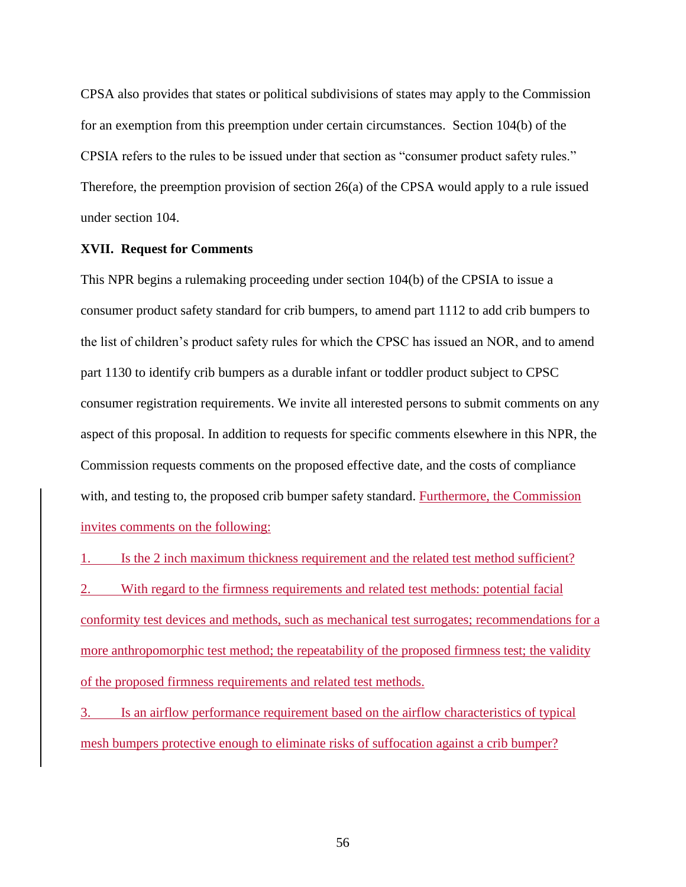CPSA also provides that states or political subdivisions of states may apply to the Commission for an exemption from this preemption under certain circumstances. Section 104(b) of the CPSIA refers to the rules to be issued under that section as "consumer product safety rules." Therefore, the preemption provision of section 26(a) of the CPSA would apply to a rule issued under section 104.

**XVII. Request for Comments**

This NPR begins a rulemaking proceeding under section 104(b) of the CPSIA to issue a consumer product safety standard for crib bumpers, to amend part 1112 to add crib bumpers to the list of children's product safety rules for which the CPSC has issued an NOR, and to amend part 1130 to identify crib bumpers as a durable infant or toddler product subject to CPSC consumer registration requirements. We invite all interested persons to submit comments on any aspect of this proposal. In addition to requests for specific comments elsewhere in this NPR, the Commission requests comments on the proposed effective date, and the costs of compliance with, and testing to, the proposed crib bumper safety standard. Furthermore, the Commission invites comments on the following:

1. Is the 2 inch maximum thickness requirement and the related test method sufficient?
2. With regard to the firmness requirements and related test methods: potential facial conformity test devices and methods, such as mechanical test surrogates; recommendations for a more anthropomorphic test method; the repeatability of the proposed firmness test; the validity of the proposed firmness requirements and related test methods.
3. Is an airflow performance requirement based on the airflow characteristics of typical mesh bumpers protective enough to eliminate risks of suffocation against a crib bumper?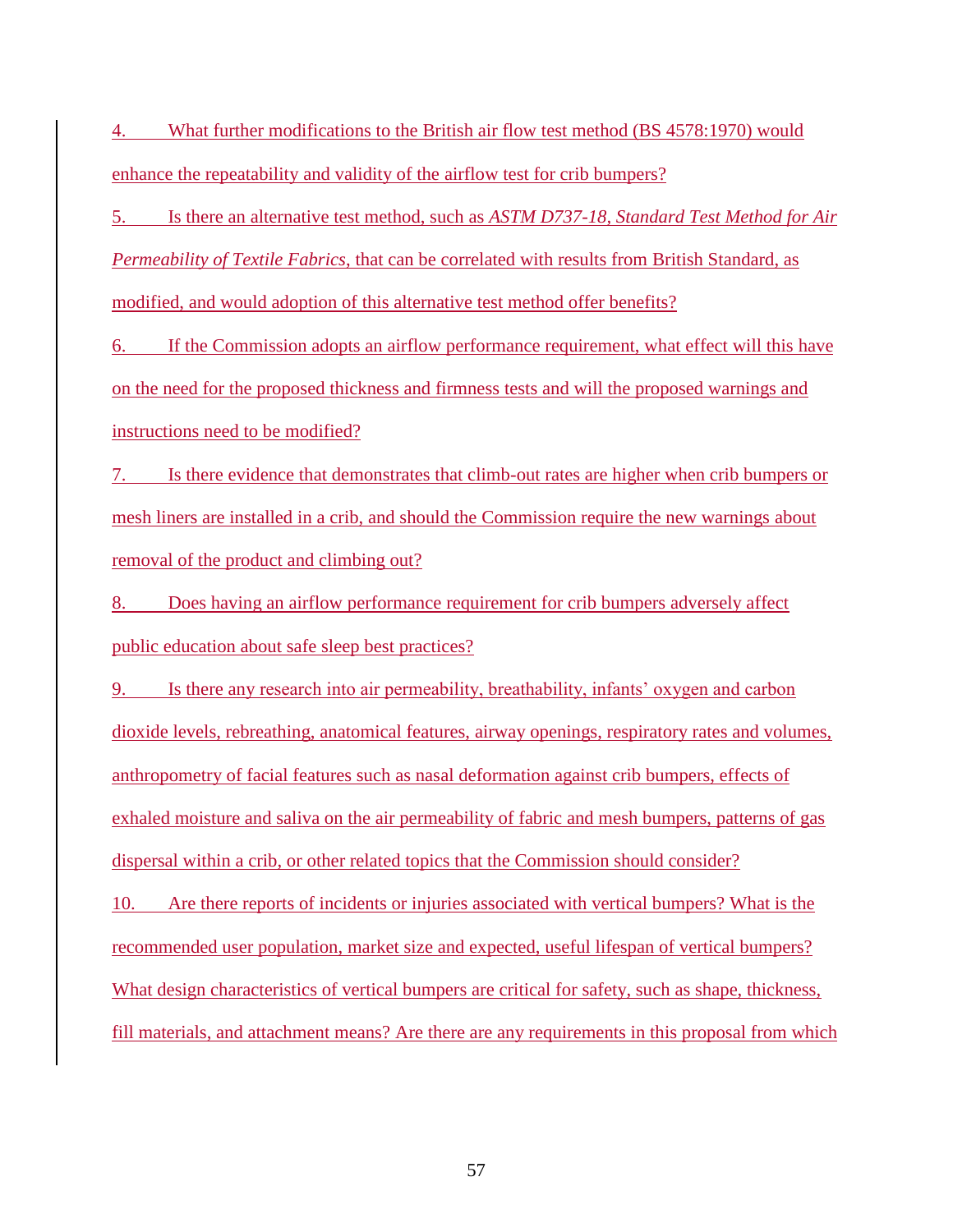4. What further modifications to the British air flow test method (BS 4578:1970) would enhance the repeatability and validity of the airflow test for crib bumpers?

5. Is there an alternative test method, such as *ASTM D737-18, Standard Test Method for Air Permeability of Textile Fabrics*, that can be correlated with results from British Standard, as modified, and would adoption of this alternative test method offer benefits?

6. If the Commission adopts an airflow performance requirement, what effect will this have on the need for the proposed thickness and firmness tests and will the proposed warnings and instructions need to be modified?

7. Is there evidence that demonstrates that climb-out rates are higher when crib bumpers or mesh liners are installed in a crib, and should the Commission require the new warnings about removal of the product and climbing out?

8. Does having an airflow performance requirement for crib bumpers adversely affect public education about safe sleep best practices?

9. Is there any research into air permeability, breathability, infants' oxygen and carbon dioxide levels, rebreathing, anatomical features, airway openings, respiratory rates and volumes, anthropometry of facial features such as nasal deformation against crib bumpers, effects of exhaled moisture and saliva on the air permeability of fabric and mesh bumpers, patterns of gas dispersal within a crib, or other related topics that the Commission should consider?

10. Are there reports of incidents or injuries associated with vertical bumpers? What is the recommended user population, market size and expected, useful lifespan of vertical bumpers? What design characteristics of vertical bumpers are critical for safety, such as shape, thickness, fill materials, and attachment means? Are there are any requirements in this proposal from which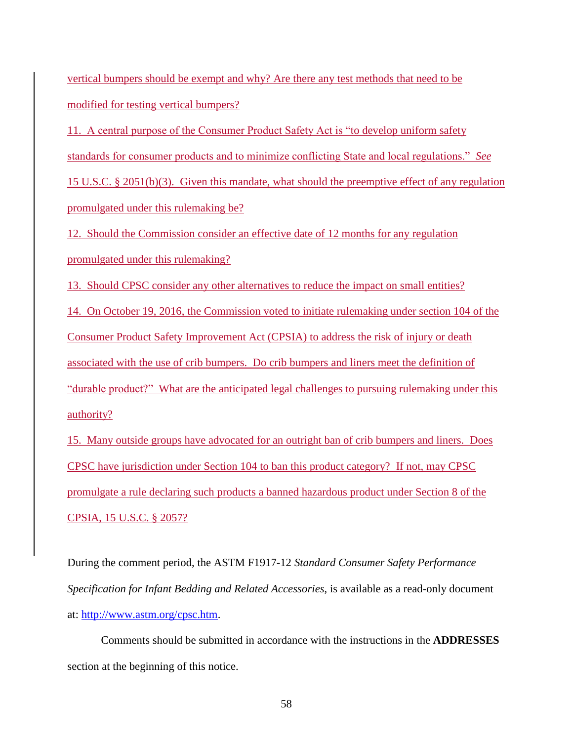vertical bumpers should be exempt and why? Are there any test methods that need to be modified for testing vertical bumpers?

11. A central purpose of the Consumer Product Safety Act is "to develop uniform safety standards for consumer products and to minimize conflicting State and local regulations." *See* 15 U.S.C. § 2051(b)(3). Given this mandate, what should the preemptive effect of any regulation promulgated under this rulemaking be?

12. Should the Commission consider an effective date of 12 months for any regulation promulgated under this rulemaking?

13. Should CPSC consider any other alternatives to reduce the impact on small entities?

14. On October 19, 2016, the Commission voted to initiate rulemaking under section 104 of the Consumer Product Safety Improvement Act (CPSIA) to address the risk of injury or death associated with the use of crib bumpers. Do crib bumpers and liners meet the definition of "durable product?" What are the anticipated legal challenges to pursuing rulemaking under this authority?

15. Many outside groups have advocated for an outright ban of crib bumpers and liners. Does CPSC have jurisdiction under Section 104 to ban this product category? If not, may CPSC promulgate a rule declaring such products a banned hazardous product under Section 8 of the CPSIA, 15 U.S.C. § 2057?

During the comment period, the ASTM F1917-12 *Standard Consumer Safety Performance Specification for Infant Bedding and Related Accessories*, is available as a read-only document at: http://www.astm.org/cpsc.htm.

Comments should be submitted in accordance with the instructions in the **ADDRESSES** section at the beginning of this notice.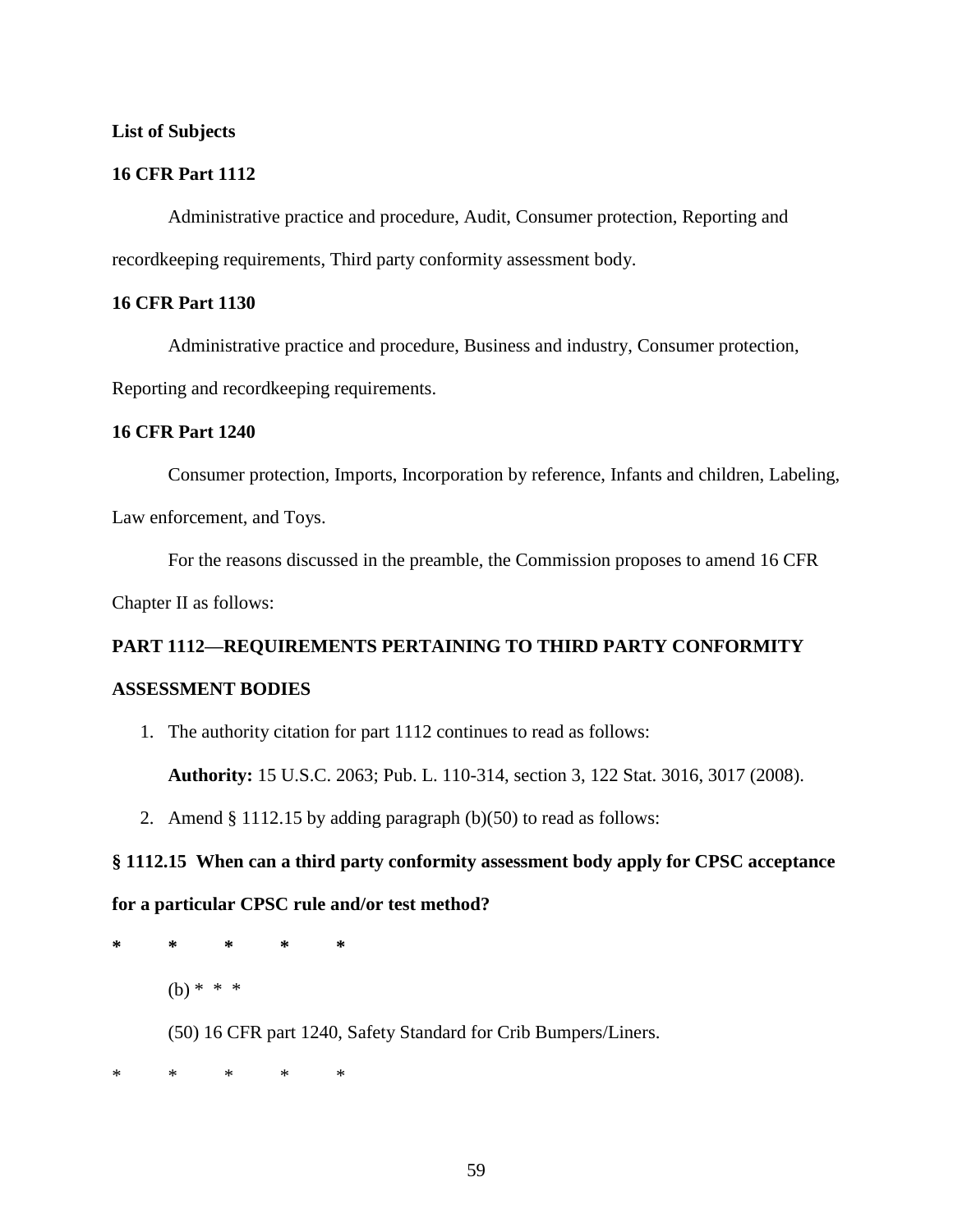**List of Subjects**

**16 CFR Part 1112**

Administrative practice and procedure, Audit, Consumer protection, Reporting and recordkeeping requirements, Third party conformity assessment body.

**16 CFR Part 1130**

Administrative practice and procedure, Business and industry, Consumer protection, Reporting and recordkeeping requirements.

**16 CFR Part 1240**

Consumer protection, Imports, Incorporation by reference, Infants and children, Labeling, Law enforcement, and Toys.

For the reasons discussed in the preamble, the Commission proposes to amend 16 CFR Chapter II as follows:

**PART 1112—REQUIREMENTS PERTAINING TO THIRD PARTY CONFORMITY ASSESSMENT BODIES**

1. The authority citation for part 1112 continues to read as follows:

   **Authority:** 15 U.S.C. 2063; Pub. L. 110-314, section 3, 122 Stat. 3016, 3017 (2008).

2. Amend § 1112.15 by adding paragraph (b)(50) to read as follows:

**§ 1112.15 When can a third party conformity assessment body apply for CPSC acceptance for a particular CPSC rule and/or test method?**

**\*     \*     \*     \*     \***

(b) * * *

(50) 16 CFR part 1240, Safety Standard for Crib Bumpers/Liners.

\*     \*     \*     \*     \*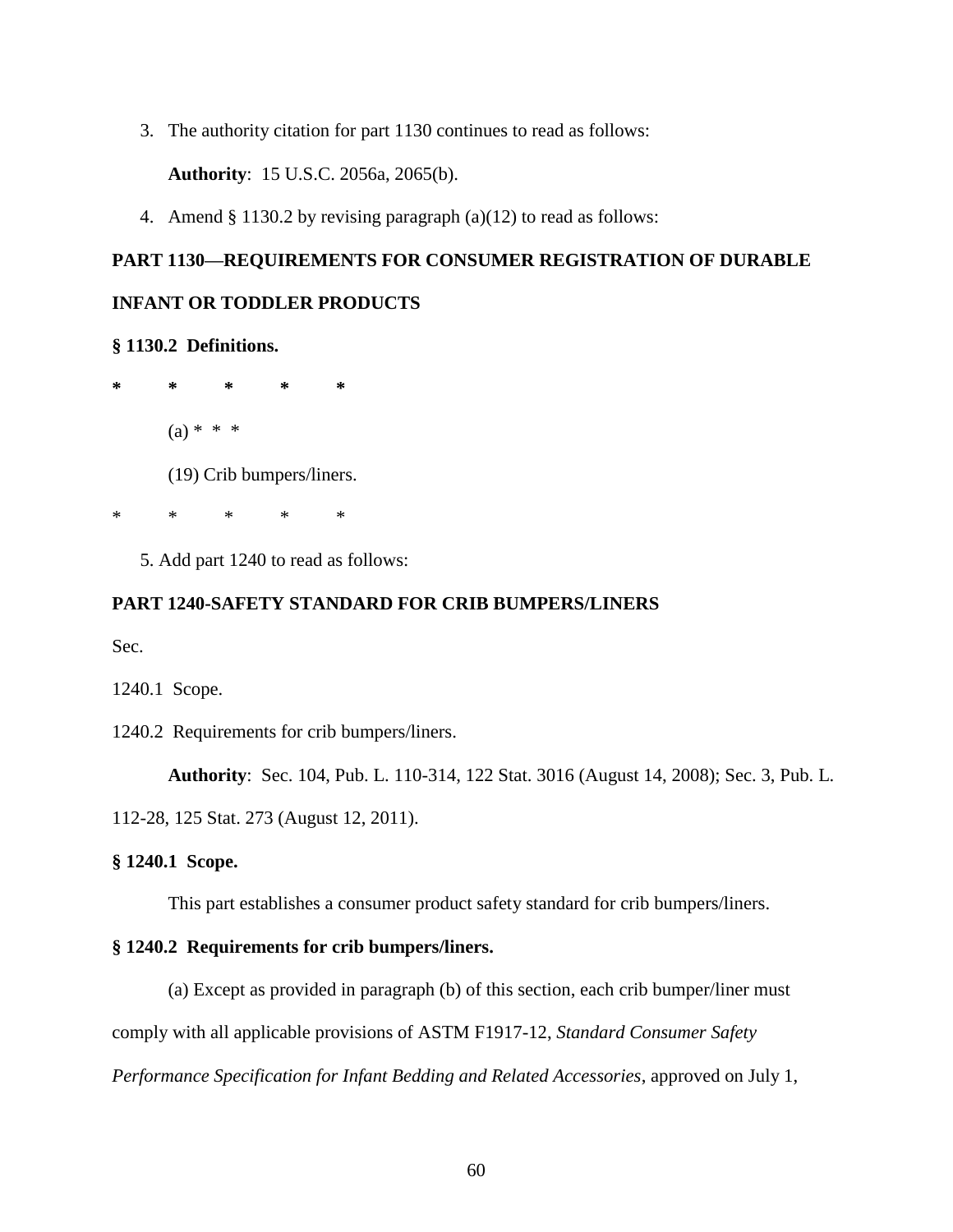3. The authority citation for part 1130 continues to read as follows:

   **Authority**: 15 U.S.C. 2056a, 2065(b).

4. Amend § 1130.2 by revising paragraph (a)(12) to read as follows:

**PART 1130—REQUIREMENTS FOR CONSUMER REGISTRATION OF DURABLE INFANT OR TODDLER PRODUCTS**

**§ 1130.2 Definitions.**

**\*          \*          \*          \*          \***

(a) * * *

(19) Crib bumpers/liners.

\*          \*          \*          \*          \*

5. Add part 1240 to read as follows:

**PART 1240-SAFETY STANDARD FOR CRIB BUMPERS/LINERS**

Sec.

1240.1 Scope.

1240.2 Requirements for crib bumpers/liners.

**Authority**: Sec. 104, Pub. L. 110-314, 122 Stat. 3016 (August 14, 2008); Sec. 3, Pub. L. 112-28, 125 Stat. 273 (August 12, 2011).

**§ 1240.1 Scope.**

This part establishes a consumer product safety standard for crib bumpers/liners.

**§ 1240.2 Requirements for crib bumpers/liners.**

(a) Except as provided in paragraph (b) of this section, each crib bumper/liner must comply with all applicable provisions of ASTM F1917-12, *Standard Consumer Safety Performance Specification for Infant Bedding and Related Accessories*, approved on July 1,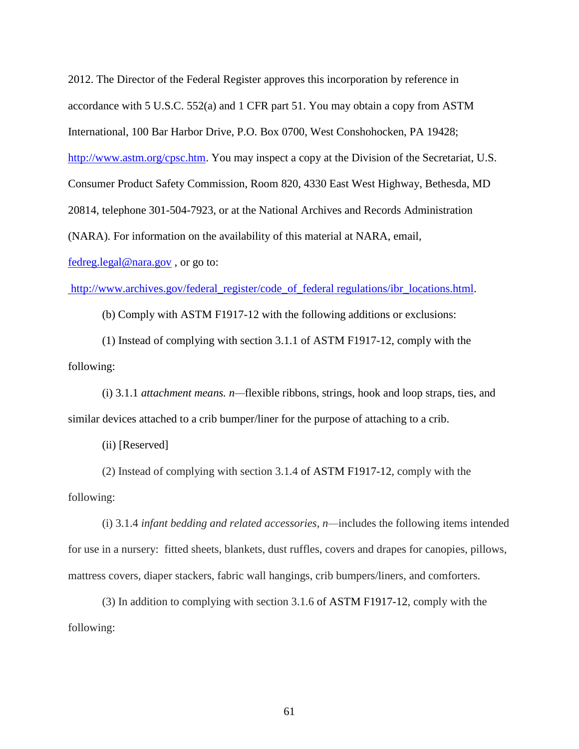2012. The Director of the Federal Register approves this incorporation by reference in accordance with 5 U.S.C. 552(a) and 1 CFR part 51. You may obtain a copy from ASTM International, 100 Bar Harbor Drive, P.O. Box 0700, West Conshohocken, PA 19428; http://www.astm.org/cpsc.htm. You may inspect a copy at the Division of the Secretariat, U.S. Consumer Product Safety Commission, Room 820, 4330 East West Highway, Bethesda, MD 20814, telephone 301-504-7923, or at the National Archives and Records Administration (NARA). For information on the availability of this material at NARA, email, fedreg.legal@nara.gov , or go to: http://www.archives.gov/federal_register/code_of_federal regulations/ibr_locations.html.

(b) Comply with ASTM F1917-12 with the following additions or exclusions:

(1) Instead of complying with section 3.1.1 of ASTM F1917-12, comply with the following:

(i) 3.1.1 *attachment means. n*—flexible ribbons, strings, hook and loop straps, ties, and similar devices attached to a crib bumper/liner for the purpose of attaching to a crib.

(ii) [Reserved]

(2) Instead of complying with section 3.1.4 of ASTM F1917-12, comply with the following:

(i) 3.1.4 *infant bedding and related accessories, n*—includes the following items intended for use in a nursery: fitted sheets, blankets, dust ruffles, covers and drapes for canopies, pillows, mattress covers, diaper stackers, fabric wall hangings, crib bumpers/liners, and comforters.

(3) In addition to complying with section 3.1.6 of ASTM F1917-12, comply with the following: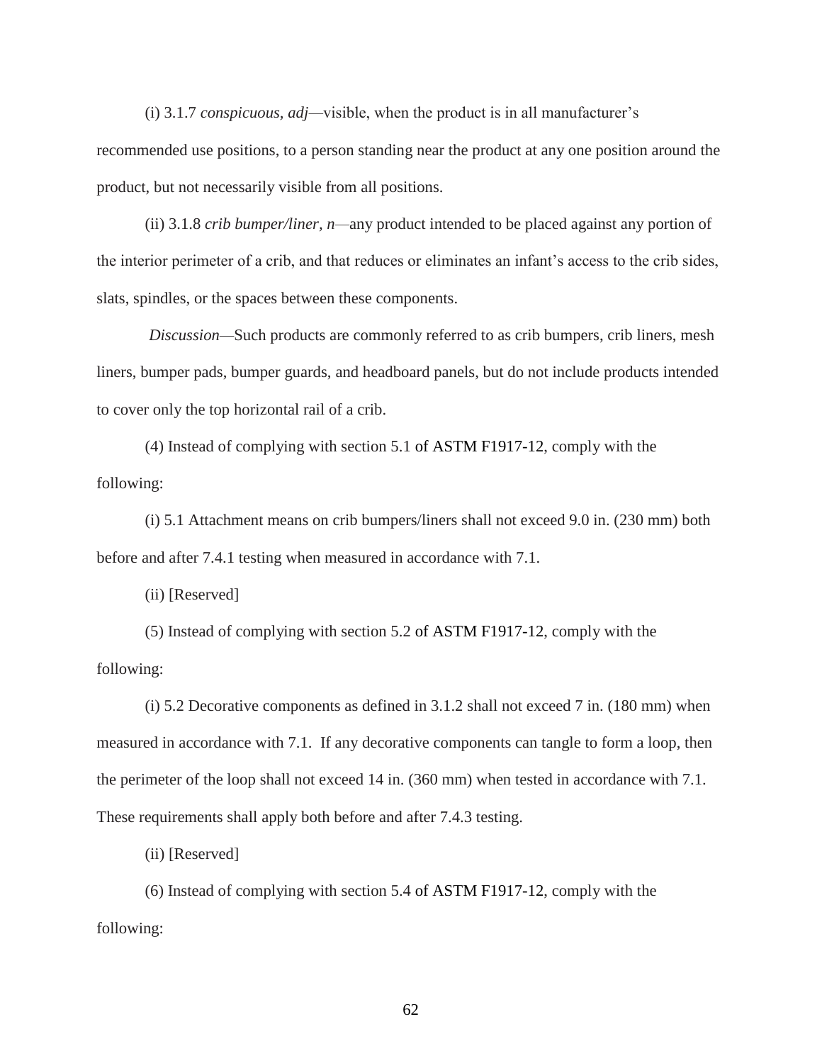(i) 3.1.7 *conspicuous, adj*—visible, when the product is in all manufacturer's recommended use positions, to a person standing near the product at any one position around the product, but not necessarily visible from all positions.

(ii) 3.1.8 *crib bumper/liner, n*—any product intended to be placed against any portion of the interior perimeter of a crib, and that reduces or eliminates an infant's access to the crib sides, slats, spindles, or the spaces between these components.

*Discussion*—Such products are commonly referred to as crib bumpers, crib liners, mesh liners, bumper pads, bumper guards, and headboard panels, but do not include products intended to cover only the top horizontal rail of a crib.

(4) Instead of complying with section 5.1 of ASTM F1917-12, comply with the following:

(i) 5.1 Attachment means on crib bumpers/liners shall not exceed 9.0 in. (230 mm) both before and after 7.4.1 testing when measured in accordance with 7.1.

(ii) [Reserved]

(5) Instead of complying with section 5.2 of ASTM F1917-12, comply with the following:

(i) 5.2 Decorative components as defined in 3.1.2 shall not exceed 7 in. (180 mm) when measured in accordance with 7.1. If any decorative components can tangle to form a loop, then the perimeter of the loop shall not exceed 14 in. (360 mm) when tested in accordance with 7.1. These requirements shall apply both before and after 7.4.3 testing.

(ii) [Reserved]

(6) Instead of complying with section 5.4 of ASTM F1917-12, comply with the following: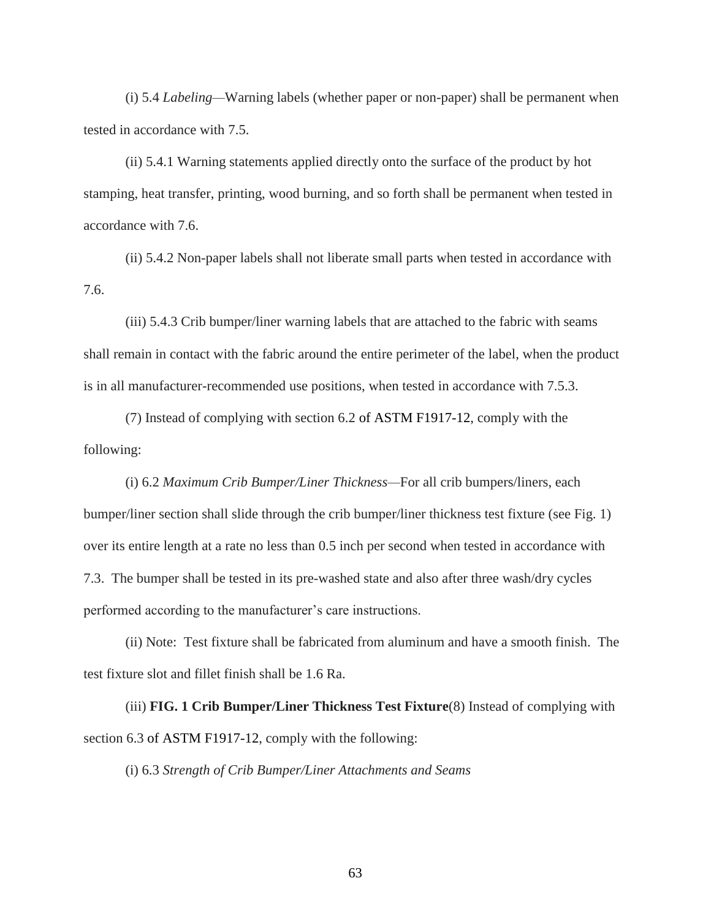(i) 5.4 *Labeling*—Warning labels (whether paper or non-paper) shall be permanent when tested in accordance with 7.5.

(ii) 5.4.1 Warning statements applied directly onto the surface of the product by hot stamping, heat transfer, printing, wood burning, and so forth shall be permanent when tested in accordance with 7.6.

(ii) 5.4.2 Non-paper labels shall not liberate small parts when tested in accordance with 7.6.

(iii) 5.4.3 Crib bumper/liner warning labels that are attached to the fabric with seams shall remain in contact with the fabric around the entire perimeter of the label, when the product is in all manufacturer-recommended use positions, when tested in accordance with 7.5.3.

(7) Instead of complying with section 6.2 of ASTM F1917-12, comply with the following:

(i) 6.2 *Maximum Crib Bumper/Liner Thickness*—For all crib bumpers/liners, each bumper/liner section shall slide through the crib bumper/liner thickness test fixture (see Fig. 1) over its entire length at a rate no less than 0.5 inch per second when tested in accordance with 7.3. The bumper shall be tested in its pre-washed state and also after three wash/dry cycles performed according to the manufacturer's care instructions.

(ii) Note: Test fixture shall be fabricated from aluminum and have a smooth finish. The test fixture slot and fillet finish shall be 1.6 Ra.

(iii) **FIG. 1 Crib Bumper/Liner Thickness Test Fixture**(8) Instead of complying with section 6.3 of ASTM F1917-12, comply with the following:

(i) 6.3 *Strength of Crib Bumper/Liner Attachments and Seams*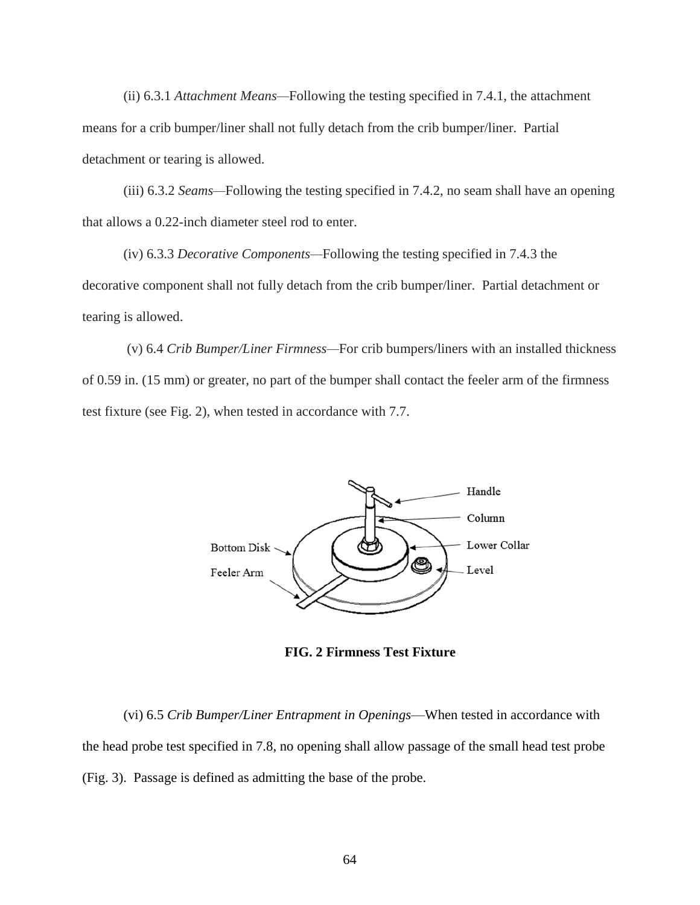(ii) 6.3.1 *Attachment Means*—Following the testing specified in 7.4.1, the attachment means for a crib bumper/liner shall not fully detach from the crib bumper/liner. Partial detachment or tearing is allowed.

(iii) 6.3.2 *Seams*—Following the testing specified in 7.4.2, no seam shall have an opening that allows a 0.22-inch diameter steel rod to enter.

(iv) 6.3.3 *Decorative Components*—Following the testing specified in 7.4.3 the decorative component shall not fully detach from the crib bumper/liner. Partial detachment or tearing is allowed.

(v) 6.4 *Crib Bumper/Liner Firmness*—For crib bumpers/liners with an installed thickness of 0.59 in. (15 mm) or greater, no part of the bumper shall contact the feeler arm of the firmness test fixture (see Fig. 2), when tested in accordance with 7.7.

Handle
Column
Bottom Disk
Lower Collar
Feeler Arm
Level

**FIG. 2 Firmness Test Fixture**

(vi) 6.5 *Crib Bumper/Liner Entrapment in Openings*—When tested in accordance with the head probe test specified in 7.8, no opening shall allow passage of the small head test probe (Fig. 3). Passage is defined as admitting the base of the probe.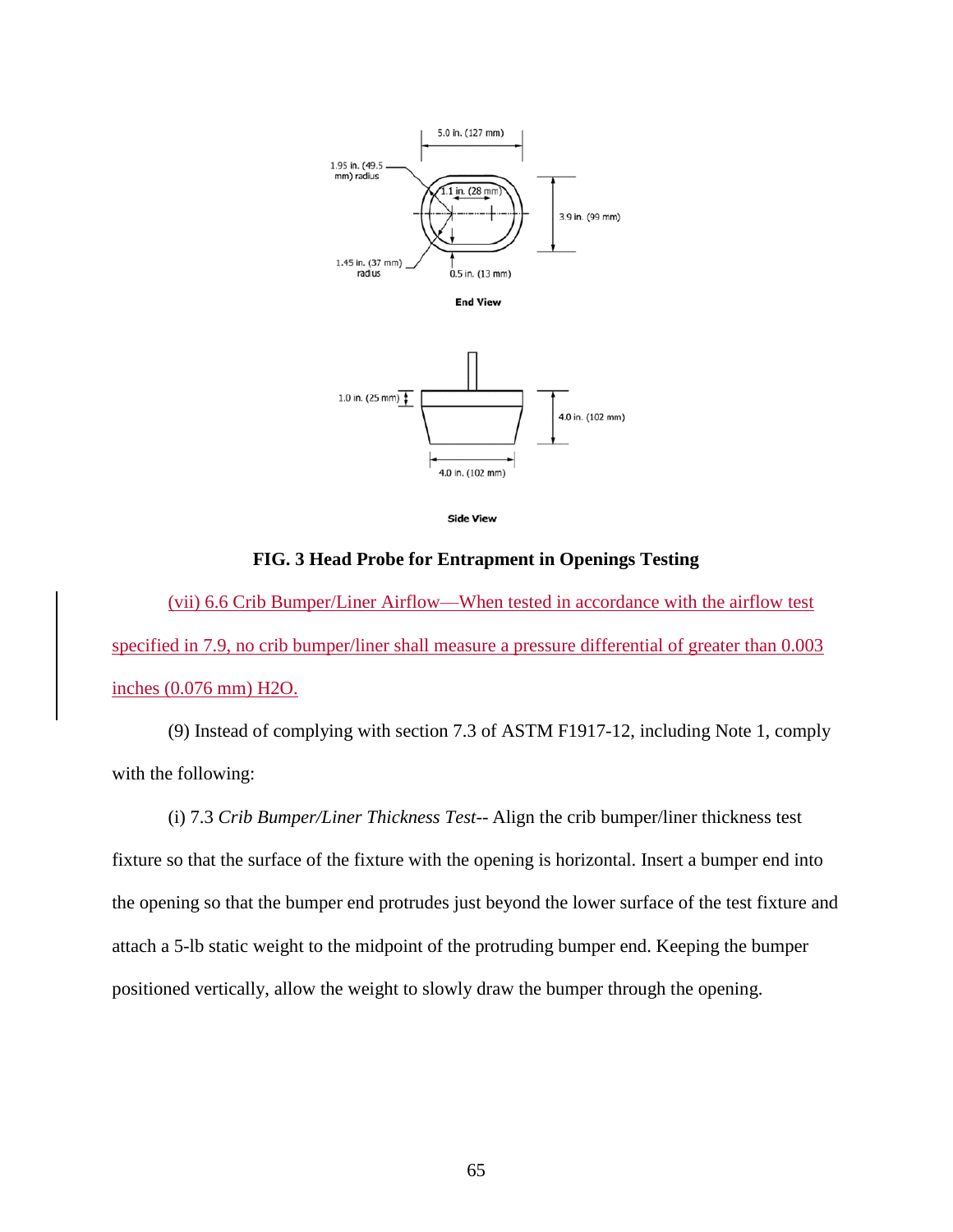**FIG. 3 Head Probe for Entrapment in Openings Testing**

(vii) 6.6 Crib Bumper/Liner Airflow—When tested in accordance with the airflow test specified in 7.9, no crib bumper/liner shall measure a pressure differential of greater than 0.003 inches (0.076 mm) $H_2O$.

(9) Instead of complying with section 7.3 of ASTM F1917-12, including Note 1, comply with the following:

(i) 7.3 *Crib Bumper/Liner Thickness Test*-- Align the crib bumper/liner thickness test fixture so that the surface of the fixture with the opening is horizontal. Insert a bumper end into the opening so that the bumper end protrudes just beyond the lower surface of the test fixture and attach a 5-lb static weight to the midpoint of the protruding bumper end. Keeping the bumper positioned vertically, allow the weight to slowly draw the bumper through the opening.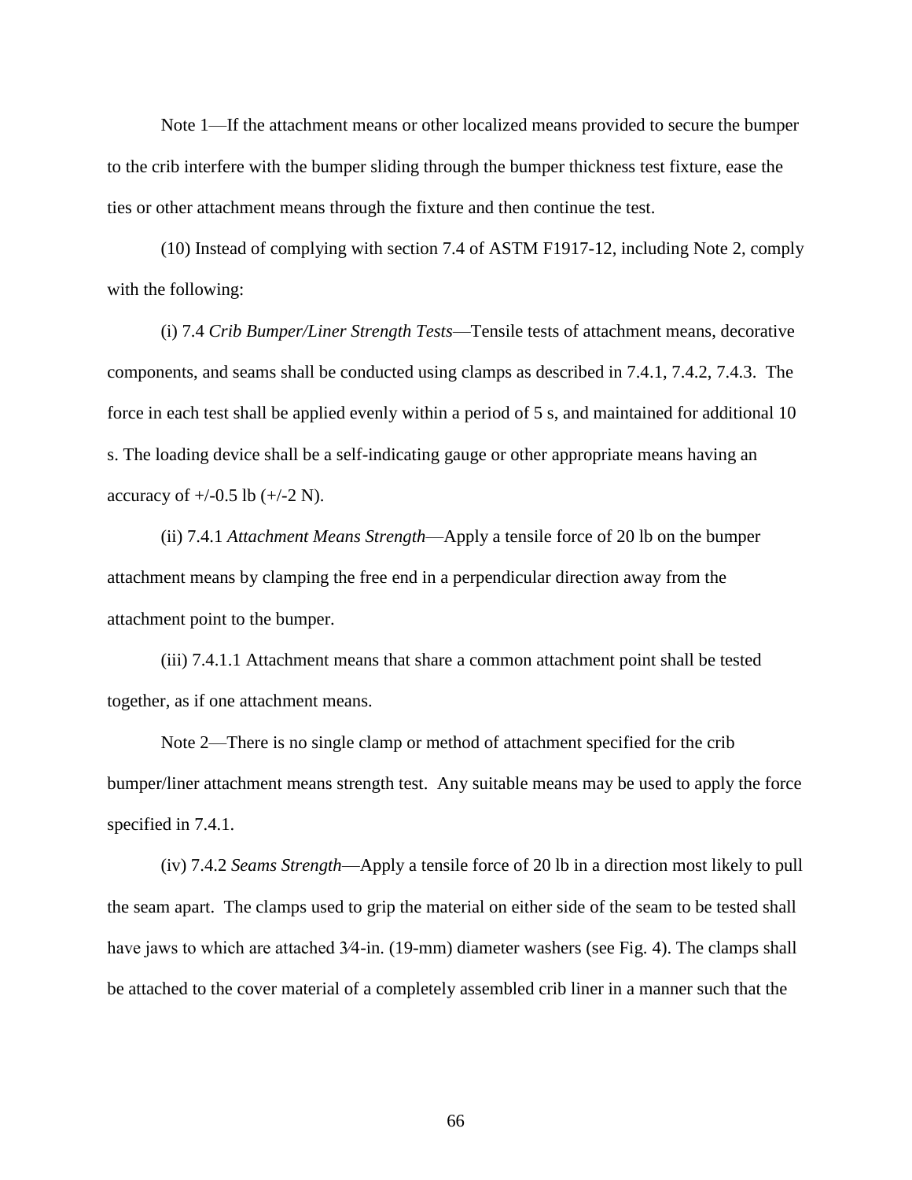Note 1—If the attachment means or other localized means provided to secure the bumper to the crib interfere with the bumper sliding through the bumper thickness test fixture, ease the ties or other attachment means through the fixture and then continue the test.

(10) Instead of complying with section 7.4 of ASTM F1917-12, including Note 2, comply with the following:

(i) 7.4 *Crib Bumper/Liner Strength Tests*—Tensile tests of attachment means, decorative components, and seams shall be conducted using clamps as described in 7.4.1, 7.4.2, 7.4.3. The force in each test shall be applied evenly within a period of 5 s, and maintained for additional 10 s. The loading device shall be a self-indicating gauge or other appropriate means having an accuracy of +/-0.5 lb (+/-2 N).

(ii) 7.4.1 *Attachment Means Strength*—Apply a tensile force of 20 lb on the bumper attachment means by clamping the free end in a perpendicular direction away from the attachment point to the bumper.

(iii) 7.4.1.1 Attachment means that share a common attachment point shall be tested together, as if one attachment means.

Note 2—There is no single clamp or method of attachment specified for the crib bumper/liner attachment means strength test. Any suitable means may be used to apply the force specified in 7.4.1.

(iv) 7.4.2 *Seams Strength*—Apply a tensile force of 20 lb in a direction most likely to pull the seam apart. The clamps used to grip the material on either side of the seam to be tested shall have jaws to which are attached 3⁄4-in. (19-mm) diameter washers (see Fig. 4). The clamps shall be attached to the cover material of a completely assembled crib liner in a manner such that the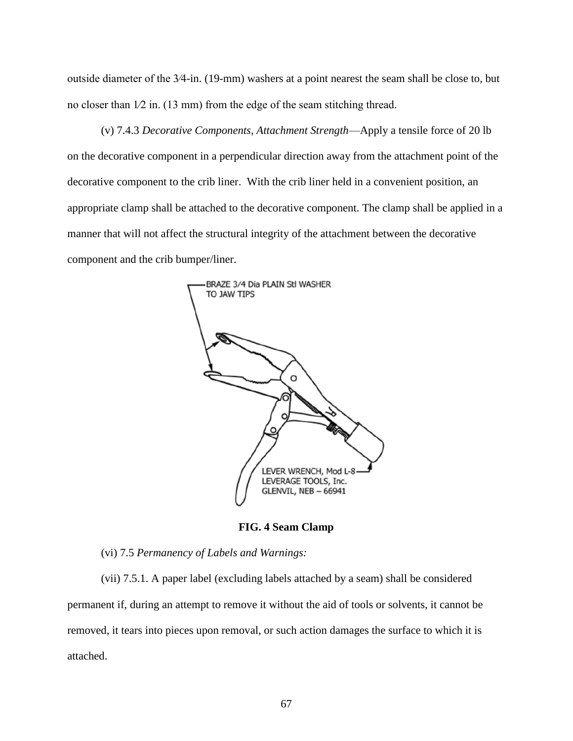outside diameter of the 3⁄4-in. (19-mm) washers at a point nearest the seam shall be close to, but no closer than 1⁄2 in. (13 mm) from the edge of the seam stitching thread.

(v) 7.4.3 *Decorative Components, Attachment Strength*—Apply a tensile force of 20 lb on the decorative component in a perpendicular direction away from the attachment point of the decorative component to the crib liner. With the crib liner held in a convenient position, an appropriate clamp shall be attached to the decorative component. The clamp shall be applied in a manner that will not affect the structural integrity of the attachment between the decorative component and the crib bumper/liner.

**FIG. 4 Seam Clamp**

(vi) 7.5 *Permanency of Labels and Warnings:*

(vii) 7.5.1. A paper label (excluding labels attached by a seam) shall be considered permanent if, during an attempt to remove it without the aid of tools or solvents, it cannot be removed, it tears into pieces upon removal, or such action damages the surface to which it is attached.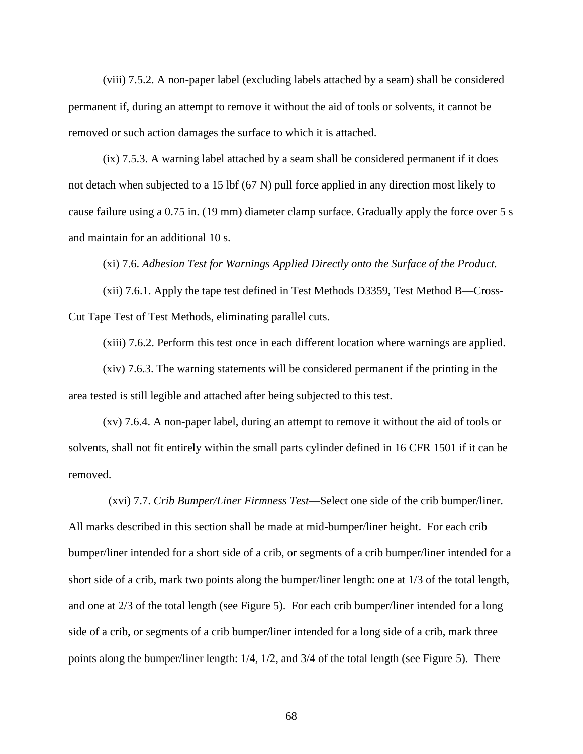(viii) 7.5.2. A non-paper label (excluding labels attached by a seam) shall be considered permanent if, during an attempt to remove it without the aid of tools or solvents, it cannot be removed or such action damages the surface to which it is attached.

(ix) 7.5.3. A warning label attached by a seam shall be considered permanent if it does not detach when subjected to a 15 lbf (67 N) pull force applied in any direction most likely to cause failure using a 0.75 in. (19 mm) diameter clamp surface. Gradually apply the force over 5 s and maintain for an additional 10 s.

(xi) 7.6. *Adhesion Test for Warnings Applied Directly onto the Surface of the Product.*

(xii) 7.6.1. Apply the tape test defined in Test Methods D3359, Test Method B—Cross-Cut Tape Test of Test Methods, eliminating parallel cuts.

(xiii) 7.6.2. Perform this test once in each different location where warnings are applied.

(xiv) 7.6.3. The warning statements will be considered permanent if the printing in the area tested is still legible and attached after being subjected to this test.

(xv) 7.6.4. A non-paper label, during an attempt to remove it without the aid of tools or solvents, shall not fit entirely within the small parts cylinder defined in 16 CFR 1501 if it can be removed.

(xvi) 7.7. *Crib Bumper/Liner Firmness Test*—Select one side of the crib bumper/liner. All marks described in this section shall be made at mid-bumper/liner height. For each crib bumper/liner intended for a short side of a crib, or segments of a crib bumper/liner intended for a short side of a crib, mark two points along the bumper/liner length: one at 1/3 of the total length, and one at 2/3 of the total length (see Figure 5). For each crib bumper/liner intended for a long side of a crib, or segments of a crib bumper/liner intended for a long side of a crib, mark three points along the bumper/liner length: 1/4, 1/2, and 3/4 of the total length (see Figure 5). There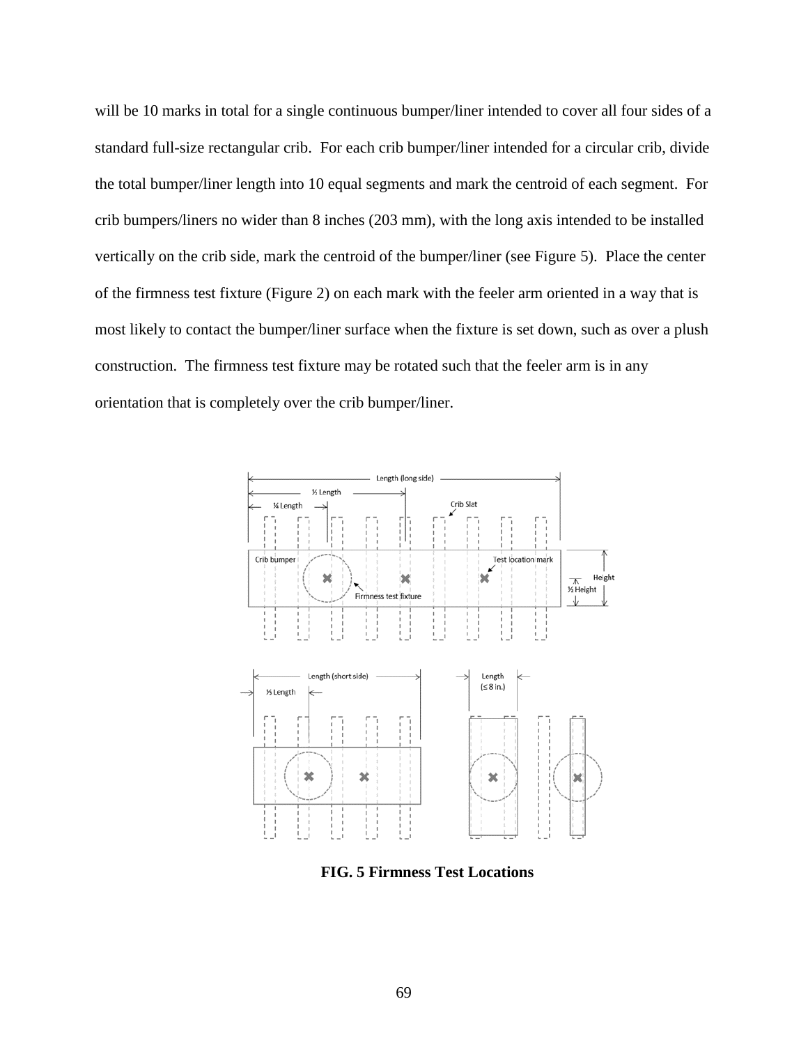will be 10 marks in total for a single continuous bumper/liner intended to cover all four sides of a standard full-size rectangular crib. For each crib bumper/liner intended for a circular crib, divide the total bumper/liner length into 10 equal segments and mark the centroid of each segment. For crib bumpers/liners no wider than 8 inches (203 mm), with the long axis intended to be installed vertically on the crib side, mark the centroid of the bumper/liner (see Figure 5). Place the center of the firmness test fixture (Figure 2) on each mark with the feeler arm oriented in a way that is most likely to contact the bumper/liner surface when the fixture is set down, such as over a plush construction. The firmness test fixture may be rotated such that the feeler arm is in any orientation that is completely over the crib bumper/liner.

**FIG. 5 Firmness Test Locations**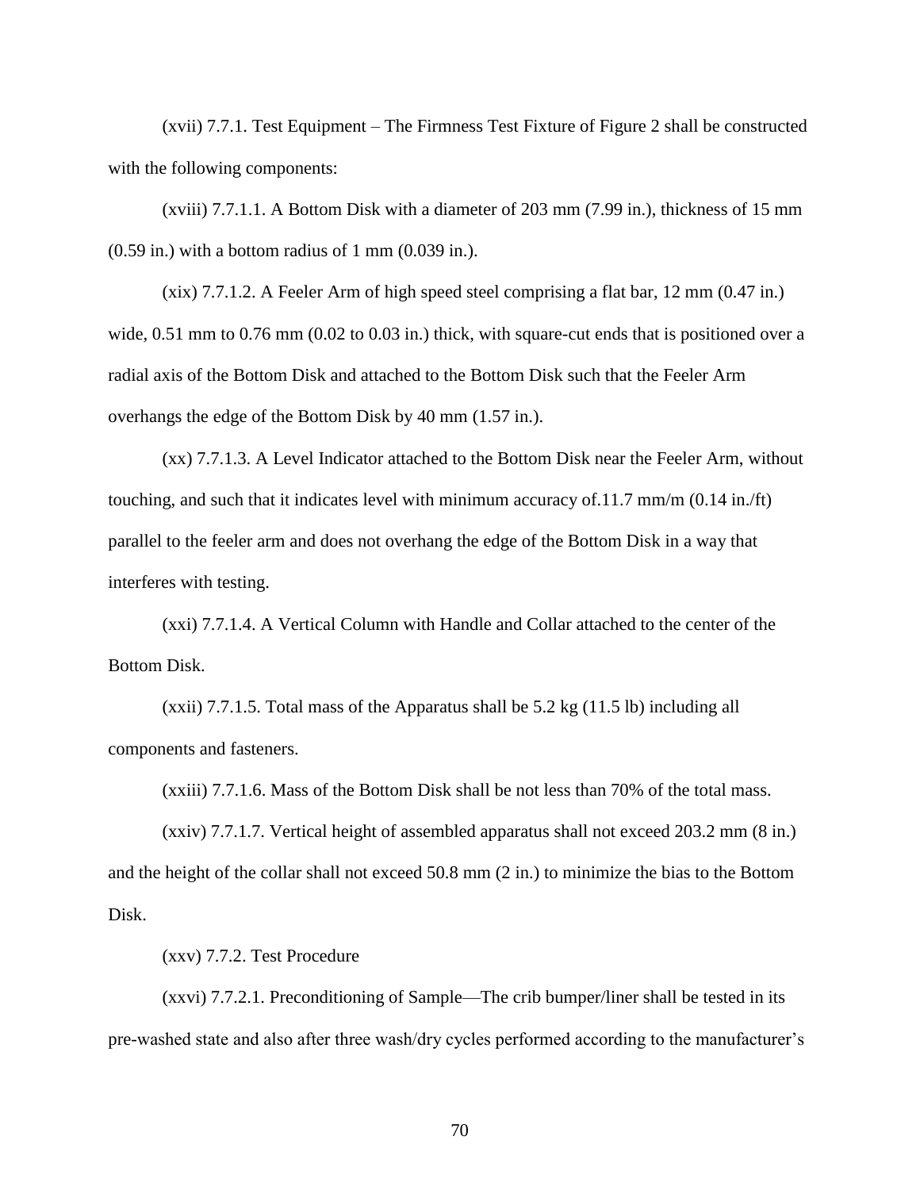(xvii) 7.7.1. Test Equipment – The Firmness Test Fixture of Figure 2 shall be constructed with the following components:

(xviii) 7.7.1.1. A Bottom Disk with a diameter of 203 mm (7.99 in.), thickness of 15 mm (0.59 in.) with a bottom radius of 1 mm (0.039 in.).

(xix) 7.7.1.2. A Feeler Arm of high speed steel comprising a flat bar, 12 mm (0.47 in.) wide, 0.51 mm to 0.76 mm (0.02 to 0.03 in.) thick, with square-cut ends that is positioned over a radial axis of the Bottom Disk and attached to the Bottom Disk such that the Feeler Arm overhangs the edge of the Bottom Disk by 40 mm (1.57 in.).

(xx) 7.7.1.3. A Level Indicator attached to the Bottom Disk near the Feeler Arm, without touching, and such that it indicates level with minimum accuracy of.11.7 mm/m (0.14 in./ft) parallel to the feeler arm and does not overhang the edge of the Bottom Disk in a way that interferes with testing.

(xxi) 7.7.1.4. A Vertical Column with Handle and Collar attached to the center of the Bottom Disk.

(xxii) 7.7.1.5. Total mass of the Apparatus shall be 5.2 kg (11.5 lb) including all components and fasteners.

(xxiii) 7.7.1.6. Mass of the Bottom Disk shall be not less than 70% of the total mass.

(xxiv) 7.7.1.7. Vertical height of assembled apparatus shall not exceed 203.2 mm (8 in.) and the height of the collar shall not exceed 50.8 mm (2 in.) to minimize the bias to the Bottom Disk.

(xxv) 7.7.2. Test Procedure

(xxvi) 7.7.2.1. Preconditioning of Sample—The crib bumper/liner shall be tested in its pre-washed state and also after three wash/dry cycles performed according to the manufacturer's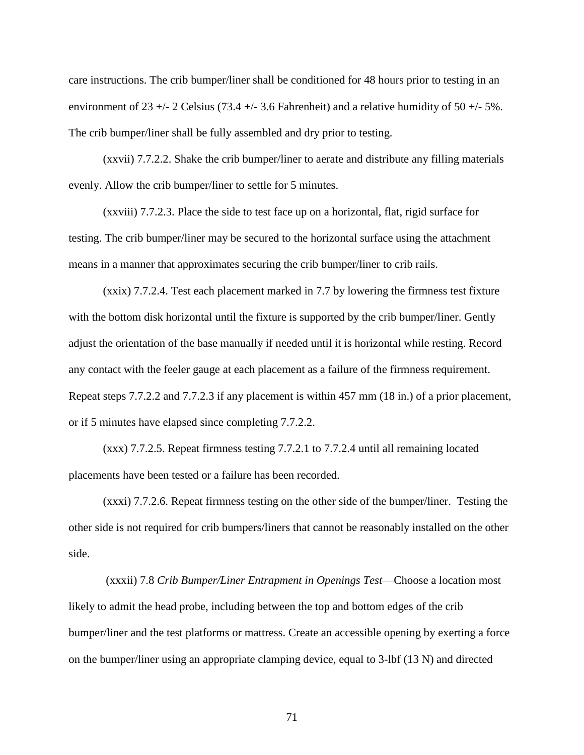care instructions. The crib bumper/liner shall be conditioned for 48 hours prior to testing in an environment of 23 +/- 2 Celsius (73.4 +/- 3.6 Fahrenheit) and a relative humidity of 50 +/- 5%. The crib bumper/liner shall be fully assembled and dry prior to testing.

(xxvii) 7.7.2.2. Shake the crib bumper/liner to aerate and distribute any filling materials evenly. Allow the crib bumper/liner to settle for 5 minutes.

(xxviii) 7.7.2.3. Place the side to test face up on a horizontal, flat, rigid surface for testing. The crib bumper/liner may be secured to the horizontal surface using the attachment means in a manner that approximates securing the crib bumper/liner to crib rails.

(xxix) 7.7.2.4. Test each placement marked in 7.7 by lowering the firmness test fixture with the bottom disk horizontal until the fixture is supported by the crib bumper/liner. Gently adjust the orientation of the base manually if needed until it is horizontal while resting. Record any contact with the feeler gauge at each placement as a failure of the firmness requirement. Repeat steps 7.7.2.2 and 7.7.2.3 if any placement is within 457 mm (18 in.) of a prior placement, or if 5 minutes have elapsed since completing 7.7.2.2.

(xxx) 7.7.2.5. Repeat firmness testing 7.7.2.1 to 7.7.2.4 until all remaining located placements have been tested or a failure has been recorded.

(xxxi) 7.7.2.6. Repeat firmness testing on the other side of the bumper/liner. Testing the other side is not required for crib bumpers/liners that cannot be reasonably installed on the other side.

(xxxii) 7.8 *Crib Bumper/Liner Entrapment in Openings Test*—Choose a location most likely to admit the head probe, including between the top and bottom edges of the crib bumper/liner and the test platforms or mattress. Create an accessible opening by exerting a force on the bumper/liner using an appropriate clamping device, equal to 3-lbf (13 N) and directed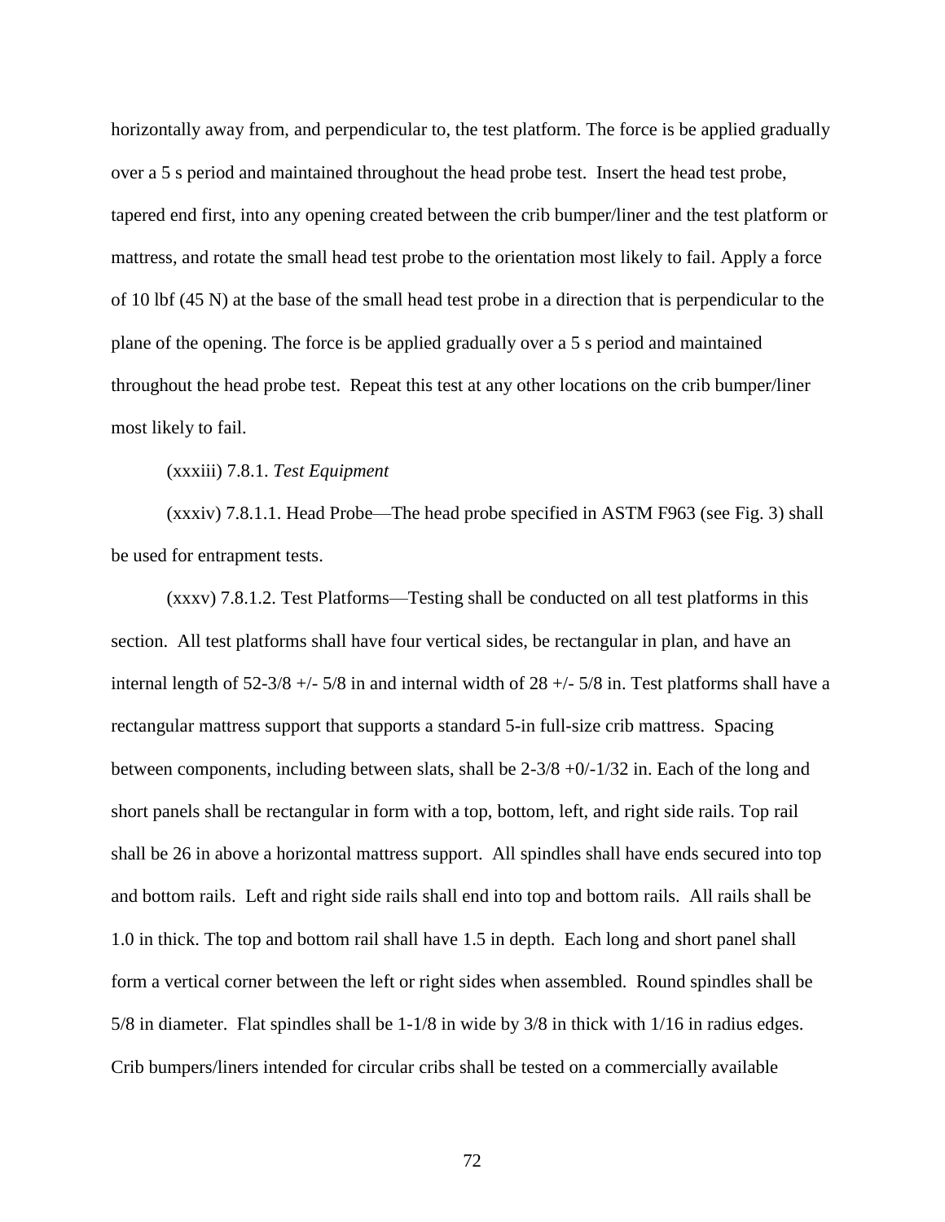horizontally away from, and perpendicular to, the test platform. The force is be applied gradually over a 5 s period and maintained throughout the head probe test. Insert the head test probe, tapered end first, into any opening created between the crib bumper/liner and the test platform or mattress, and rotate the small head test probe to the orientation most likely to fail. Apply a force of 10 lbf (45 N) at the base of the small head test probe in a direction that is perpendicular to the plane of the opening. The force is be applied gradually over a 5 s period and maintained throughout the head probe test. Repeat this test at any other locations on the crib bumper/liner most likely to fail.

(xxxiii) 7.8.1. *Test Equipment*

(xxxiv) 7.8.1.1. Head Probe—The head probe specified in ASTM F963 (see Fig. 3) shall be used for entrapment tests.

(xxxv) 7.8.1.2. Test Platforms—Testing shall be conducted on all test platforms in this section. All test platforms shall have four vertical sides, be rectangular in plan, and have an internal length of 52-3/8 +/- 5/8 in and internal width of 28 +/- 5/8 in. Test platforms shall have a rectangular mattress support that supports a standard 5-in full-size crib mattress. Spacing between components, including between slats, shall be 2-3/8 +0/-1/32 in. Each of the long and short panels shall be rectangular in form with a top, bottom, left, and right side rails. Top rail shall be 26 in above a horizontal mattress support. All spindles shall have ends secured into top and bottom rails. Left and right side rails shall end into top and bottom rails. All rails shall be 1.0 in thick. The top and bottom rail shall have 1.5 in depth. Each long and short panel shall form a vertical corner between the left or right sides when assembled. Round spindles shall be 5/8 in diameter. Flat spindles shall be 1-1/8 in wide by 3/8 in thick with 1/16 in radius edges. Crib bumpers/liners intended for circular cribs shall be tested on a commercially available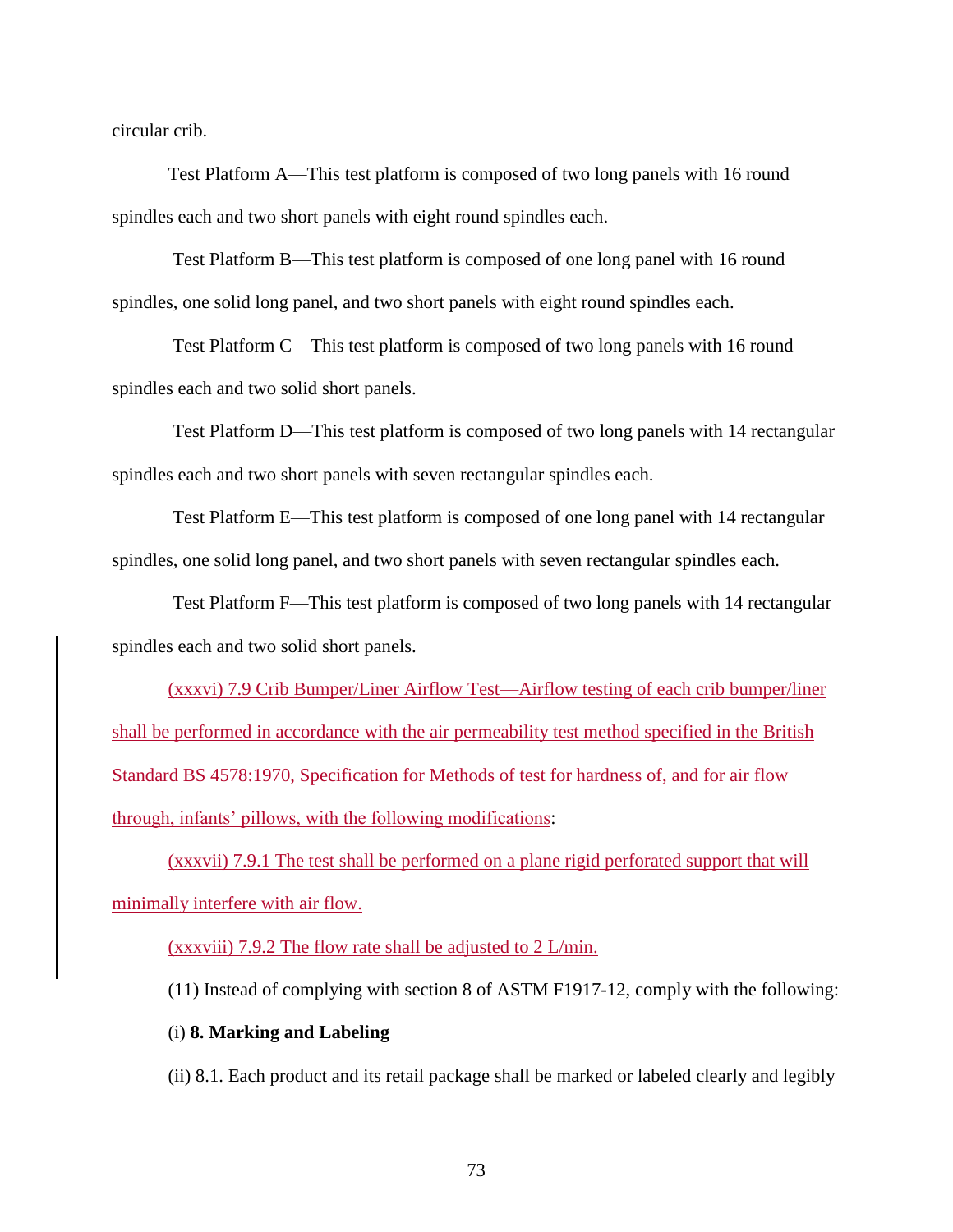circular crib.

Test Platform A—This test platform is composed of two long panels with 16 round spindles each and two short panels with eight round spindles each.

Test Platform B—This test platform is composed of one long panel with 16 round spindles, one solid long panel, and two short panels with eight round spindles each.

Test Platform C—This test platform is composed of two long panels with 16 round spindles each and two solid short panels.

Test Platform D—This test platform is composed of two long panels with 14 rectangular spindles each and two short panels with seven rectangular spindles each.

Test Platform E—This test platform is composed of one long panel with 14 rectangular spindles, one solid long panel, and two short panels with seven rectangular spindles each.

Test Platform F—This test platform is composed of two long panels with 14 rectangular spindles each and two solid short panels.

(xxxvi) 7.9 Crib Bumper/Liner Airflow Test—Airflow testing of each crib bumper/liner shall be performed in accordance with the air permeability test method specified in the British Standard BS 4578:1970, Specification for Methods of test for hardness of, and for air flow through, infants' pillows, with the following modifications:

(xxxvii) 7.9.1 The test shall be performed on a plane rigid perforated support that will minimally interfere with air flow.

(xxxviii) 7.9.2 The flow rate shall be adjusted to 2 L/min.

(11) Instead of complying with section 8 of ASTM F1917-12, comply with the following:

(i) **8. Marking and Labeling**

(ii) 8.1. Each product and its retail package shall be marked or labeled clearly and legibly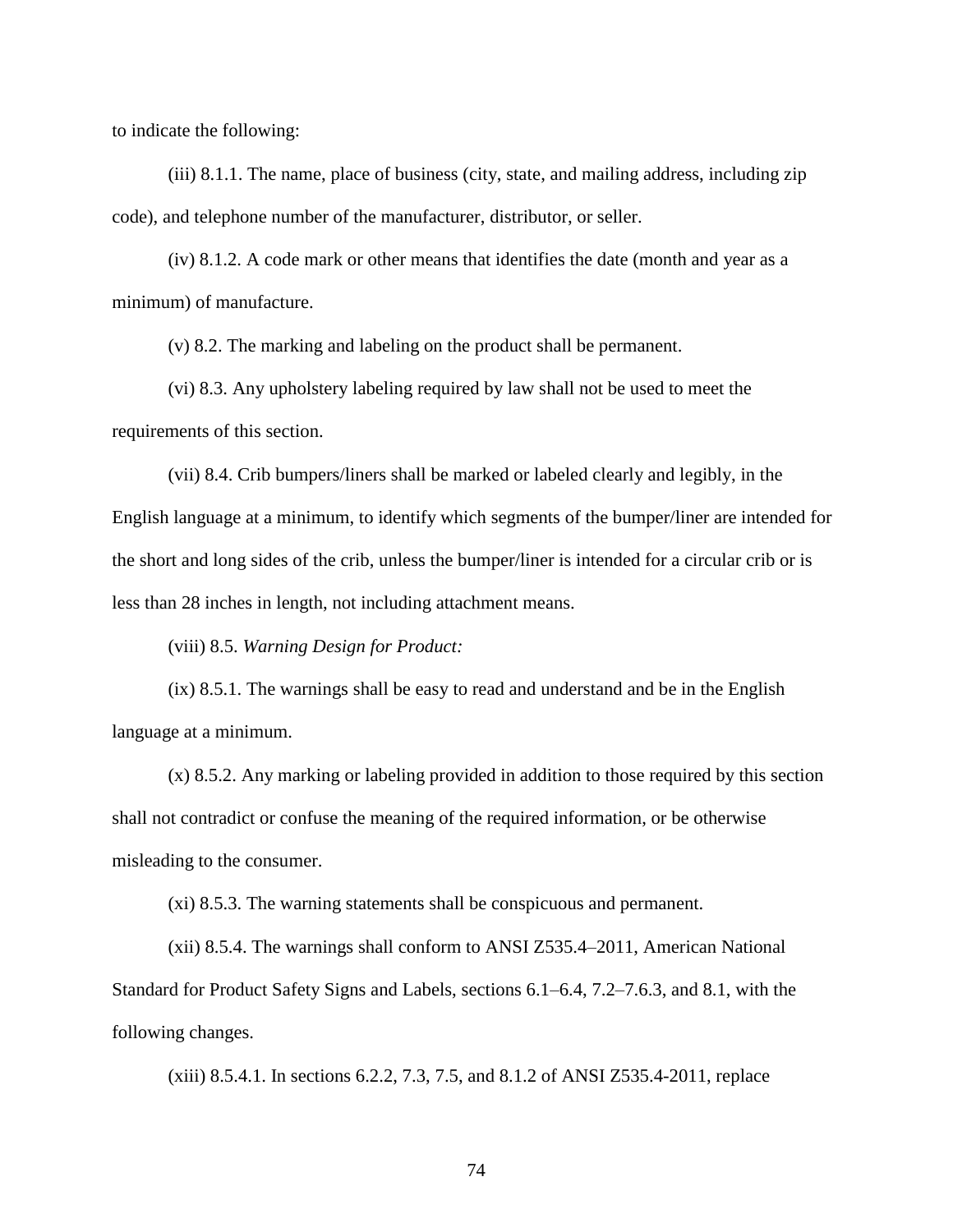to indicate the following:

(iii) 8.1.1. The name, place of business (city, state, and mailing address, including zip code), and telephone number of the manufacturer, distributor, or seller.

(iv) 8.1.2. A code mark or other means that identifies the date (month and year as a minimum) of manufacture.

(v) 8.2. The marking and labeling on the product shall be permanent.

(vi) 8.3. Any upholstery labeling required by law shall not be used to meet the requirements of this section.

(vii) 8.4. Crib bumpers/liners shall be marked or labeled clearly and legibly, in the English language at a minimum, to identify which segments of the bumper/liner are intended for the short and long sides of the crib, unless the bumper/liner is intended for a circular crib or is less than 28 inches in length, not including attachment means.

(viii) 8.5. *Warning Design for Product:*

(ix) 8.5.1. The warnings shall be easy to read and understand and be in the English language at a minimum.

(x) 8.5.2. Any marking or labeling provided in addition to those required by this section shall not contradict or confuse the meaning of the required information, or be otherwise misleading to the consumer.

(xi) 8.5.3. The warning statements shall be conspicuous and permanent.

(xii) 8.5.4. The warnings shall conform to ANSI Z535.4–2011, American National Standard for Product Safety Signs and Labels, sections 6.1–6.4, 7.2–7.6.3, and 8.1, with the following changes.

(xiii) 8.5.4.1. In sections 6.2.2, 7.3, 7.5, and 8.1.2 of ANSI Z535.4-2011, replace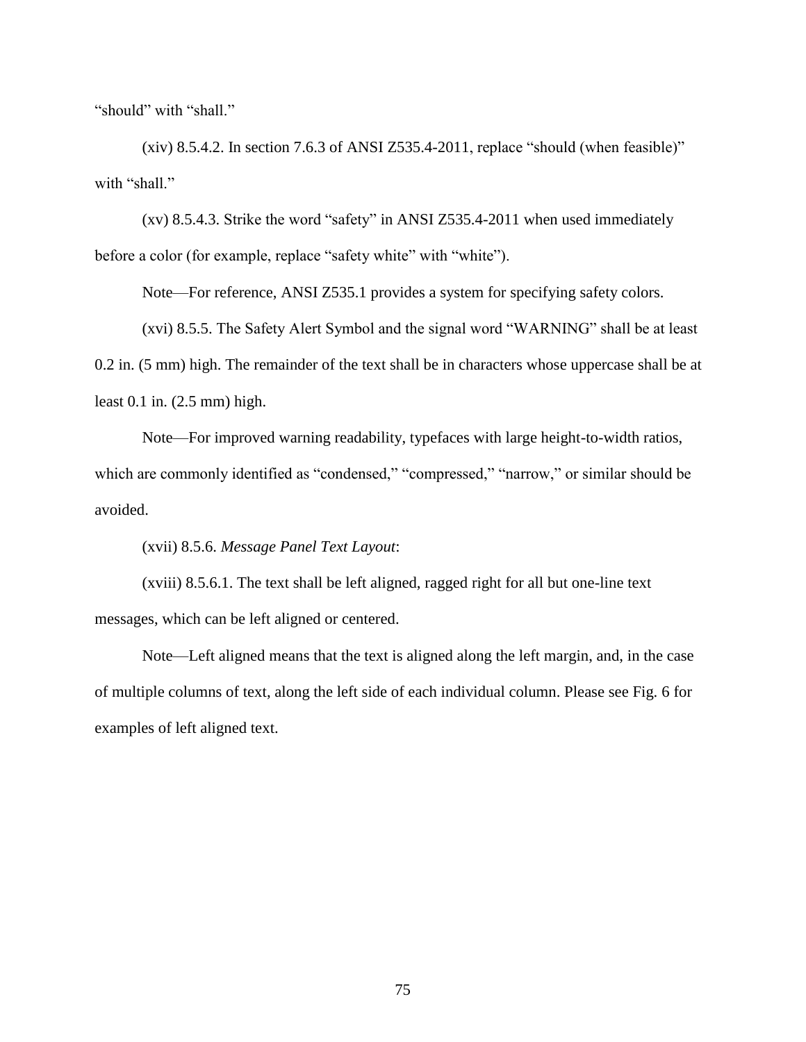"should" with "shall."

(xiv) 8.5.4.2. In section 7.6.3 of ANSI Z535.4-2011, replace "should (when feasible)" with "shall."

(xv) 8.5.4.3. Strike the word "safety" in ANSI Z535.4-2011 when used immediately before a color (for example, replace "safety white" with "white").

Note—For reference, ANSI Z535.1 provides a system for specifying safety colors.

(xvi) 8.5.5. The Safety Alert Symbol and the signal word "WARNING" shall be at least 0.2 in. (5 mm) high. The remainder of the text shall be in characters whose uppercase shall be at least 0.1 in. (2.5 mm) high.

Note—For improved warning readability, typefaces with large height-to-width ratios, which are commonly identified as "condensed," "compressed," "narrow," or similar should be avoided.

(xvii) 8.5.6. *Message Panel Text Layout*:

(xviii) 8.5.6.1. The text shall be left aligned, ragged right for all but one-line text messages, which can be left aligned or centered.

Note—Left aligned means that the text is aligned along the left margin, and, in the case of multiple columns of text, along the left side of each individual column. Please see Fig. 6 for examples of left aligned text.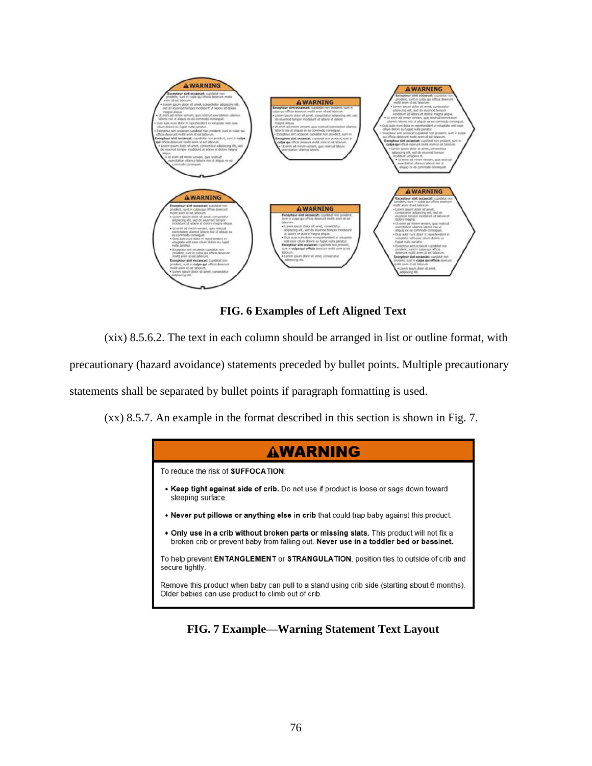**FIG. 6 Examples of Left Aligned Text**

(xix) 8.5.6.2. The text in each column should be arranged in list or outline format, with precautionary (hazard avoidance) statements preceded by bullet points. Multiple precautionary statements shall be separated by bullet points if paragraph formatting is used.

(xx) 8.5.7. An example in the format described in this section is shown in Fig. 7.

**⚠WARNING**

To reduce the risk of **SUFFOCATION**:

- **Keep tight against side of crib.** Do not use if product is loose or sags down toward sleeping surface.
- **Never put pillows or anything else in crib** that could trap baby against this product.
- **Only use in a crib without broken parts or missing slats.** This product will not fix a broken crib or prevent baby from falling out. **Never use in a toddler bed or bassinet.**

To help prevent **ENTANGLEMENT** or **STRANGULATION**, position ties to outside of crib and secure tightly.

Remove this product when baby can pull to a stand using crib side (starting about 6 months). Older babies can use product to climb out of crib.

**FIG. 7 Example—Warning Statement Text Layout**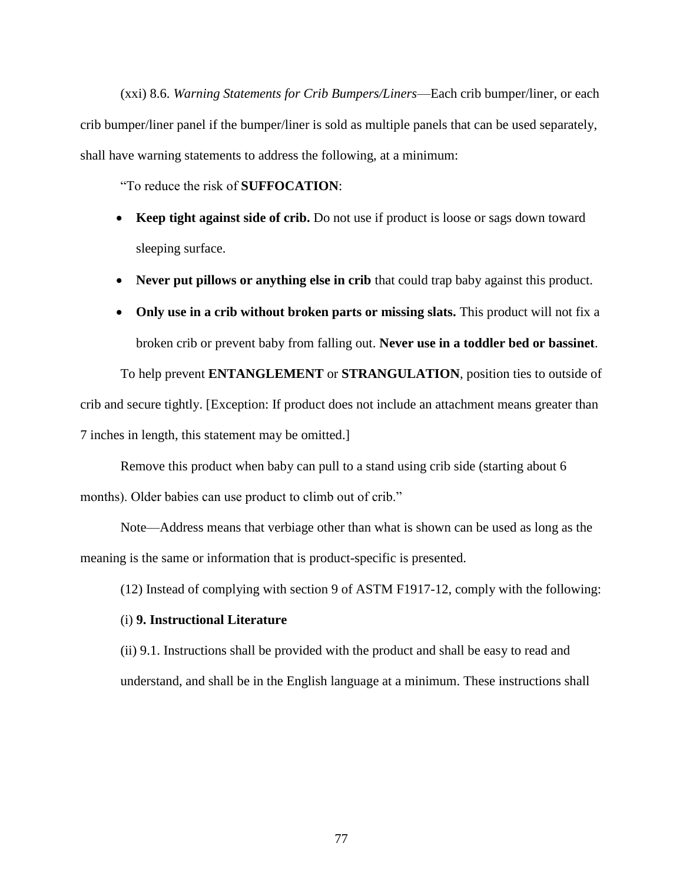(xxi) 8.6. *Warning Statements for Crib Bumpers/Liners*—Each crib bumper/liner, or each crib bumper/liner panel if the bumper/liner is sold as multiple panels that can be used separately, shall have warning statements to address the following, at a minimum:

"To reduce the risk of **SUFFOCATION**:

- **Keep tight against side of crib.** Do not use if product is loose or sags down toward sleeping surface.
- **Never put pillows or anything else in crib** that could trap baby against this product.
- **Only use in a crib without broken parts or missing slats.** This product will not fix a broken crib or prevent baby from falling out. **Never use in a toddler bed or bassinet**.

To help prevent **ENTANGLEMENT** or **STRANGULATION**, position ties to outside of crib and secure tightly. [Exception: If product does not include an attachment means greater than 7 inches in length, this statement may be omitted.]

Remove this product when baby can pull to a stand using crib side (starting about 6 months). Older babies can use product to climb out of crib."

Note—Address means that verbiage other than what is shown can be used as long as the meaning is the same or information that is product-specific is presented.

(12) Instead of complying with section 9 of ASTM F1917-12, comply with the following:

(i) **9. Instructional Literature**

(ii) 9.1. Instructions shall be provided with the product and shall be easy to read and understand, and shall be in the English language at a minimum. These instructions shall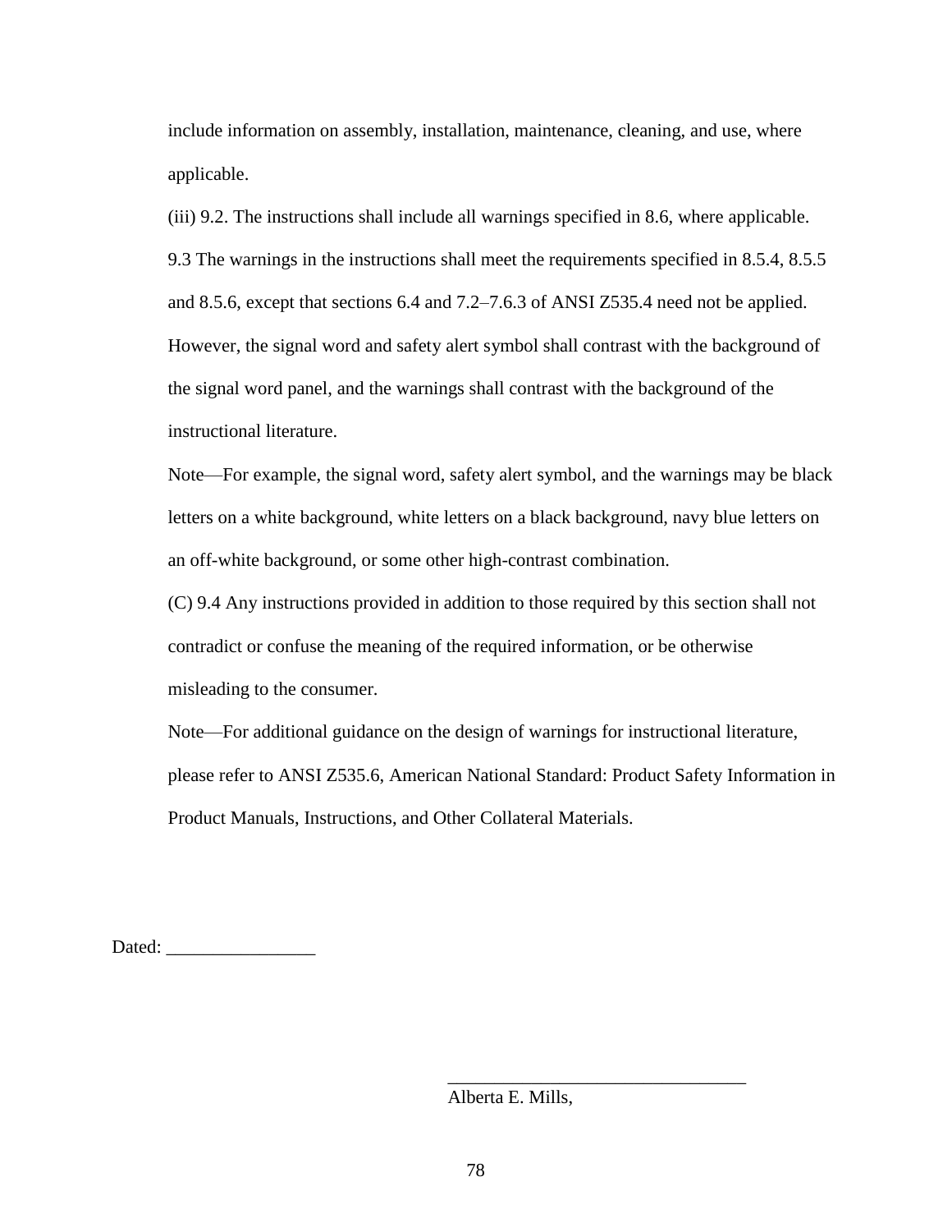include information on assembly, installation, maintenance, cleaning, and use, where applicable.

(iii) 9.2. The instructions shall include all warnings specified in 8.6, where applicable.

9.3 The warnings in the instructions shall meet the requirements specified in 8.5.4, 8.5.5 and 8.5.6, except that sections 6.4 and 7.2–7.6.3 of ANSI Z535.4 need not be applied. However, the signal word and safety alert symbol shall contrast with the background of the signal word panel, and the warnings shall contrast with the background of the instructional literature.

Note—For example, the signal word, safety alert symbol, and the warnings may be black letters on a white background, white letters on a black background, navy blue letters on an off-white background, or some other high-contrast combination.

(C) 9.4 Any instructions provided in addition to those required by this section shall not contradict or confuse the meaning of the required information, or be otherwise misleading to the consumer.

Note—For additional guidance on the design of warnings for instructional literature, please refer to ANSI Z535.6, American National Standard: Product Safety Information in Product Manuals, Instructions, and Other Collateral Materials.

Dated: ________________

________________________________

Alberta E. Mills,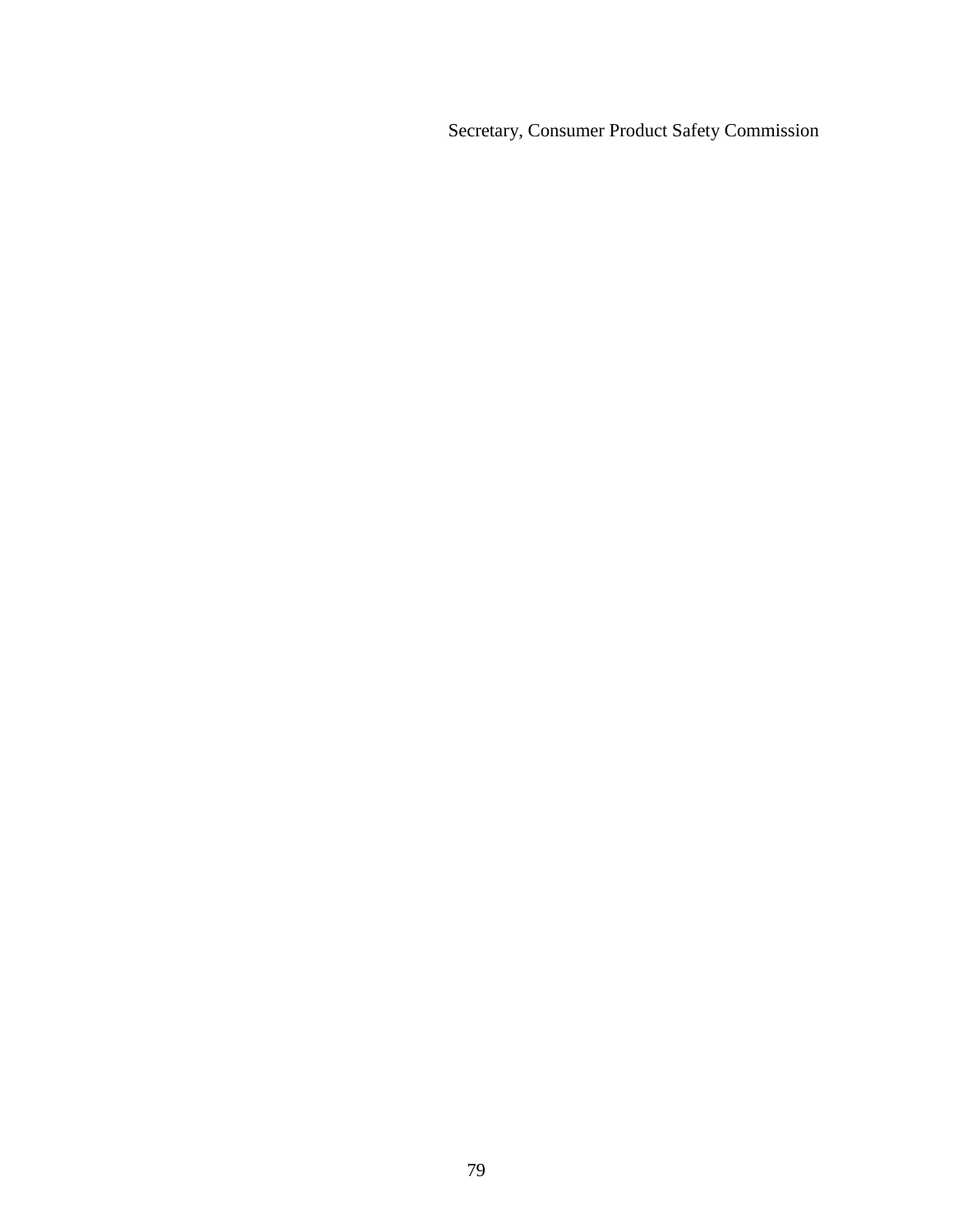Secretary, Consumer Product Safety Commission